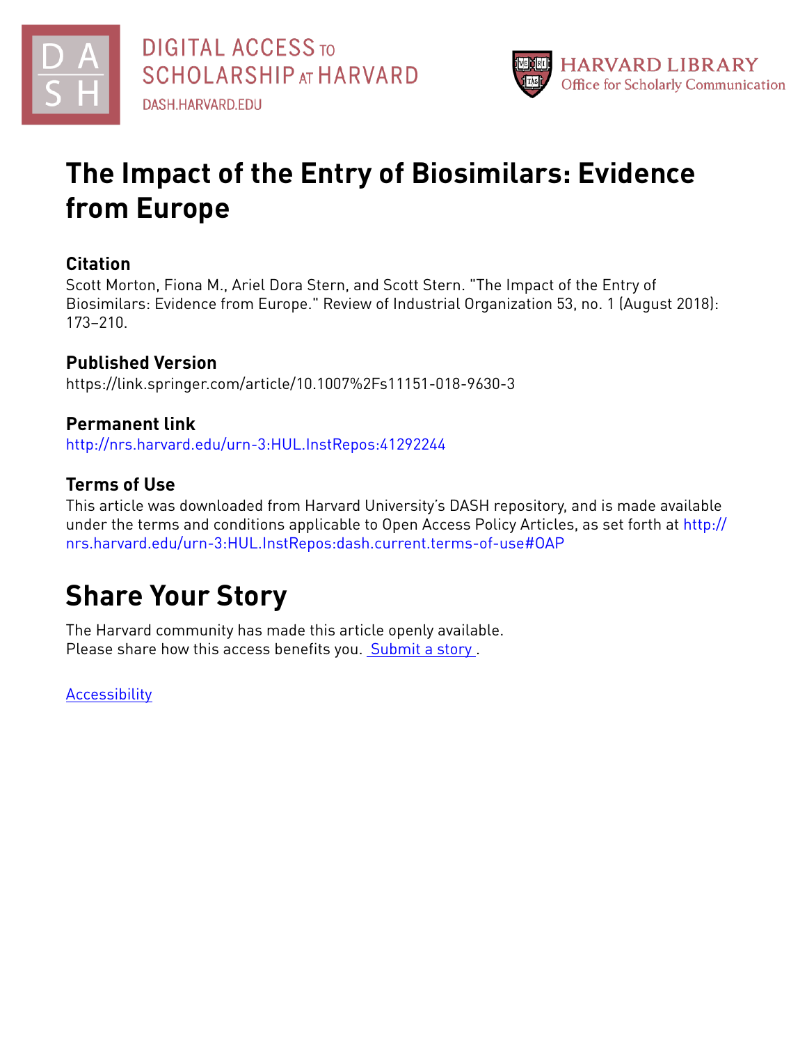DIGITAL ACCESS TO SCHOLARSHIP AT HARVARD

DASH.HARVARD.EDU

HARVARD LIBRARY
Office for Scholarly Communication

# The Impact of the Entry of Biosimilars: Evidence from Europe

## Citation

Scott Morton, Fiona M., Ariel Dora Stern, and Scott Stern. "The Impact of the Entry of Biosimilars: Evidence from Europe." Review of Industrial Organization 53, no. 1 (August 2018): 173–210.

## Published Version

https://link.springer.com/article/10.1007%2Fs11151-018-9630-3

## Permanent link

http://nrs.harvard.edu/urn-3:HUL.InstRepos:41292244

## Terms of Use

This article was downloaded from Harvard University's DASH repository, and is made available under the terms and conditions applicable to Open Access Policy Articles, as set forth at http://nrs.harvard.edu/urn-3:HUL.InstRepos:dash.current.terms-of-use#OAP

# Share Your Story

The Harvard community has made this article openly available.
Please share how this access benefits you. Submit a story .

Accessibility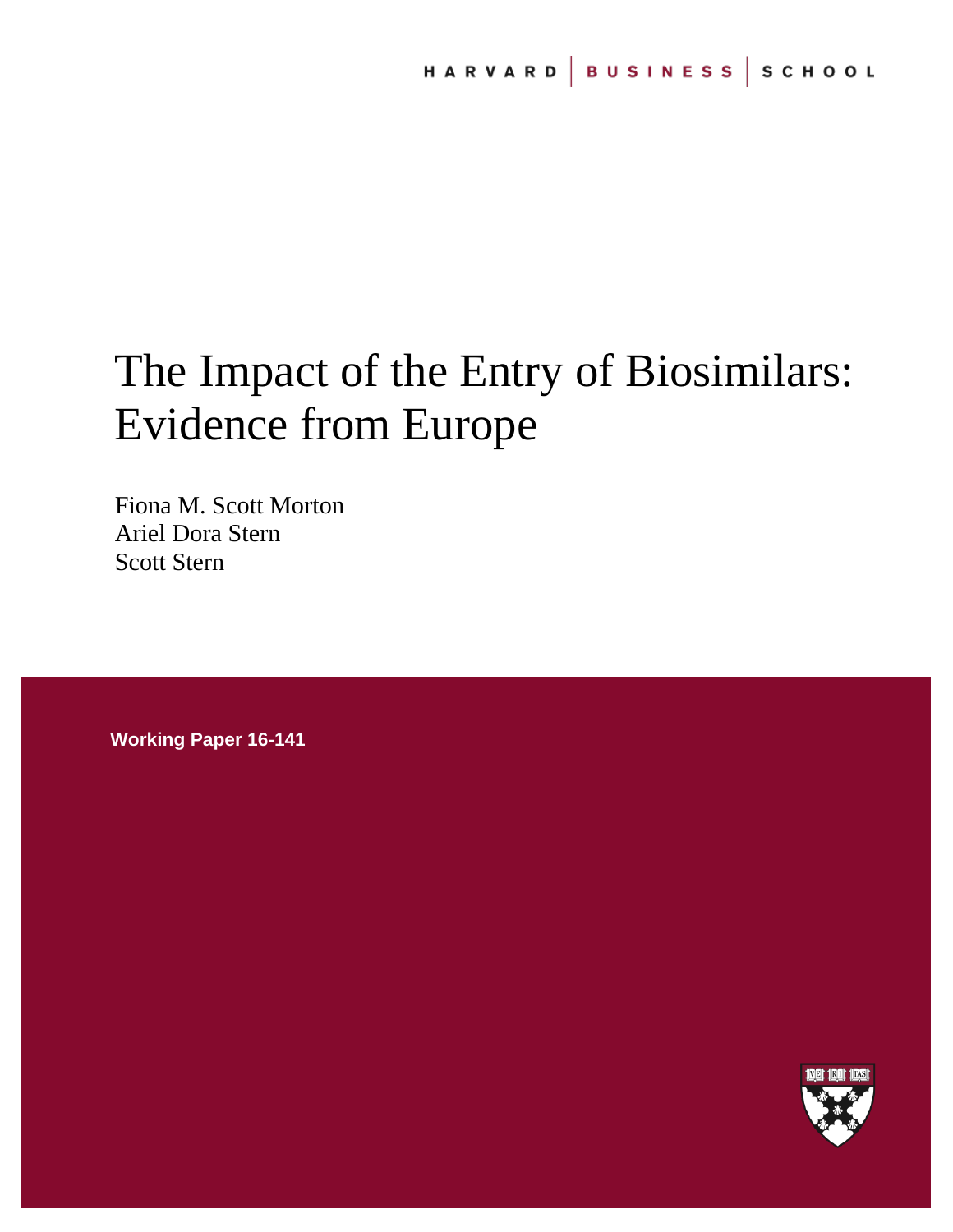HARVARD | BUSINESS | SCHOOL

# The Impact of the Entry of Biosimilars: Evidence from Europe

Fiona M. Scott Morton
Ariel Dora Stern
Scott Stern

**Working Paper 16-141**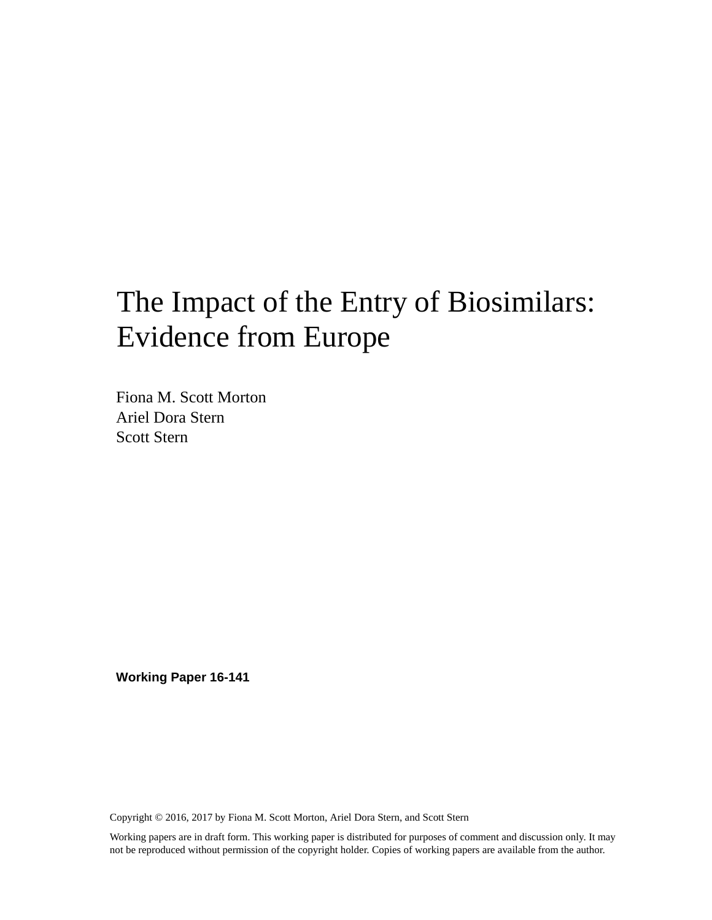# The Impact of the Entry of Biosimilars: Evidence from Europe

Fiona M. Scott Morton
Ariel Dora Stern
Scott Stern

**Working Paper 16-141**

Copyright © 2016, 2017 by Fiona M. Scott Morton, Ariel Dora Stern, and Scott Stern

Working papers are in draft form. This working paper is distributed for purposes of comment and discussion only. It may not be reproduced without permission of the copyright holder. Copies of working papers are available from the author.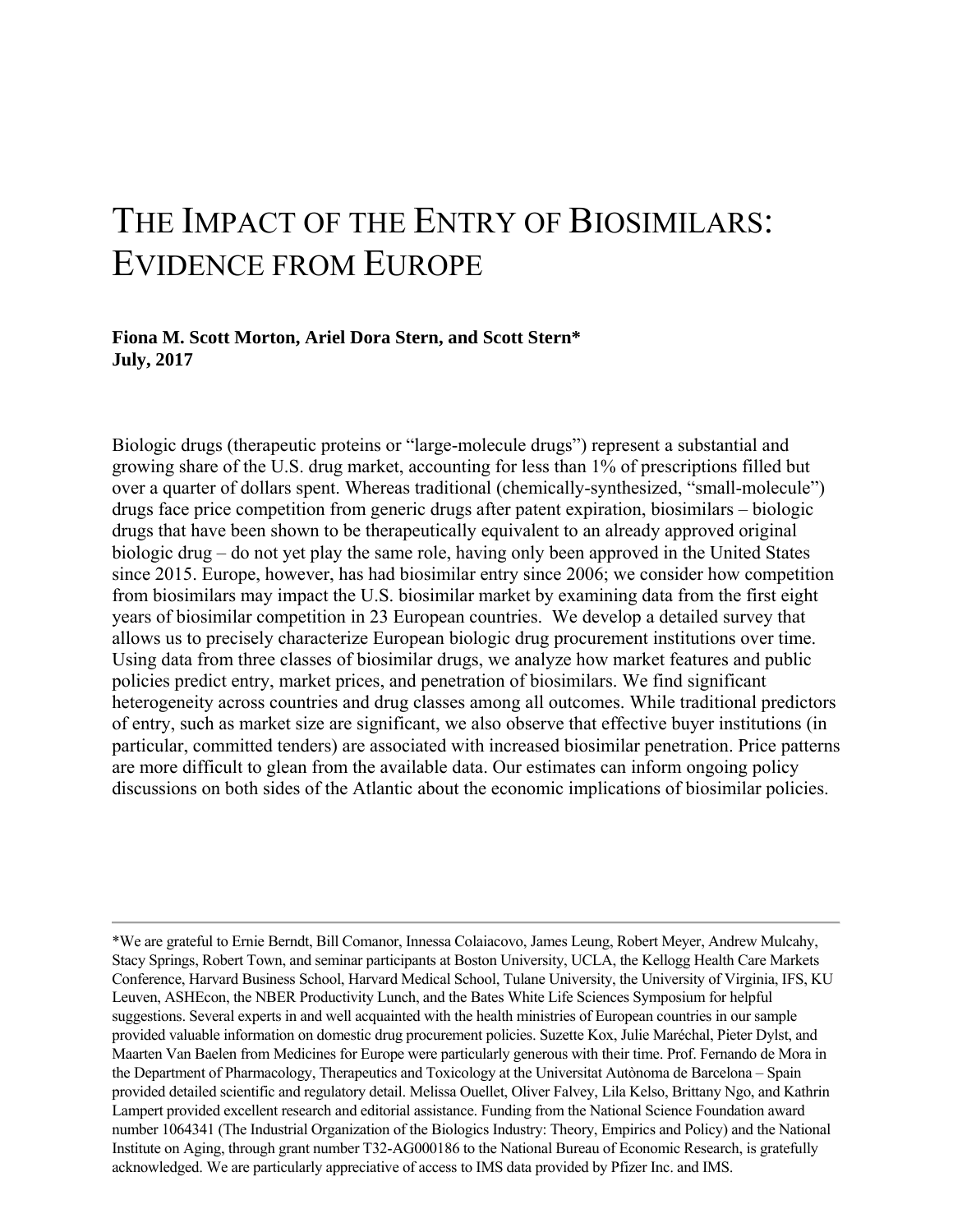# The Impact of the Entry of Biosimilars: Evidence from Europe

**Fiona M. Scott Morton, Ariel Dora Stern, and Scott Stern***
**July, 2017**

Biologic drugs (therapeutic proteins or "large-molecule drugs") represent a substantial and growing share of the U.S. drug market, accounting for less than 1% of prescriptions filled but over a quarter of dollars spent. Whereas traditional (chemically-synthesized, "small-molecule") drugs face price competition from generic drugs after patent expiration, biosimilars – biologic drugs that have been shown to be therapeutically equivalent to an already approved original biologic drug – do not yet play the same role, having only been approved in the United States since 2015. Europe, however, has had biosimilar entry since 2006; we consider how competition from biosimilars may impact the U.S. biosimilar market by examining data from the first eight years of biosimilar competition in 23 European countries. We develop a detailed survey that allows us to precisely characterize European biologic drug procurement institutions over time. Using data from three classes of biosimilar drugs, we analyze how market features and public policies predict entry, market prices, and penetration of biosimilars. We find significant heterogeneity across countries and drug classes among all outcomes. While traditional predictors of entry, such as market size are significant, we also observe that effective buyer institutions (in particular, committed tenders) are associated with increased biosimilar penetration. Price patterns are more difficult to glean from the available data. Our estimates can inform ongoing policy discussions on both sides of the Atlantic about the economic implications of biosimilar policies.

---

*We are grateful to Ernie Berndt, Bill Comanor, Innessa Colaiacovo, James Leung, Robert Meyer, Andrew Mulcahy, Stacy Springs, Robert Town, and seminar participants at Boston University, UCLA, the Kellogg Health Care Markets Conference, Harvard Business School, Harvard Medical School, Tulane University, the University of Virginia, IFS, KU Leuven, ASHEcon, the NBER Productivity Lunch, and the Bates White Life Sciences Symposium for helpful suggestions. Several experts in and well acquainted with the health ministries of European countries in our sample provided valuable information on domestic drug procurement policies. Suzette Kox, Julie Maréchal, Pieter Dylst, and Maarten Van Baelen from Medicines for Europe were particularly generous with their time. Prof. Fernando de Mora in the Department of Pharmacology, Therapeutics and Toxicology at the Universitat Autònoma de Barcelona – Spain provided detailed scientific and regulatory detail. Melissa Ouellet, Oliver Falvey, Lila Kelso, Brittany Ngo, and Kathrin Lampert provided excellent research and editorial assistance. Funding from the National Science Foundation award number 1064341 (The Industrial Organization of the Biologics Industry: Theory, Empirics and Policy) and the National Institute on Aging, through grant number T32-AG000186 to the National Bureau of Economic Research, is gratefully acknowledged. We are particularly appreciative of access to IMS data provided by Pfizer Inc. and IMS.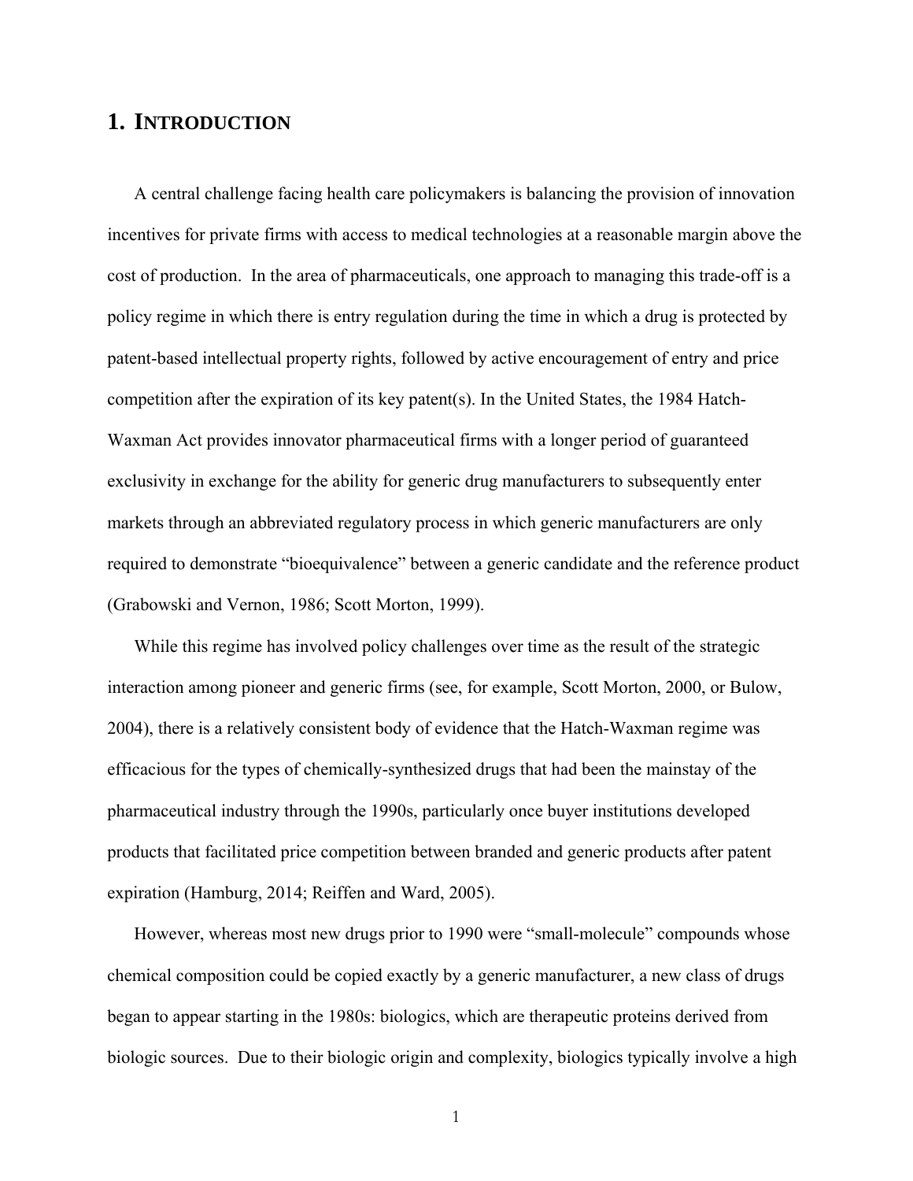# 1. INTRODUCTION

A central challenge facing health care policymakers is balancing the provision of innovation incentives for private firms with access to medical technologies at a reasonable margin above the cost of production. In the area of pharmaceuticals, one approach to managing this trade-off is a policy regime in which there is entry regulation during the time in which a drug is protected by patent-based intellectual property rights, followed by active encouragement of entry and price competition after the expiration of its key patent(s). In the United States, the 1984 Hatch-Waxman Act provides innovator pharmaceutical firms with a longer period of guaranteed exclusivity in exchange for the ability for generic drug manufacturers to subsequently enter markets through an abbreviated regulatory process in which generic manufacturers are only required to demonstrate "bioequivalence" between a generic candidate and the reference product (Grabowski and Vernon, 1986; Scott Morton, 1999).

While this regime has involved policy challenges over time as the result of the strategic interaction among pioneer and generic firms (see, for example, Scott Morton, 2000, or Bulow, 2004), there is a relatively consistent body of evidence that the Hatch-Waxman regime was efficacious for the types of chemically-synthesized drugs that had been the mainstay of the pharmaceutical industry through the 1990s, particularly once buyer institutions developed products that facilitated price competition between branded and generic products after patent expiration (Hamburg, 2014; Reiffen and Ward, 2005).

However, whereas most new drugs prior to 1990 were "small-molecule" compounds whose chemical composition could be copied exactly by a generic manufacturer, a new class of drugs began to appear starting in the 1980s: biologics, which are therapeutic proteins derived from biologic sources. Due to their biologic origin and complexity, biologics typically involve a high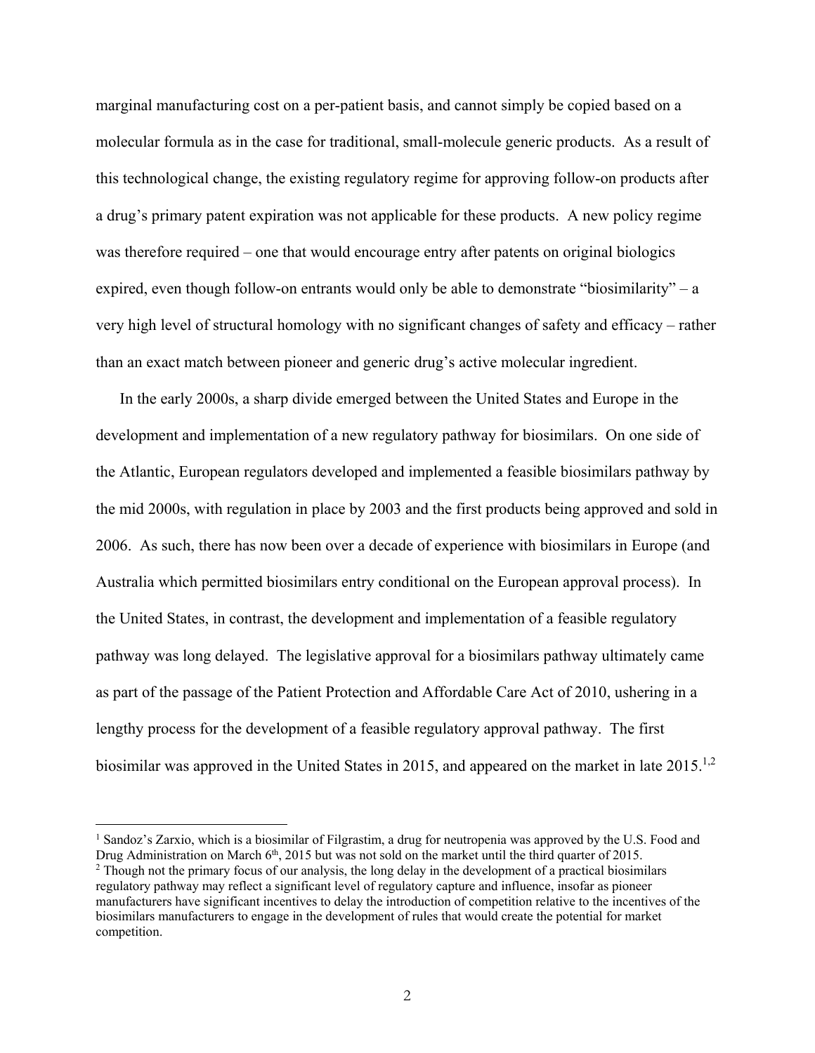marginal manufacturing cost on a per-patient basis, and cannot simply be copied based on a molecular formula as in the case for traditional, small-molecule generic products. As a result of this technological change, the existing regulatory regime for approving follow-on products after a drug's primary patent expiration was not applicable for these products. A new policy regime was therefore required – one that would encourage entry after patents on original biologics expired, even though follow-on entrants would only be able to demonstrate "biosimilarity" – a very high level of structural homology with no significant changes of safety and efficacy – rather than an exact match between pioneer and generic drug's active molecular ingredient.

In the early 2000s, a sharp divide emerged between the United States and Europe in the development and implementation of a new regulatory pathway for biosimilars. On one side of the Atlantic, European regulators developed and implemented a feasible biosimilars pathway by the mid 2000s, with regulation in place by 2003 and the first products being approved and sold in 2006. As such, there has now been over a decade of experience with biosimilars in Europe (and Australia which permitted biosimilars entry conditional on the European approval process). In the United States, in contrast, the development and implementation of a feasible regulatory pathway was long delayed. The legislative approval for a biosimilars pathway ultimately came as part of the passage of the Patient Protection and Affordable Care Act of 2010, ushering in a lengthy process for the development of a feasible regulatory approval pathway. The first biosimilar was approved in the United States in 2015, and appeared on the market in late 2015.[1,2]

---

[1] Sandoz's Zarxio, which is a biosimilar of Filgrastim, a drug for neutropenia was approved by the U.S. Food and Drug Administration on March 6th, 2015 but was not sold on the market until the third quarter of 2015.

[2] Though not the primary focus of our analysis, the long delay in the development of a practical biosimilars regulatory pathway may reflect a significant level of regulatory capture and influence, insofar as pioneer manufacturers have significant incentives to delay the introduction of competition relative to the incentives of the biosimilars manufacturers to engage in the development of rules that would create the potential for market competition.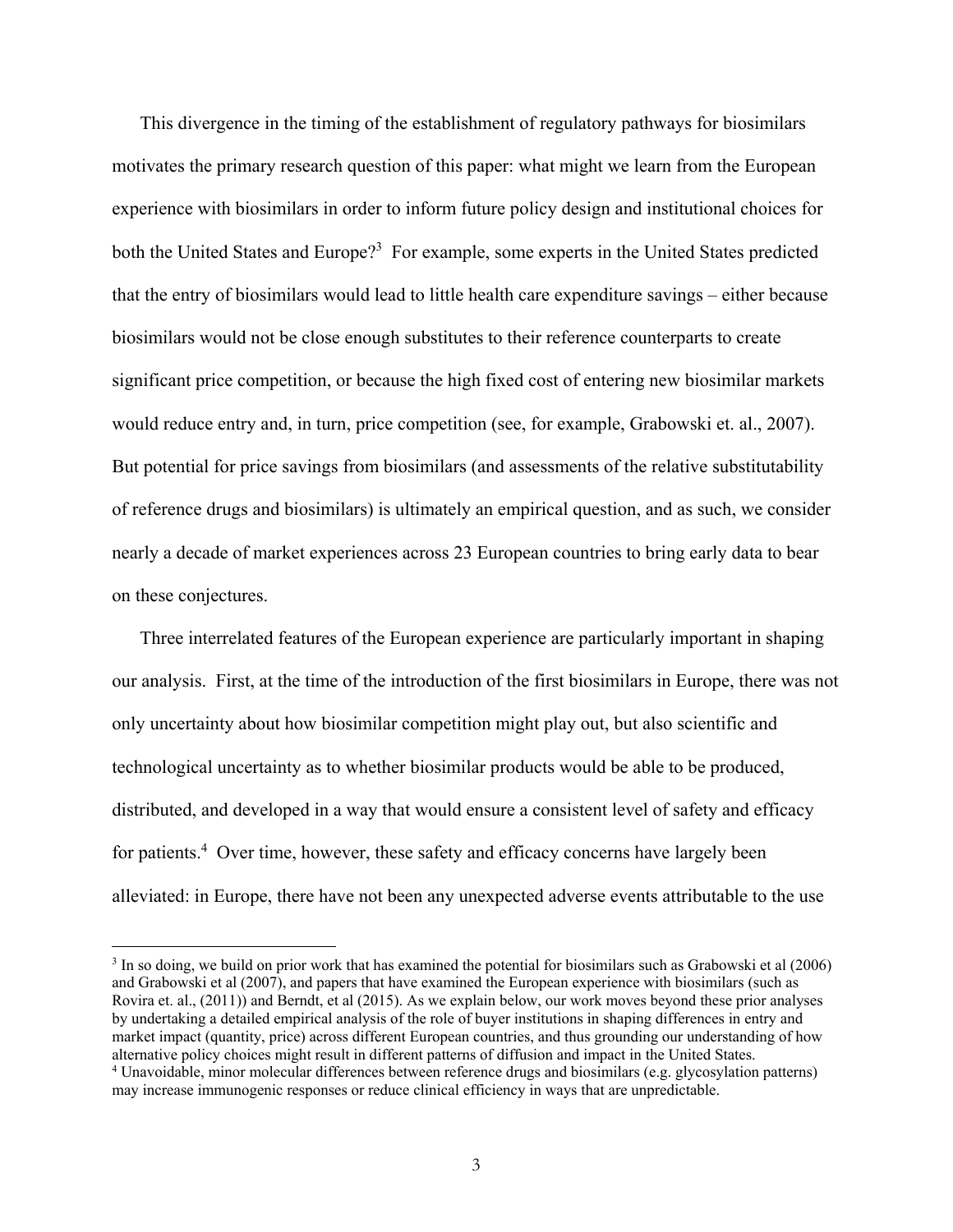This divergence in the timing of the establishment of regulatory pathways for biosimilars motivates the primary research question of this paper: what might we learn from the European experience with biosimilars in order to inform future policy design and institutional choices for both the United States and Europe?[3] For example, some experts in the United States predicted that the entry of biosimilars would lead to little health care expenditure savings – either because biosimilars would not be close enough substitutes to their reference counterparts to create significant price competition, or because the high fixed cost of entering new biosimilar markets would reduce entry and, in turn, price competition (see, for example, Grabowski et. al., 2007). But potential for price savings from biosimilars (and assessments of the relative substitutability of reference drugs and biosimilars) is ultimately an empirical question, and as such, we consider nearly a decade of market experiences across 23 European countries to bring early data to bear on these conjectures.

Three interrelated features of the European experience are particularly important in shaping our analysis. First, at the time of the introduction of the first biosimilars in Europe, there was not only uncertainty about how biosimilar competition might play out, but also scientific and technological uncertainty as to whether biosimilar products would be able to be produced, distributed, and developed in a way that would ensure a consistent level of safety and efficacy for patients.[4] Over time, however, these safety and efficacy concerns have largely been alleviated: in Europe, there have not been any unexpected adverse events attributable to the use

[3] In so doing, we build on prior work that has examined the potential for biosimilars such as Grabowski et al (2006) and Grabowski et al (2007), and papers that have examined the European experience with biosimilars (such as Rovira et. al., (2011)) and Berndt, et al (2015). As we explain below, our work moves beyond these prior analyses by undertaking a detailed empirical analysis of the role of buyer institutions in shaping differences in entry and market impact (quantity, price) across different European countries, and thus grounding our understanding of how alternative policy choices might result in different patterns of diffusion and impact in the United States.

[4] Unavoidable, minor molecular differences between reference drugs and biosimilars (e.g. glycosylation patterns) may increase immunogenic responses or reduce clinical efficiency in ways that are unpredictable.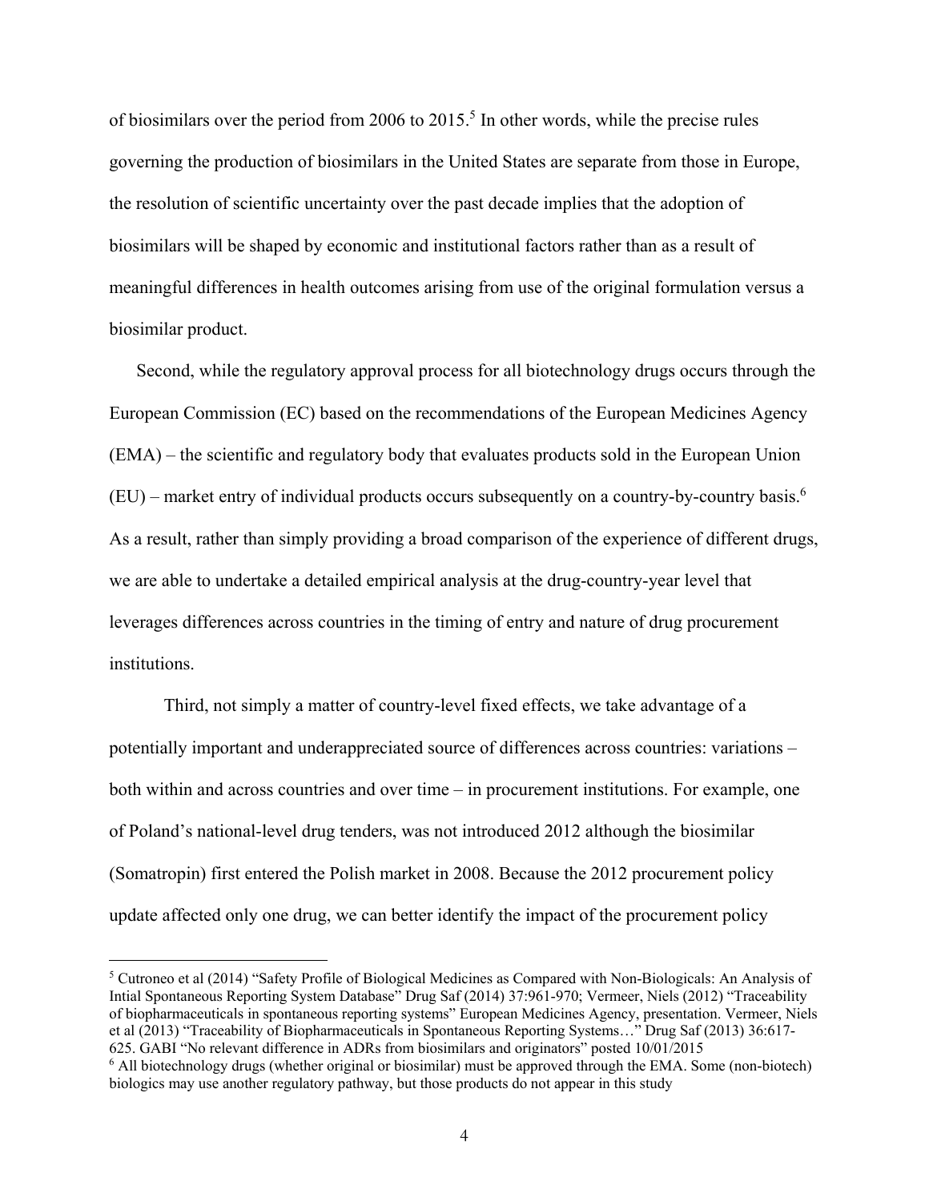of biosimilars over the period from 2006 to 2015.[5] In other words, while the precise rules governing the production of biosimilars in the United States are separate from those in Europe, the resolution of scientific uncertainty over the past decade implies that the adoption of biosimilars will be shaped by economic and institutional factors rather than as a result of meaningful differences in health outcomes arising from use of the original formulation versus a biosimilar product.

Second, while the regulatory approval process for all biotechnology drugs occurs through the European Commission (EC) based on the recommendations of the European Medicines Agency (EMA) – the scientific and regulatory body that evaluates products sold in the European Union (EU) – market entry of individual products occurs subsequently on a country-by-country basis.[6] As a result, rather than simply providing a broad comparison of the experience of different drugs, we are able to undertake a detailed empirical analysis at the drug-country-year level that leverages differences across countries in the timing of entry and nature of drug procurement institutions.

Third, not simply a matter of country-level fixed effects, we take advantage of a potentially important and underappreciated source of differences across countries: variations – both within and across countries and over time – in procurement institutions. For example, one of Poland's national-level drug tenders, was not introduced 2012 although the biosimilar (Somatropin) first entered the Polish market in 2008. Because the 2012 procurement policy update affected only one drug, we can better identify the impact of the procurement policy

---

[5] Cutroneo et al (2014) "Safety Profile of Biological Medicines as Compared with Non-Biologicals: An Analysis of Intial Spontaneous Reporting System Database" Drug Saf (2014) 37:961-970; Vermeer, Niels (2012) "Traceability of biopharmaceuticals in spontaneous reporting systems" European Medicines Agency, presentation. Vermeer, Niels et al (2013) "Traceability of Biopharmaceuticals in Spontaneous Reporting Systems…" Drug Saf (2013) 36:617-625. GABI "No relevant difference in ADRs from biosimilars and originators" posted 10/01/2015

[6] All biotechnology drugs (whether original or biosimilar) must be approved through the EMA. Some (non-biotech) biologics may use another regulatory pathway, but those products do not appear in this study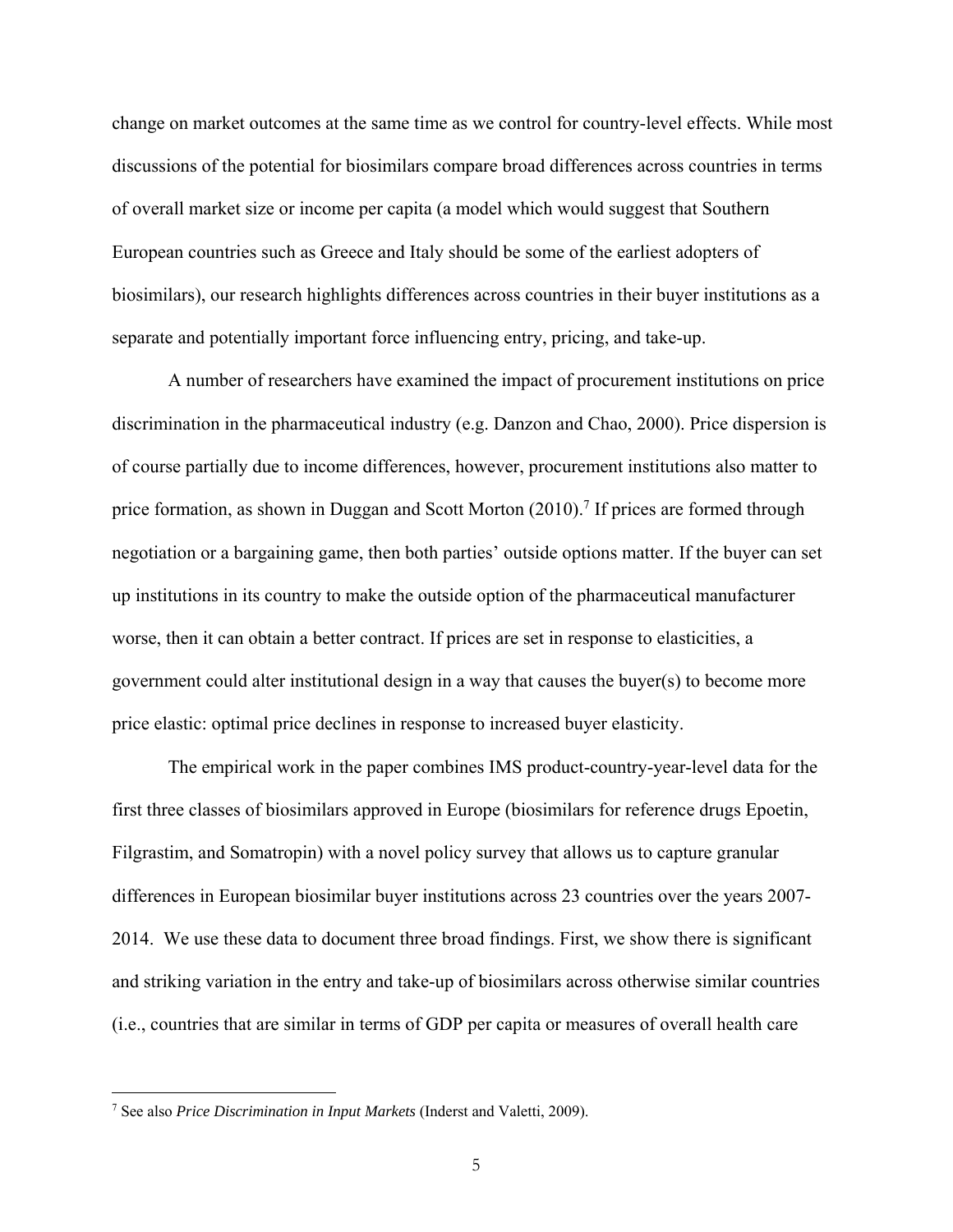change on market outcomes at the same time as we control for country-level effects. While most discussions of the potential for biosimilars compare broad differences across countries in terms of overall market size or income per capita (a model which would suggest that Southern European countries such as Greece and Italy should be some of the earliest adopters of biosimilars), our research highlights differences across countries in their buyer institutions as a separate and potentially important force influencing entry, pricing, and take-up.

A number of researchers have examined the impact of procurement institutions on price discrimination in the pharmaceutical industry (e.g. Danzon and Chao, 2000). Price dispersion is of course partially due to income differences, however, procurement institutions also matter to price formation, as shown in Duggan and Scott Morton (2010).[7] If prices are formed through negotiation or a bargaining game, then both parties' outside options matter. If the buyer can set up institutions in its country to make the outside option of the pharmaceutical manufacturer worse, then it can obtain a better contract. If prices are set in response to elasticities, a government could alter institutional design in a way that causes the buyer(s) to become more price elastic: optimal price declines in response to increased buyer elasticity.

The empirical work in the paper combines IMS product-country-year-level data for the first three classes of biosimilars approved in Europe (biosimilars for reference drugs Epoetin, Filgrastim, and Somatropin) with a novel policy survey that allows us to capture granular differences in European biosimilar buyer institutions across 23 countries over the years 2007-2014. We use these data to document three broad findings. First, we show there is significant and striking variation in the entry and take-up of biosimilars across otherwise similar countries (i.e., countries that are similar in terms of GDP per capita or measures of overall health care

[7] See also *Price Discrimination in Input Markets* (Inderst and Valetti, 2009).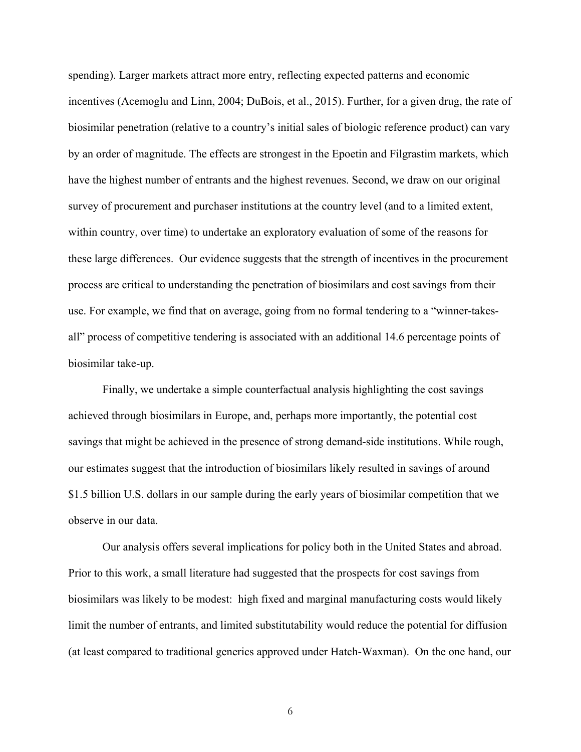spending). Larger markets attract more entry, reflecting expected patterns and economic incentives (Acemoglu and Linn, 2004; DuBois, et al., 2015). Further, for a given drug, the rate of biosimilar penetration (relative to a country's initial sales of biologic reference product) can vary by an order of magnitude. The effects are strongest in the Epoetin and Filgrastim markets, which have the highest number of entrants and the highest revenues. Second, we draw on our original survey of procurement and purchaser institutions at the country level (and to a limited extent, within country, over time) to undertake an exploratory evaluation of some of the reasons for these large differences. Our evidence suggests that the strength of incentives in the procurement process are critical to understanding the penetration of biosimilars and cost savings from their use. For example, we find that on average, going from no formal tendering to a "winner-takes-all" process of competitive tendering is associated with an additional 14.6 percentage points of biosimilar take-up.

Finally, we undertake a simple counterfactual analysis highlighting the cost savings achieved through biosimilars in Europe, and, perhaps more importantly, the potential cost savings that might be achieved in the presence of strong demand-side institutions. While rough, our estimates suggest that the introduction of biosimilars likely resulted in savings of around $1.5 billion U.S. dollars in our sample during the early years of biosimilar competition that we observe in our data.

Our analysis offers several implications for policy both in the United States and abroad. Prior to this work, a small literature had suggested that the prospects for cost savings from biosimilars was likely to be modest: high fixed and marginal manufacturing costs would likely limit the number of entrants, and limited substitutability would reduce the potential for diffusion (at least compared to traditional generics approved under Hatch-Waxman). On the one hand, our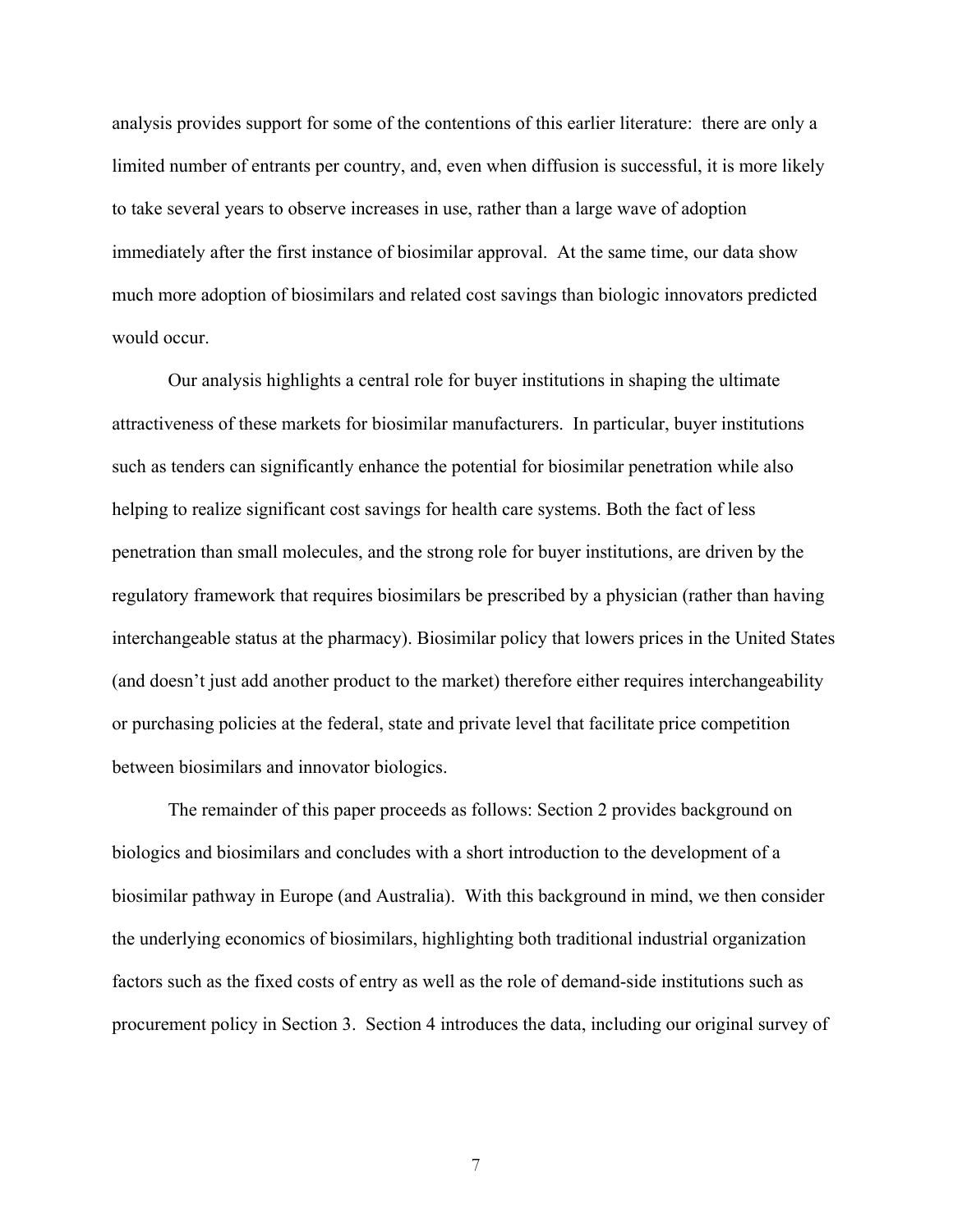analysis provides support for some of the contentions of this earlier literature: there are only a limited number of entrants per country, and, even when diffusion is successful, it is more likely to take several years to observe increases in use, rather than a large wave of adoption immediately after the first instance of biosimilar approval. At the same time, our data show much more adoption of biosimilars and related cost savings than biologic innovators predicted would occur.

Our analysis highlights a central role for buyer institutions in shaping the ultimate attractiveness of these markets for biosimilar manufacturers. In particular, buyer institutions such as tenders can significantly enhance the potential for biosimilar penetration while also helping to realize significant cost savings for health care systems. Both the fact of less penetration than small molecules, and the strong role for buyer institutions, are driven by the regulatory framework that requires biosimilars be prescribed by a physician (rather than having interchangeable status at the pharmacy). Biosimilar policy that lowers prices in the United States (and doesn't just add another product to the market) therefore either requires interchangeability or purchasing policies at the federal, state and private level that facilitate price competition between biosimilars and innovator biologics.

The remainder of this paper proceeds as follows: Section 2 provides background on biologics and biosimilars and concludes with a short introduction to the development of a biosimilar pathway in Europe (and Australia). With this background in mind, we then consider the underlying economics of biosimilars, highlighting both traditional industrial organization factors such as the fixed costs of entry as well as the role of demand-side institutions such as procurement policy in Section 3. Section 4 introduces the data, including our original survey of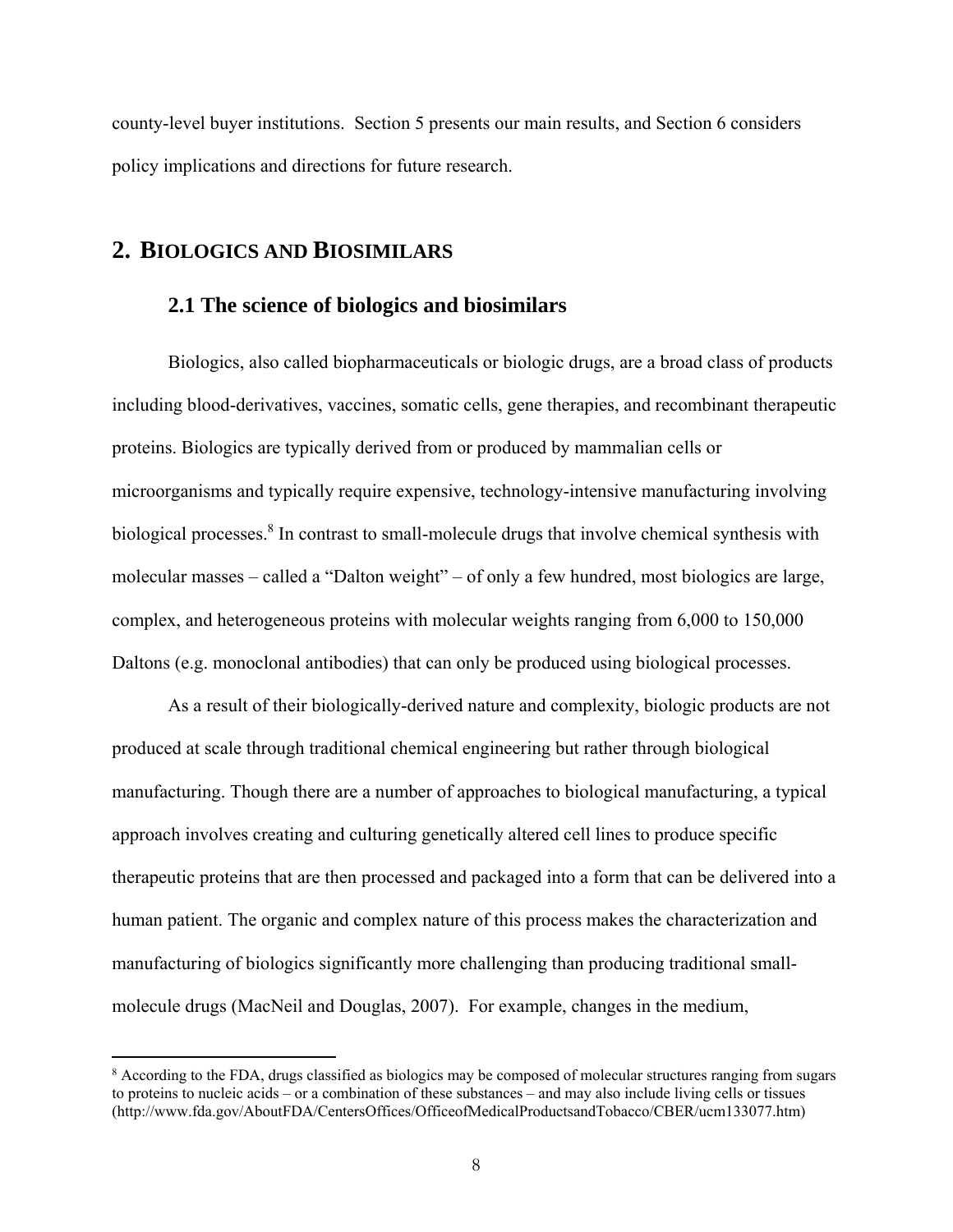county-level buyer institutions. Section 5 presents our main results, and Section 6 considers policy implications and directions for future research.

## 2. BIOLOGICS AND BIOSIMILARS

### 2.1 The science of biologics and biosimilars

Biologics, also called biopharmaceuticals or biologic drugs, are a broad class of products including blood-derivatives, vaccines, somatic cells, gene therapies, and recombinant therapeutic proteins. Biologics are typically derived from or produced by mammalian cells or microorganisms and typically require expensive, technology-intensive manufacturing involving biological processes.[8] In contrast to small-molecule drugs that involve chemical synthesis with molecular masses – called a "Dalton weight" – of only a few hundred, most biologics are large, complex, and heterogeneous proteins with molecular weights ranging from 6,000 to 150,000 Daltons (e.g. monoclonal antibodies) that can only be produced using biological processes.

As a result of their biologically-derived nature and complexity, biologic products are not produced at scale through traditional chemical engineering but rather through biological manufacturing. Though there are a number of approaches to biological manufacturing, a typical approach involves creating and culturing genetically altered cell lines to produce specific therapeutic proteins that are then processed and packaged into a form that can be delivered into a human patient. The organic and complex nature of this process makes the characterization and manufacturing of biologics significantly more challenging than producing traditional small-molecule drugs (MacNeil and Douglas, 2007). For example, changes in the medium,

[8] According to the FDA, drugs classified as biologics may be composed of molecular structures ranging from sugars to proteins to nucleic acids – or a combination of these substances – and may also include living cells or tissues (http://www.fda.gov/AboutFDA/CentersOffices/OfficeofMedicalProductsandTobacco/CBER/ucm133077.htm)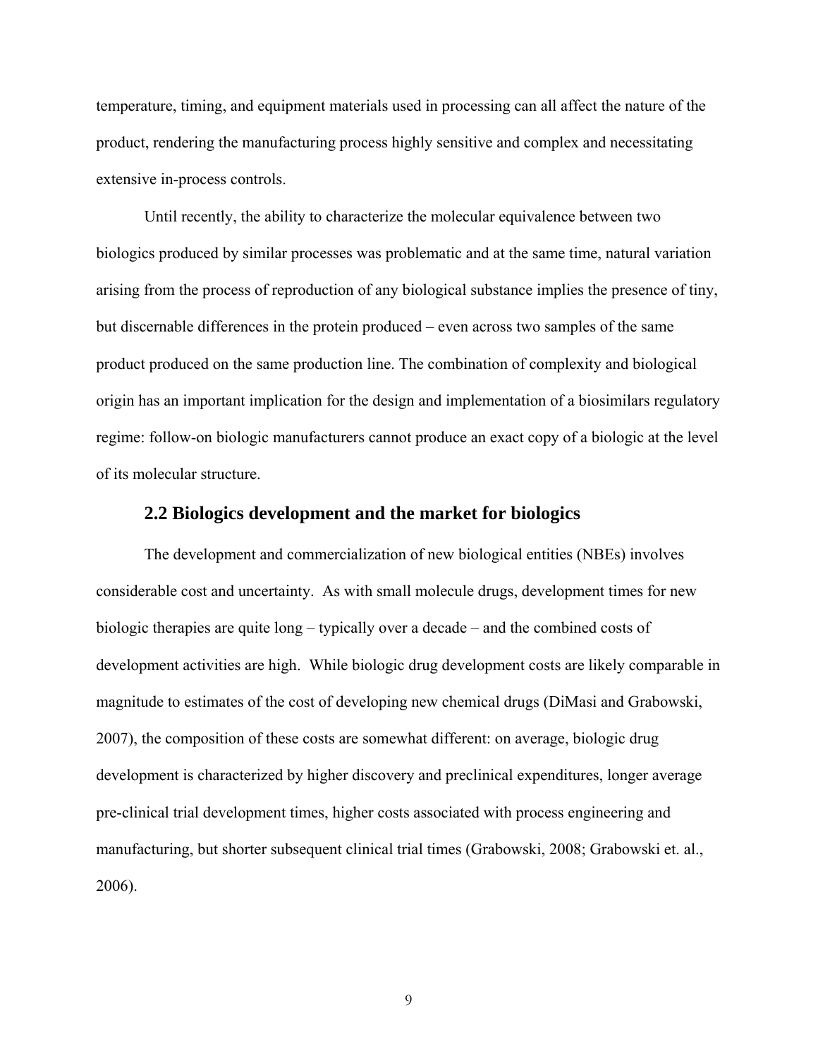temperature, timing, and equipment materials used in processing can all affect the nature of the product, rendering the manufacturing process highly sensitive and complex and necessitating extensive in-process controls.

Until recently, the ability to characterize the molecular equivalence between two biologics produced by similar processes was problematic and at the same time, natural variation arising from the process of reproduction of any biological substance implies the presence of tiny, but discernable differences in the protein produced – even across two samples of the same product produced on the same production line. The combination of complexity and biological origin has an important implication for the design and implementation of a biosimilars regulatory regime: follow-on biologic manufacturers cannot produce an exact copy of a biologic at the level of its molecular structure.

### 2.2 Biologics development and the market for biologics

The development and commercialization of new biological entities (NBEs) involves considerable cost and uncertainty. As with small molecule drugs, development times for new biologic therapies are quite long – typically over a decade – and the combined costs of development activities are high. While biologic drug development costs are likely comparable in magnitude to estimates of the cost of developing new chemical drugs (DiMasi and Grabowski, 2007), the composition of these costs are somewhat different: on average, biologic drug development is characterized by higher discovery and preclinical expenditures, longer average pre-clinical trial development times, higher costs associated with process engineering and manufacturing, but shorter subsequent clinical trial times (Grabowski, 2008; Grabowski et. al., 2006).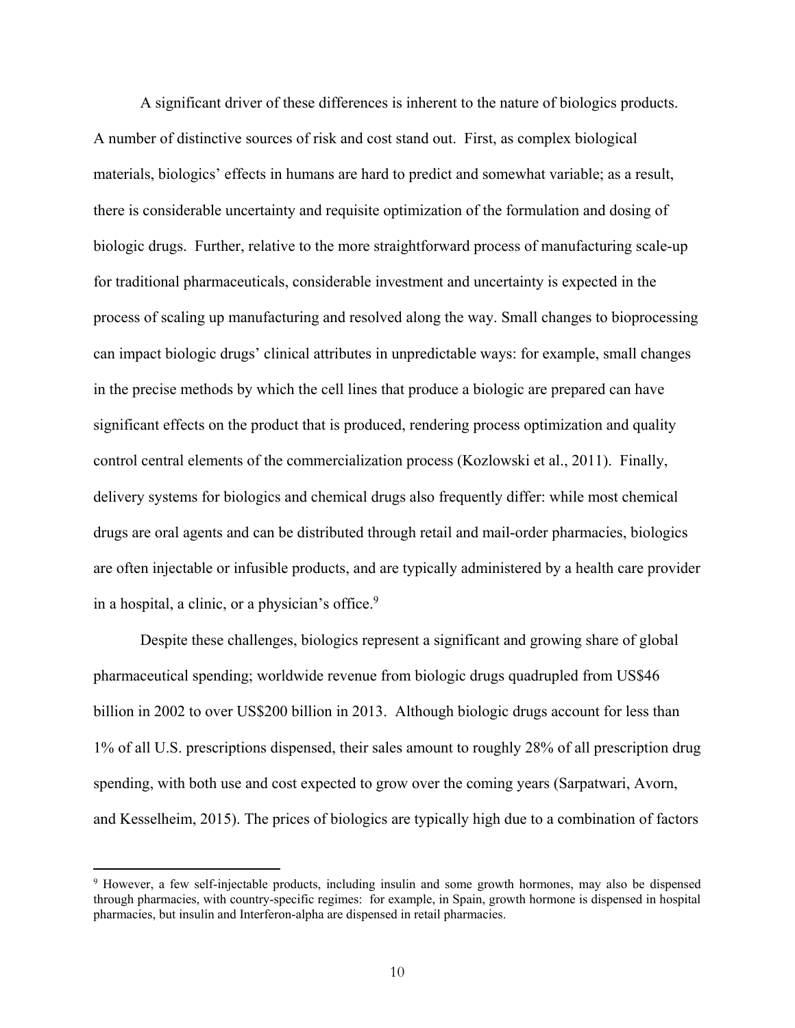A significant driver of these differences is inherent to the nature of biologics products. A number of distinctive sources of risk and cost stand out. First, as complex biological materials, biologics' effects in humans are hard to predict and somewhat variable; as a result, there is considerable uncertainty and requisite optimization of the formulation and dosing of biologic drugs. Further, relative to the more straightforward process of manufacturing scale-up for traditional pharmaceuticals, considerable investment and uncertainty is expected in the process of scaling up manufacturing and resolved along the way. Small changes to bioprocessing can impact biologic drugs' clinical attributes in unpredictable ways: for example, small changes in the precise methods by which the cell lines that produce a biologic are prepared can have significant effects on the product that is produced, rendering process optimization and quality control central elements of the commercialization process (Kozlowski et al., 2011). Finally, delivery systems for biologics and chemical drugs also frequently differ: while most chemical drugs are oral agents and can be distributed through retail and mail-order pharmacies, biologics are often injectable or infusible products, and are typically administered by a health care provider in a hospital, a clinic, or a physician's office.[9]

Despite these challenges, biologics represent a significant and growing share of global pharmaceutical spending; worldwide revenue from biologic drugs quadrupled from US$46 billion in 2002 to over US$200 billion in 2013. Although biologic drugs account for less than 1% of all U.S. prescriptions dispensed, their sales amount to roughly 28% of all prescription drug spending, with both use and cost expected to grow over the coming years (Sarpatwari, Avorn, and Kesselheim, 2015). The prices of biologics are typically high due to a combination of factors

[9] However, a few self-injectable products, including insulin and some growth hormones, may also be dispensed through pharmacies, with country-specific regimes: for example, in Spain, growth hormone is dispensed in hospital pharmacies, but insulin and Interferon-alpha are dispensed in retail pharmacies.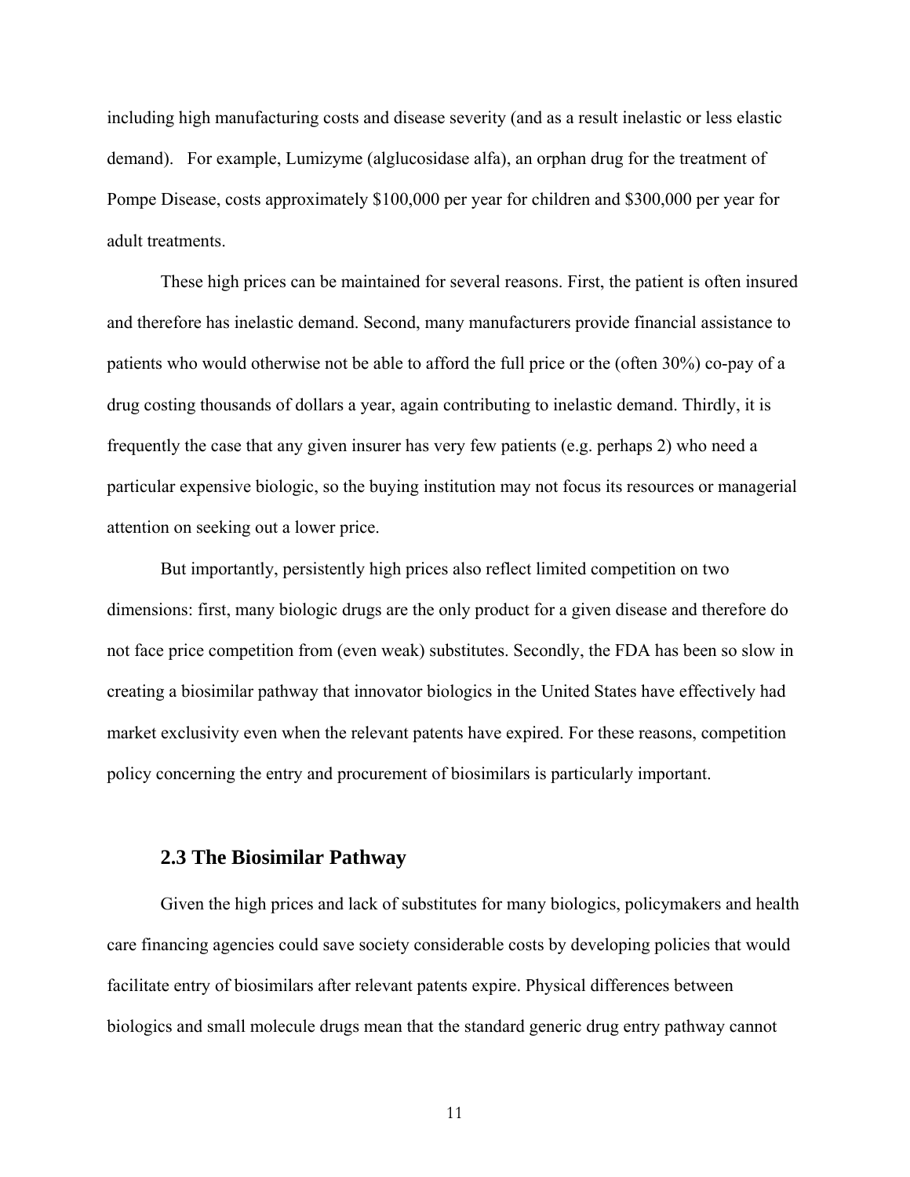including high manufacturing costs and disease severity (and as a result inelastic or less elastic demand). For example, Lumizyme (alglucosidase alfa), an orphan drug for the treatment of Pompe Disease, costs approximately $100,000 per year for children and $300,000 per year for adult treatments.

These high prices can be maintained for several reasons. First, the patient is often insured and therefore has inelastic demand. Second, many manufacturers provide financial assistance to patients who would otherwise not be able to afford the full price or the (often 30%) co-pay of a drug costing thousands of dollars a year, again contributing to inelastic demand. Thirdly, it is frequently the case that any given insurer has very few patients (e.g. perhaps 2) who need a particular expensive biologic, so the buying institution may not focus its resources or managerial attention on seeking out a lower price.

But importantly, persistently high prices also reflect limited competition on two dimensions: first, many biologic drugs are the only product for a given disease and therefore do not face price competition from (even weak) substitutes. Secondly, the FDA has been so slow in creating a biosimilar pathway that innovator biologics in the United States have effectively had market exclusivity even when the relevant patents have expired. For these reasons, competition policy concerning the entry and procurement of biosimilars is particularly important.

### 2.3 The Biosimilar Pathway

Given the high prices and lack of substitutes for many biologics, policymakers and health care financing agencies could save society considerable costs by developing policies that would facilitate entry of biosimilars after relevant patents expire. Physical differences between biologics and small molecule drugs mean that the standard generic drug entry pathway cannot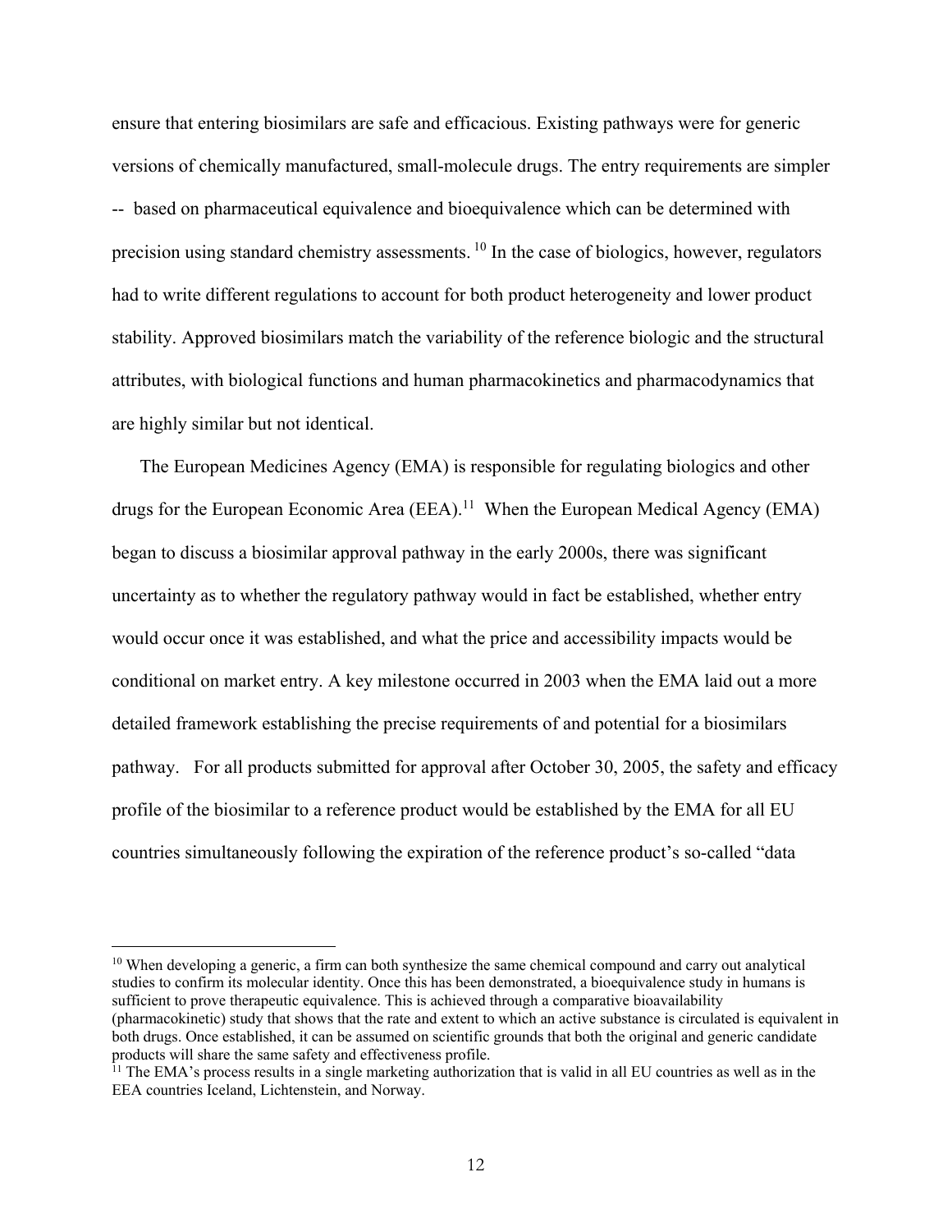ensure that entering biosimilars are safe and efficacious. Existing pathways were for generic versions of chemically manufactured, small-molecule drugs. The entry requirements are simpler -- based on pharmaceutical equivalence and bioequivalence which can be determined with precision using standard chemistry assessments. [10] In the case of biologics, however, regulators had to write different regulations to account for both product heterogeneity and lower product stability. Approved biosimilars match the variability of the reference biologic and the structural attributes, with biological functions and human pharmacokinetics and pharmacodynamics that are highly similar but not identical.

The European Medicines Agency (EMA) is responsible for regulating biologics and other drugs for the European Economic Area (EEA).[11] When the European Medical Agency (EMA) began to discuss a biosimilar approval pathway in the early 2000s, there was significant uncertainty as to whether the regulatory pathway would in fact be established, whether entry would occur once it was established, and what the price and accessibility impacts would be conditional on market entry. A key milestone occurred in 2003 when the EMA laid out a more detailed framework establishing the precise requirements of and potential for a biosimilars pathway. For all products submitted for approval after October 30, 2005, the safety and efficacy profile of the biosimilar to a reference product would be established by the EMA for all EU countries simultaneously following the expiration of the reference product's so-called "data

---

[10] When developing a generic, a firm can both synthesize the same chemical compound and carry out analytical studies to confirm its molecular identity. Once this has been demonstrated, a bioequivalence study in humans is sufficient to prove therapeutic equivalence. This is achieved through a comparative bioavailability (pharmacokinetic) study that shows that the rate and extent to which an active substance is circulated is equivalent in both drugs. Once established, it can be assumed on scientific grounds that both the original and generic candidate products will share the same safety and effectiveness profile.

[11] The EMA's process results in a single marketing authorization that is valid in all EU countries as well as in the EEA countries Iceland, Lichtenstein, and Norway.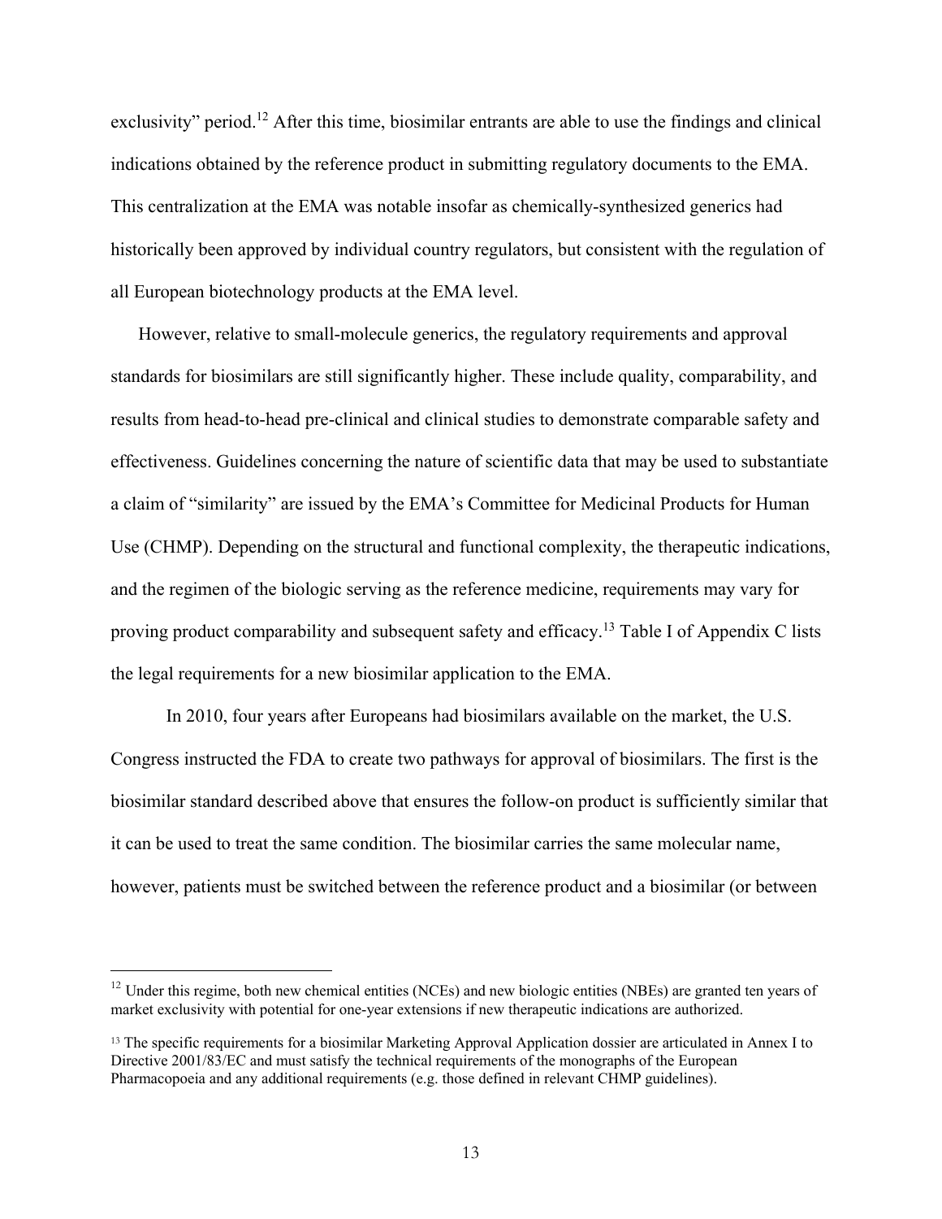exclusivity" period.[12] After this time, biosimilar entrants are able to use the findings and clinical indications obtained by the reference product in submitting regulatory documents to the EMA. This centralization at the EMA was notable insofar as chemically-synthesized generics had historically been approved by individual country regulators, but consistent with the regulation of all European biotechnology products at the EMA level.

However, relative to small-molecule generics, the regulatory requirements and approval standards for biosimilars are still significantly higher. These include quality, comparability, and results from head-to-head pre-clinical and clinical studies to demonstrate comparable safety and effectiveness. Guidelines concerning the nature of scientific data that may be used to substantiate a claim of "similarity" are issued by the EMA's Committee for Medicinal Products for Human Use (CHMP). Depending on the structural and functional complexity, the therapeutic indications, and the regimen of the biologic serving as the reference medicine, requirements may vary for proving product comparability and subsequent safety and efficacy.[13] Table I of Appendix C lists the legal requirements for a new biosimilar application to the EMA.

In 2010, four years after Europeans had biosimilars available on the market, the U.S. Congress instructed the FDA to create two pathways for approval of biosimilars. The first is the biosimilar standard described above that ensures the follow-on product is sufficiently similar that it can be used to treat the same condition. The biosimilar carries the same molecular name, however, patients must be switched between the reference product and a biosimilar (or between

---

[12] Under this regime, both new chemical entities (NCEs) and new biologic entities (NBEs) are granted ten years of market exclusivity with potential for one-year extensions if new therapeutic indications are authorized.

[13] The specific requirements for a biosimilar Marketing Approval Application dossier are articulated in Annex I to Directive 2001/83/EC and must satisfy the technical requirements of the monographs of the European Pharmacopoeia and any additional requirements (e.g. those defined in relevant CHMP guidelines).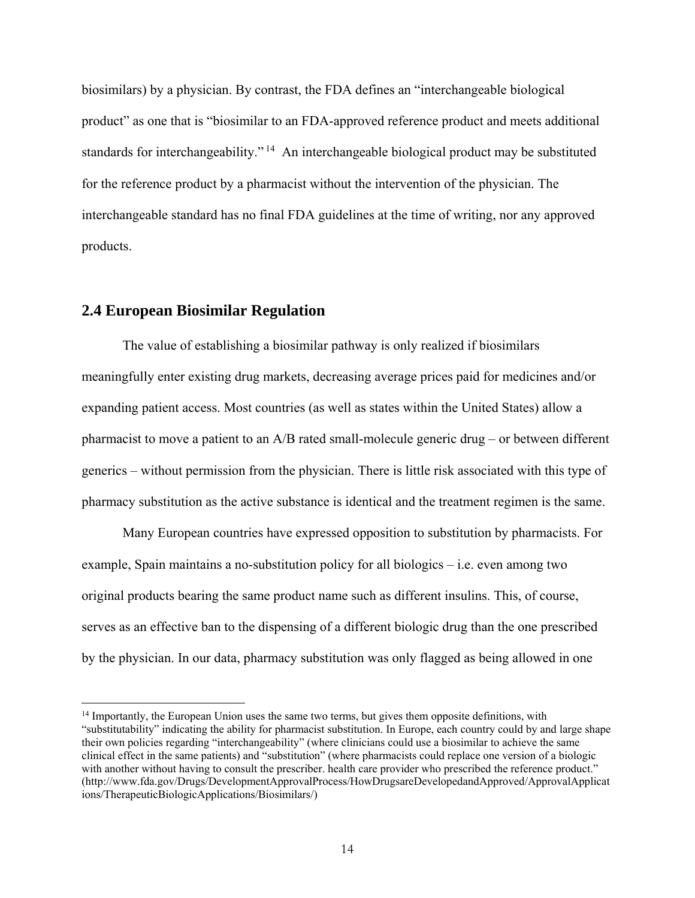biosimilars) by a physician. By contrast, the FDA defines an "interchangeable biological product" as one that is "biosimilar to an FDA-approved reference product and meets additional standards for interchangeability."[14] An interchangeable biological product may be substituted for the reference product by a pharmacist without the intervention of the physician. The interchangeable standard has no final FDA guidelines at the time of writing, nor any approved products.

## 2.4 European Biosimilar Regulation

The value of establishing a biosimilar pathway is only realized if biosimilars meaningfully enter existing drug markets, decreasing average prices paid for medicines and/or expanding patient access. Most countries (as well as states within the United States) allow a pharmacist to move a patient to an A/B rated small-molecule generic drug – or between different generics – without permission from the physician. There is little risk associated with this type of pharmacy substitution as the active substance is identical and the treatment regimen is the same.

Many European countries have expressed opposition to substitution by pharmacists. For example, Spain maintains a no-substitution policy for all biologics – i.e. even among two original products bearing the same product name such as different insulins. This, of course, serves as an effective ban to the dispensing of a different biologic drug than the one prescribed by the physician. In our data, pharmacy substitution was only flagged as being allowed in one

---

[14] Importantly, the European Union uses the same two terms, but gives them opposite definitions, with "substitutability" indicating the ability for pharmacist substitution. In Europe, each country could by and large shape their own policies regarding "interchangeability" (where clinicians could use a biosimilar to achieve the same clinical effect in the same patients) and "substitution" (where pharmacists could replace one version of a biologic with another without having to consult the prescriber. health care provider who prescribed the reference product." (http://www.fda.gov/Drugs/DevelopmentApprovalProcess/HowDrugsareDevelopedandApproved/ApprovalApplications/TherapeuticBiologicApplications/Biosimilars/)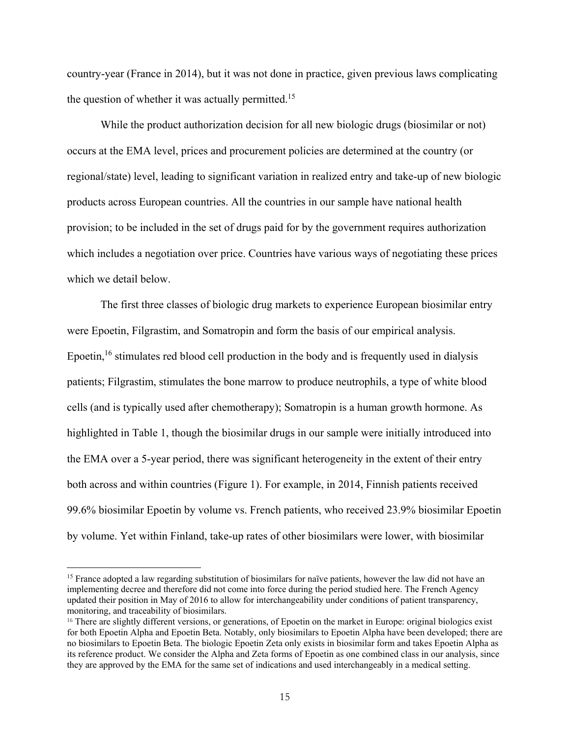country-year (France in 2014), but it was not done in practice, given previous laws complicating the question of whether it was actually permitted.[15]

While the product authorization decision for all new biologic drugs (biosimilar or not) occurs at the EMA level, prices and procurement policies are determined at the country (or regional/state) level, leading to significant variation in realized entry and take-up of new biologic products across European countries. All the countries in our sample have national health provision; to be included in the set of drugs paid for by the government requires authorization which includes a negotiation over price. Countries have various ways of negotiating these prices which we detail below.

The first three classes of biologic drug markets to experience European biosimilar entry were Epoetin, Filgrastim, and Somatropin and form the basis of our empirical analysis. Epoetin,[16] stimulates red blood cell production in the body and is frequently used in dialysis patients; Filgrastim, stimulates the bone marrow to produce neutrophils, a type of white blood cells (and is typically used after chemotherapy); Somatropin is a human growth hormone. As highlighted in Table 1, though the biosimilar drugs in our sample were initially introduced into the EMA over a 5-year period, there was significant heterogeneity in the extent of their entry both across and within countries (Figure 1). For example, in 2014, Finnish patients received 99.6% biosimilar Epoetin by volume vs. French patients, who received 23.9% biosimilar Epoetin by volume. Yet within Finland, take-up rates of other biosimilars were lower, with biosimilar

---

[15] France adopted a law regarding substitution of biosimilars for naïve patients, however the law did not have an implementing decree and therefore did not come into force during the period studied here. The French Agency updated their position in May of 2016 to allow for interchangeability under conditions of patient transparency, monitoring, and traceability of biosimilars.

[16] There are slightly different versions, or generations, of Epoetin on the market in Europe: original biologics exist for both Epoetin Alpha and Epoetin Beta. Notably, only biosimilars to Epoetin Alpha have been developed; there are no biosimilars to Epoetin Beta. The biologic Epoetin Zeta only exists in biosimilar form and takes Epoetin Alpha as its reference product. We consider the Alpha and Zeta forms of Epoetin as one combined class in our analysis, since they are approved by the EMA for the same set of indications and used interchangeably in a medical setting.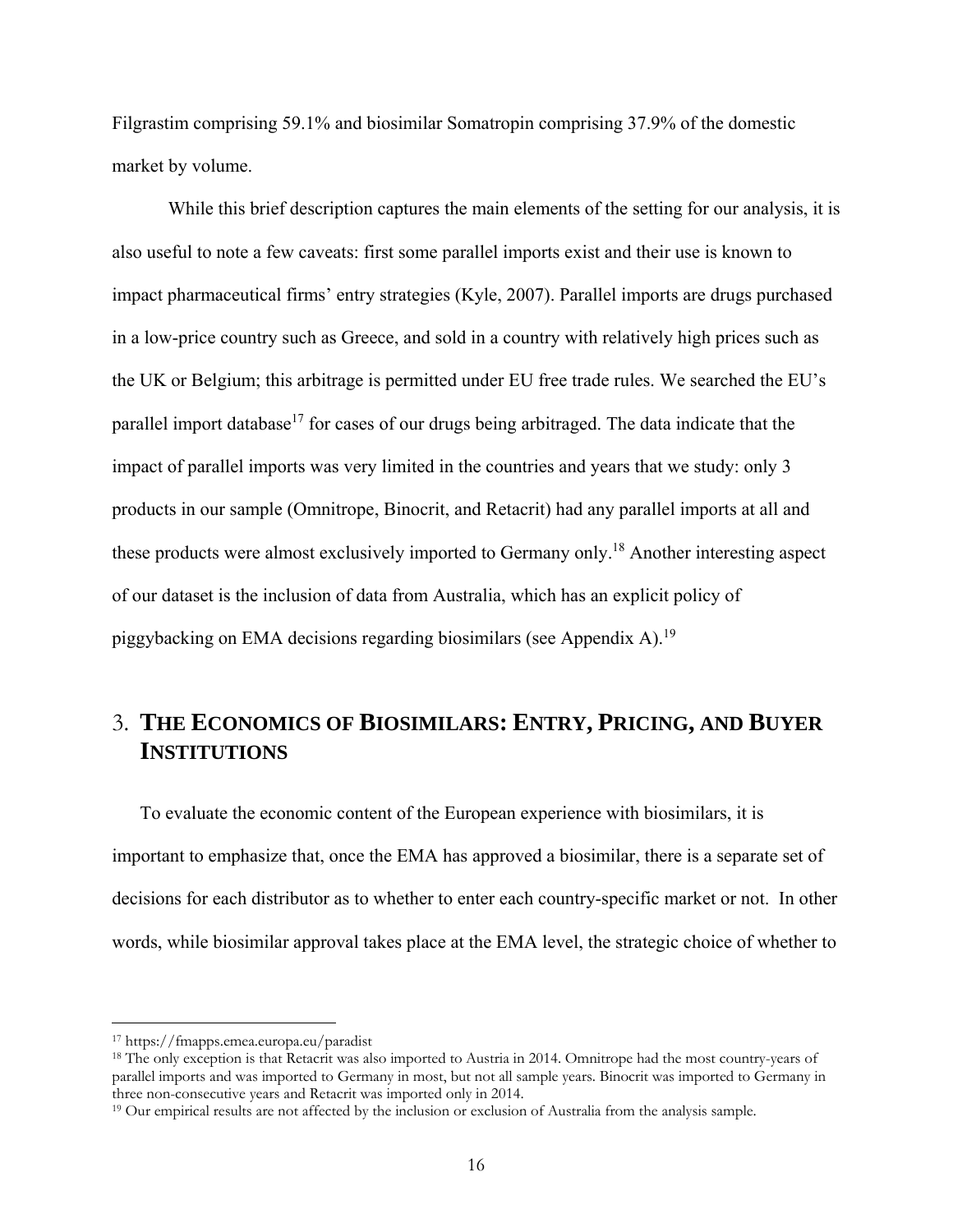Filgrastim comprising 59.1% and biosimilar Somatropin comprising 37.9% of the domestic market by volume.

While this brief description captures the main elements of the setting for our analysis, it is also useful to note a few caveats: first some parallel imports exist and their use is known to impact pharmaceutical firms' entry strategies (Kyle, 2007). Parallel imports are drugs purchased in a low-price country such as Greece, and sold in a country with relatively high prices such as the UK or Belgium; this arbitrage is permitted under EU free trade rules. We searched the EU's parallel import database[17] for cases of our drugs being arbitraged. The data indicate that the impact of parallel imports was very limited in the countries and years that we study: only 3 products in our sample (Omnitrope, Binocrit, and Retacrit) had any parallel imports at all and these products were almost exclusively imported to Germany only.[18] Another interesting aspect of our dataset is the inclusion of data from Australia, which has an explicit policy of piggybacking on EMA decisions regarding biosimilars (see Appendix A).[19]

# 3. THE ECONOMICS OF BIOSIMILARS: ENTRY, PRICING, AND BUYER INSTITUTIONS

To evaluate the economic content of the European experience with biosimilars, it is important to emphasize that, once the EMA has approved a biosimilar, there is a separate set of decisions for each distributor as to whether to enter each country-specific market or not. In other words, while biosimilar approval takes place at the EMA level, the strategic choice of whether to

---

[17] https://fmapps.emea.europa.eu/paradist

[18] The only exception is that Retacrit was also imported to Austria in 2014. Omnitrope had the most country-years of parallel imports and was imported to Germany in most, but not all sample years. Binocrit was imported to Germany in three non-consecutive years and Retacrit was imported only in 2014.

[19] Our empirical results are not affected by the inclusion or exclusion of Australia from the analysis sample.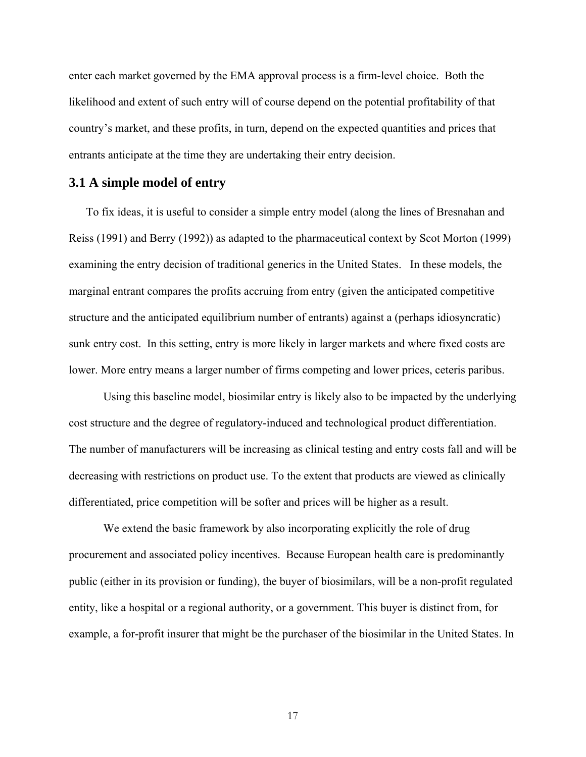enter each market governed by the EMA approval process is a firm-level choice. Both the likelihood and extent of such entry will of course depend on the potential profitability of that country's market, and these profits, in turn, depend on the expected quantities and prices that entrants anticipate at the time they are undertaking their entry decision.

### 3.1 A simple model of entry

To fix ideas, it is useful to consider a simple entry model (along the lines of Bresnahan and Reiss (1991) and Berry (1992)) as adapted to the pharmaceutical context by Scot Morton (1999) examining the entry decision of traditional generics in the United States. In these models, the marginal entrant compares the profits accruing from entry (given the anticipated competitive structure and the anticipated equilibrium number of entrants) against a (perhaps idiosyncratic) sunk entry cost. In this setting, entry is more likely in larger markets and where fixed costs are lower. More entry means a larger number of firms competing and lower prices, ceteris paribus.

Using this baseline model, biosimilar entry is likely also to be impacted by the underlying cost structure and the degree of regulatory-induced and technological product differentiation. The number of manufacturers will be increasing as clinical testing and entry costs fall and will be decreasing with restrictions on product use. To the extent that products are viewed as clinically differentiated, price competition will be softer and prices will be higher as a result.

We extend the basic framework by also incorporating explicitly the role of drug procurement and associated policy incentives. Because European health care is predominantly public (either in its provision or funding), the buyer of biosimilars, will be a non-profit regulated entity, like a hospital or a regional authority, or a government. This buyer is distinct from, for example, a for-profit insurer that might be the purchaser of the biosimilar in the United States. In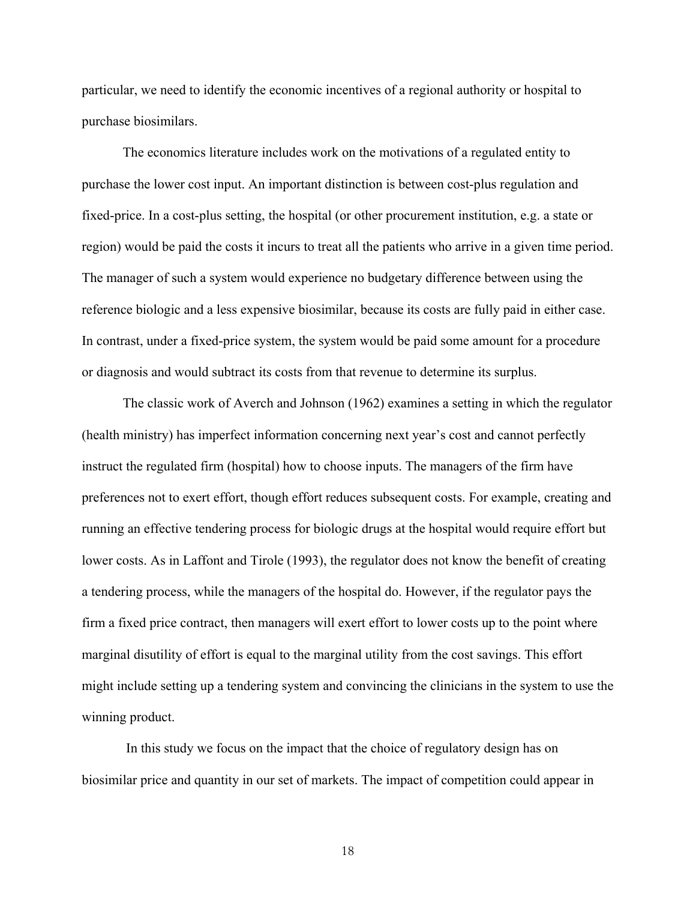particular, we need to identify the economic incentives of a regional authority or hospital to purchase biosimilars.

The economics literature includes work on the motivations of a regulated entity to purchase the lower cost input. An important distinction is between cost-plus regulation and fixed-price. In a cost-plus setting, the hospital (or other procurement institution, e.g. a state or region) would be paid the costs it incurs to treat all the patients who arrive in a given time period. The manager of such a system would experience no budgetary difference between using the reference biologic and a less expensive biosimilar, because its costs are fully paid in either case. In contrast, under a fixed-price system, the system would be paid some amount for a procedure or diagnosis and would subtract its costs from that revenue to determine its surplus.

The classic work of Averch and Johnson (1962) examines a setting in which the regulator (health ministry) has imperfect information concerning next year's cost and cannot perfectly instruct the regulated firm (hospital) how to choose inputs. The managers of the firm have preferences not to exert effort, though effort reduces subsequent costs. For example, creating and running an effective tendering process for biologic drugs at the hospital would require effort but lower costs. As in Laffont and Tirole (1993), the regulator does not know the benefit of creating a tendering process, while the managers of the hospital do. However, if the regulator pays the firm a fixed price contract, then managers will exert effort to lower costs up to the point where marginal disutility of effort is equal to the marginal utility from the cost savings. This effort might include setting up a tendering system and convincing the clinicians in the system to use the winning product.

In this study we focus on the impact that the choice of regulatory design has on biosimilar price and quantity in our set of markets. The impact of competition could appear in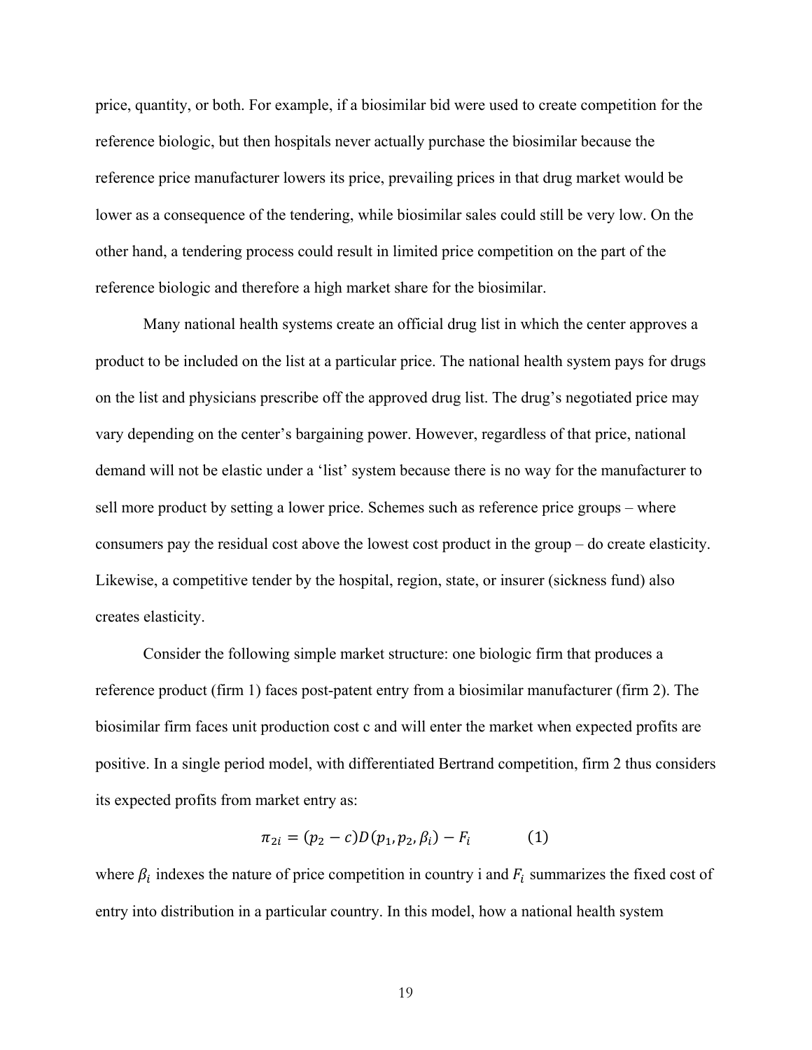price, quantity, or both. For example, if a biosimilar bid were used to create competition for the reference biologic, but then hospitals never actually purchase the biosimilar because the reference price manufacturer lowers its price, prevailing prices in that drug market would be lower as a consequence of the tendering, while biosimilar sales could still be very low. On the other hand, a tendering process could result in limited price competition on the part of the reference biologic and therefore a high market share for the biosimilar.

Many national health systems create an official drug list in which the center approves a product to be included on the list at a particular price. The national health system pays for drugs on the list and physicians prescribe off the approved drug list. The drug's negotiated price may vary depending on the center's bargaining power. However, regardless of that price, national demand will not be elastic under a 'list' system because there is no way for the manufacturer to sell more product by setting a lower price. Schemes such as reference price groups – where consumers pay the residual cost above the lowest cost product in the group – do create elasticity. Likewise, a competitive tender by the hospital, region, state, or insurer (sickness fund) also creates elasticity.

Consider the following simple market structure: one biologic firm that produces a reference product (firm 1) faces post-patent entry from a biosimilar manufacturer (firm 2). The biosimilar firm faces unit production cost c and will enter the market when expected profits are positive. In a single period model, with differentiated Bertrand competition, firm 2 thus considers its expected profits from market entry as:

$$\pi_{2i} = (p_2 - c)D(p_1, p_2, \beta_i) - F_i \qquad (1)$$

where $\beta_i$ indexes the nature of price competition in country i and $F_i$ summarizes the fixed cost of entry into distribution in a particular country. In this model, how a national health system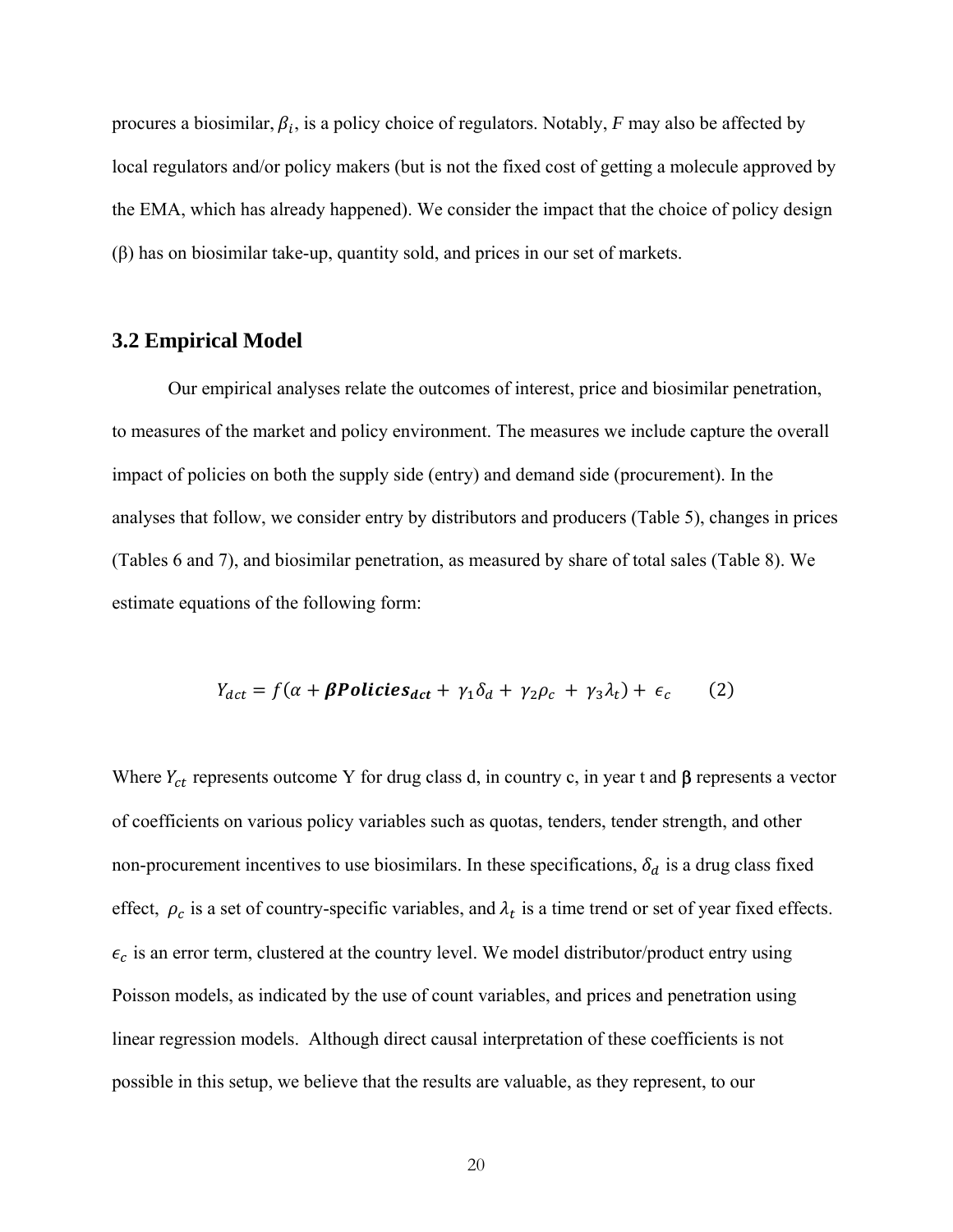procures a biosimilar, $\beta_i$, is a policy choice of regulators. Notably, $F$ may also be affected by local regulators and/or policy makers (but is not the fixed cost of getting a molecule approved by the EMA, which has already happened). We consider the impact that the choice of policy design ($\beta$) has on biosimilar take-up, quantity sold, and prices in our set of markets.

### 3.2 Empirical Model

Our empirical analyses relate the outcomes of interest, price and biosimilar penetration, to measures of the market and policy environment. The measures we include capture the overall impact of policies on both the supply side (entry) and demand side (procurement). In the analyses that follow, we consider entry by distributors and producers (Table 5), changes in prices (Tables 6 and 7), and biosimilar penetration, as measured by share of total sales (Table 8). We estimate equations of the following form:

$$Y_{dct} = f(\alpha + \boldsymbol{\beta Policies_{dct}} + \gamma_1 \delta_d + \gamma_2 \rho_c + \gamma_3 \lambda_t) + \epsilon_c \qquad (2)$$

Where $Y_{ct}$ represents outcome Y for drug class d, in country c, in year t and $\boldsymbol{\beta}$ represents a vector of coefficients on various policy variables such as quotas, tenders, tender strength, and other non-procurement incentives to use biosimilars. In these specifications, $\delta_d$ is a drug class fixed effect, $\rho_c$ is a set of country-specific variables, and $\lambda_t$ is a time trend or set of year fixed effects. $\epsilon_c$ is an error term, clustered at the country level. We model distributor/product entry using Poisson models, as indicated by the use of count variables, and prices and penetration using linear regression models. Although direct causal interpretation of these coefficients is not possible in this setup, we believe that the results are valuable, as they represent, to our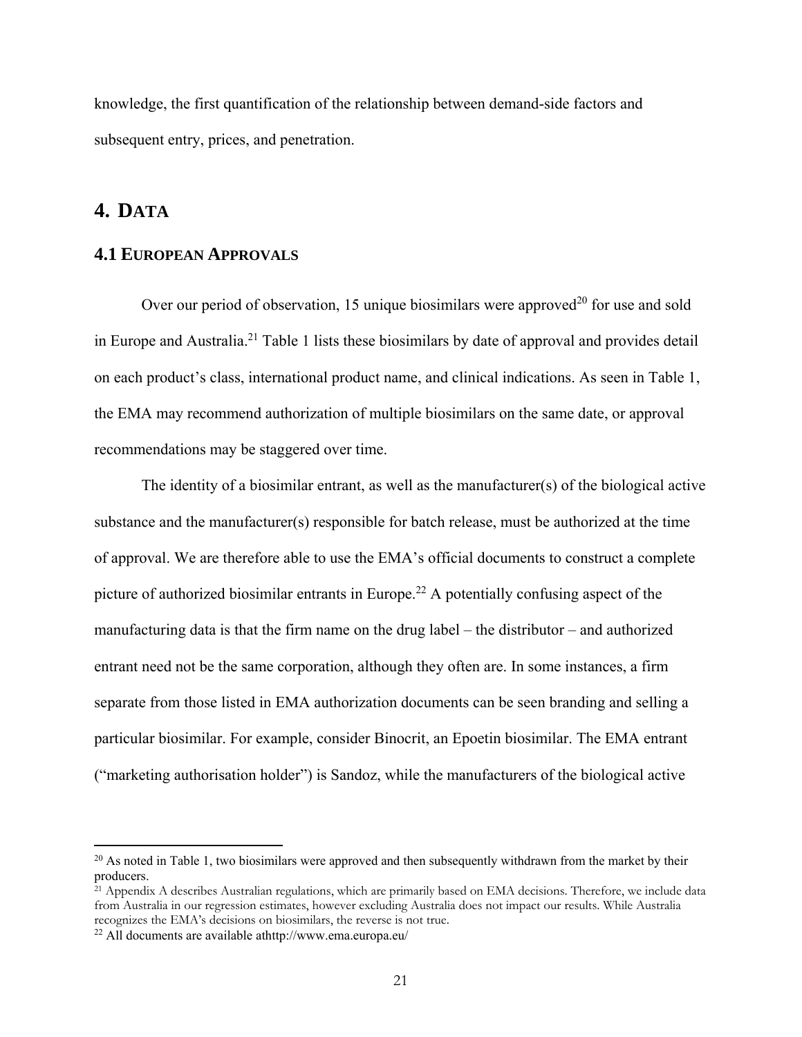knowledge, the first quantification of the relationship between demand-side factors and subsequent entry, prices, and penetration.

# 4. DATA

## 4.1 EUROPEAN APPROVALS

Over our period of observation, 15 unique biosimilars were approved[20] for use and sold in Europe and Australia.[21] Table 1 lists these biosimilars by date of approval and provides detail on each product's class, international product name, and clinical indications. As seen in Table 1, the EMA may recommend authorization of multiple biosimilars on the same date, or approval recommendations may be staggered over time.

The identity of a biosimilar entrant, as well as the manufacturer(s) of the biological active substance and the manufacturer(s) responsible for batch release, must be authorized at the time of approval. We are therefore able to use the EMA's official documents to construct a complete picture of authorized biosimilar entrants in Europe.[22] A potentially confusing aspect of the manufacturing data is that the firm name on the drug label – the distributor – and authorized entrant need not be the same corporation, although they often are. In some instances, a firm separate from those listed in EMA authorization documents can be seen branding and selling a particular biosimilar. For example, consider Binocrit, an Epoetin biosimilar. The EMA entrant ("marketing authorisation holder") is Sandoz, while the manufacturers of the biological active

---

[20] As noted in Table 1, two biosimilars were approved and then subsequently withdrawn from the market by their producers.

[21] Appendix A describes Australian regulations, which are primarily based on EMA decisions. Therefore, we include data from Australia in our regression estimates, however excluding Australia does not impact our results. While Australia recognizes the EMA's decisions on biosimilars, the reverse is not true.

[22] All documents are available athttp://www.ema.europa.eu/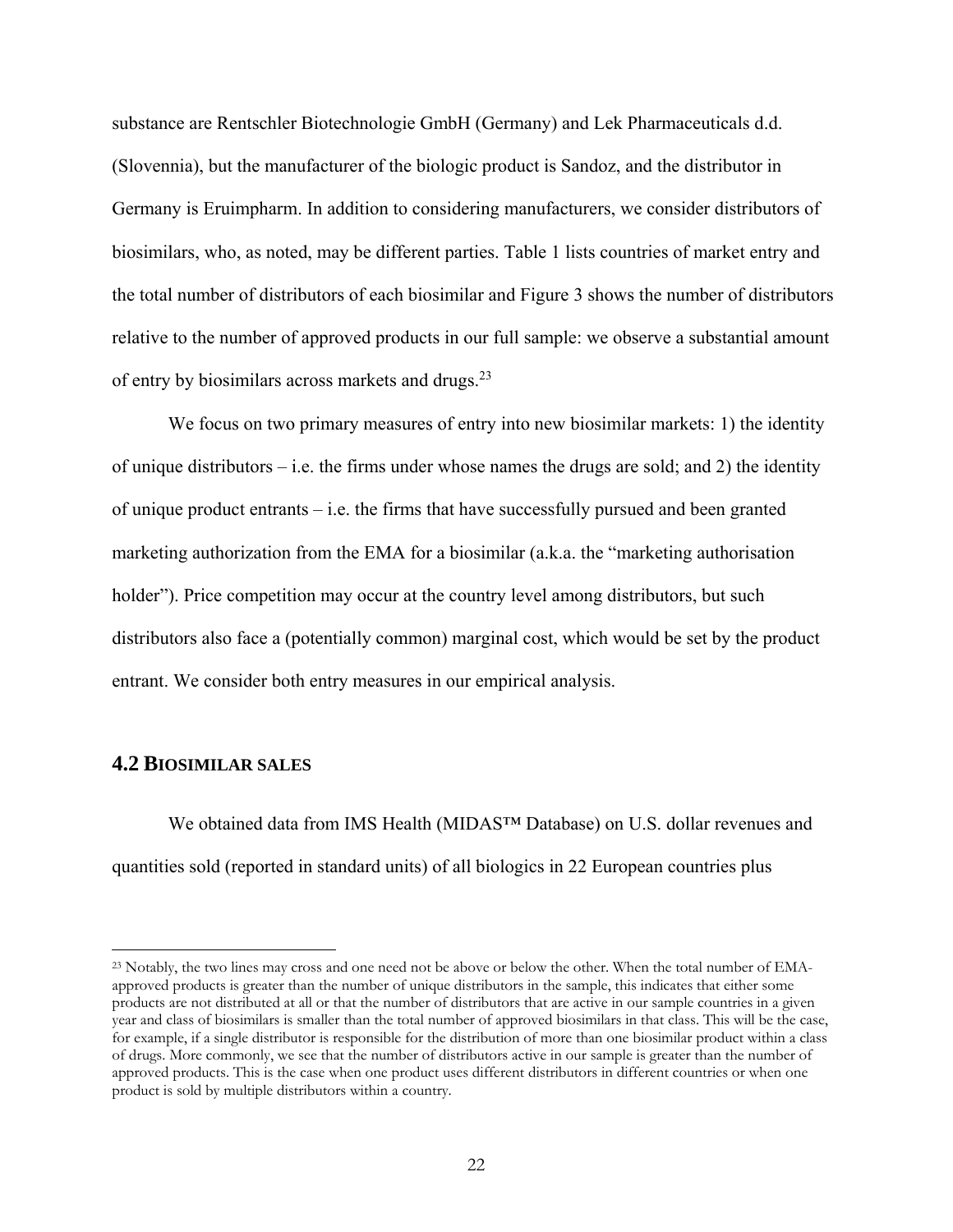substance are Rentschler Biotechnologie GmbH (Germany) and Lek Pharmaceuticals d.d. (Slovennia), but the manufacturer of the biologic product is Sandoz, and the distributor in Germany is Eruimpharm. In addition to considering manufacturers, we consider distributors of biosimilars, who, as noted, may be different parties. Table 1 lists countries of market entry and the total number of distributors of each biosimilar and Figure 3 shows the number of distributors relative to the number of approved products in our full sample: we observe a substantial amount of entry by biosimilars across markets and drugs.[23]

We focus on two primary measures of entry into new biosimilar markets: 1) the identity of unique distributors – i.e. the firms under whose names the drugs are sold; and 2) the identity of unique product entrants – i.e. the firms that have successfully pursued and been granted marketing authorization from the EMA for a biosimilar (a.k.a. the "marketing authorisation holder"). Price competition may occur at the country level among distributors, but such distributors also face a (potentially common) marginal cost, which would be set by the product entrant. We consider both entry measures in our empirical analysis.

## 4.2 BIOSIMILAR SALES

We obtained data from IMS Health (MIDAS™ Database) on U.S. dollar revenues and quantities sold (reported in standard units) of all biologics in 22 European countries plus

[23] Notably, the two lines may cross and one need not be above or below the other. When the total number of EMA-approved products is greater than the number of unique distributors in the sample, this indicates that either some products are not distributed at all or that the number of distributors that are active in our sample countries in a given year and class of biosimilars is smaller than the total number of approved biosimilars in that class. This will be the case, for example, if a single distributor is responsible for the distribution of more than one biosimilar product within a class of drugs. More commonly, we see that the number of distributors active in our sample is greater than the number of approved products. This is the case when one product uses different distributors in different countries or when one product is sold by multiple distributors within a country.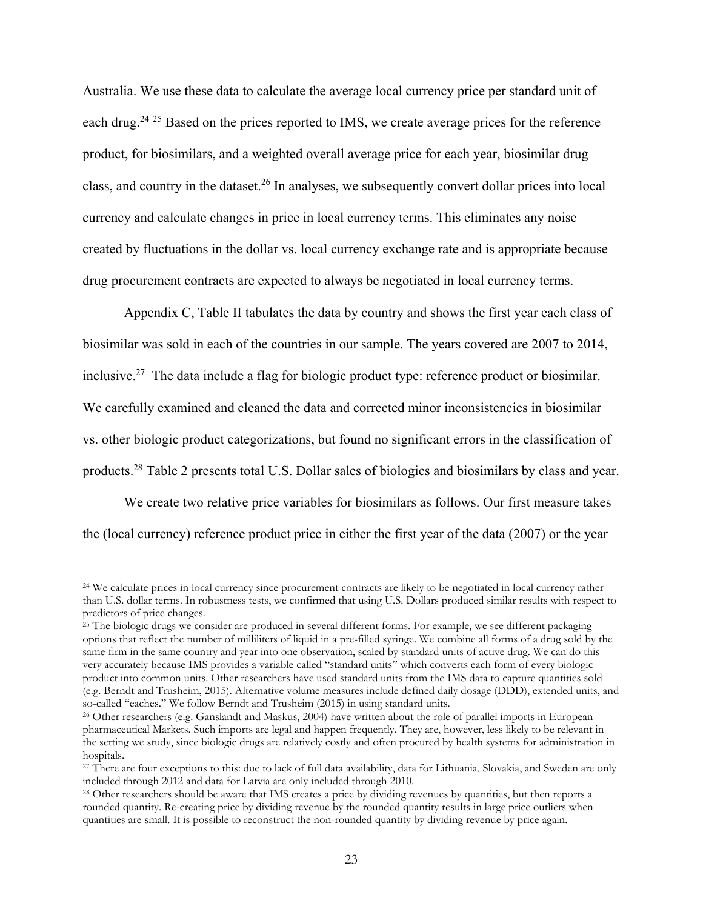Australia. We use these data to calculate the average local currency price per standard unit of each drug.[24] [25] Based on the prices reported to IMS, we create average prices for the reference product, for biosimilars, and a weighted overall average price for each year, biosimilar drug class, and country in the dataset.[26] In analyses, we subsequently convert dollar prices into local currency and calculate changes in price in local currency terms. This eliminates any noise created by fluctuations in the dollar vs. local currency exchange rate and is appropriate because drug procurement contracts are expected to always be negotiated in local currency terms.

Appendix C, Table II tabulates the data by country and shows the first year each class of biosimilar was sold in each of the countries in our sample. The years covered are 2007 to 2014, inclusive.[27] The data include a flag for biologic product type: reference product or biosimilar. We carefully examined and cleaned the data and corrected minor inconsistencies in biosimilar vs. other biologic product categorizations, but found no significant errors in the classification of products.[28] Table 2 presents total U.S. Dollar sales of biologics and biosimilars by class and year.

We create two relative price variables for biosimilars as follows. Our first measure takes the (local currency) reference product price in either the first year of the data (2007) or the year

[24] We calculate prices in local currency since procurement contracts are likely to be negotiated in local currency rather than U.S. dollar terms. In robustness tests, we confirmed that using U.S. Dollars produced similar results with respect to predictors of price changes.

[25] The biologic drugs we consider are produced in several different forms. For example, we see different packaging options that reflect the number of milliliters of liquid in a pre-filled syringe. We combine all forms of a drug sold by the same firm in the same country and year into one observation, scaled by standard units of active drug. We can do this very accurately because IMS provides a variable called "standard units" which converts each form of every biologic product into common units. Other researchers have used standard units from the IMS data to capture quantities sold (e.g. Berndt and Trusheim, 2015). Alternative volume measures include defined daily dosage (DDD), extended units, and so-called "eaches." We follow Berndt and Trusheim (2015) in using standard units.

[26] Other researchers (e.g. Ganslandt and Maskus, 2004) have written about the role of parallel imports in European pharmaceutical Markets. Such imports are legal and happen frequently. They are, however, less likely to be relevant in the setting we study, since biologic drugs are relatively costly and often procured by health systems for administration in hospitals.

[27] There are four exceptions to this: due to lack of full data availability, data for Lithuania, Slovakia, and Sweden are only included through 2012 and data for Latvia are only included through 2010.

[28] Other researchers should be aware that IMS creates a price by dividing revenues by quantities, but then reports a rounded quantity. Re-creating price by dividing revenue by the rounded quantity results in large price outliers when quantities are small. It is possible to reconstruct the non-rounded quantity by dividing revenue by price again.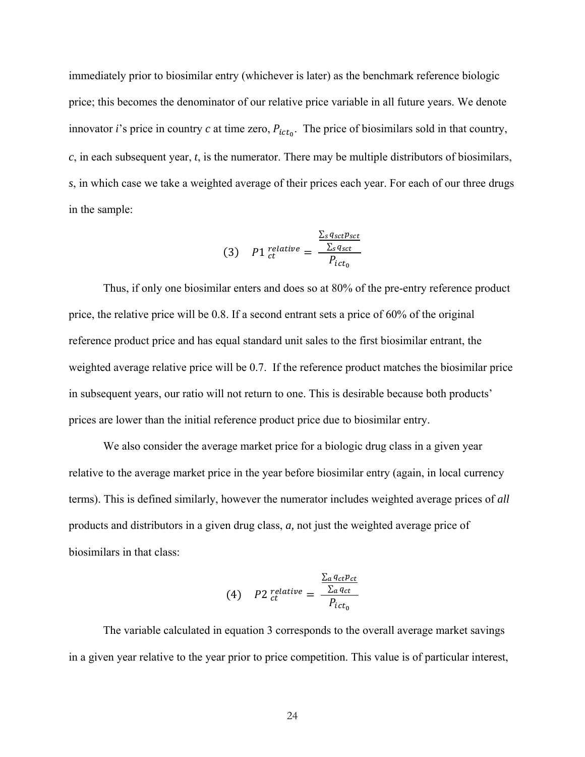immediately prior to biosimilar entry (whichever is later) as the benchmark reference biologic price; this becomes the denominator of our relative price variable in all future years. We denote innovator *i*'s price in country *c* at time zero, $P_{ict_0}$. The price of biosimilars sold in that country, *c*, in each subsequent year, *t*, is the numerator. There may be multiple distributors of biosimilars, *s*, in which case we take a weighted average of their prices each year. For each of our three drugs in the sample:

$$(3) \quad P1_{ct}^{relative} = \frac{\frac{\sum_s q_{sct} p_{sct}}{\sum_s q_{sct}}}{P_{ict_0}}$$

Thus, if only one biosimilar enters and does so at 80% of the pre-entry reference product price, the relative price will be 0.8. If a second entrant sets a price of 60% of the original reference product price and has equal standard unit sales to the first biosimilar entrant, the weighted average relative price will be 0.7. If the reference product matches the biosimilar price in subsequent years, our ratio will not return to one. This is desirable because both products' prices are lower than the initial reference product price due to biosimilar entry.

We also consider the average market price for a biologic drug class in a given year relative to the average market price in the year before biosimilar entry (again, in local currency terms). This is defined similarly, however the numerator includes weighted average prices of *all* products and distributors in a given drug class, *a,* not just the weighted average price of biosimilars in that class:

$$(4) \quad P2_{ct}^{relative} = \frac{\frac{\sum_a q_{ct} p_{ct}}{\sum_a q_{ct}}}{P_{ict_0}}$$

The variable calculated in equation 3 corresponds to the overall average market savings in a given year relative to the year prior to price competition. This value is of particular interest,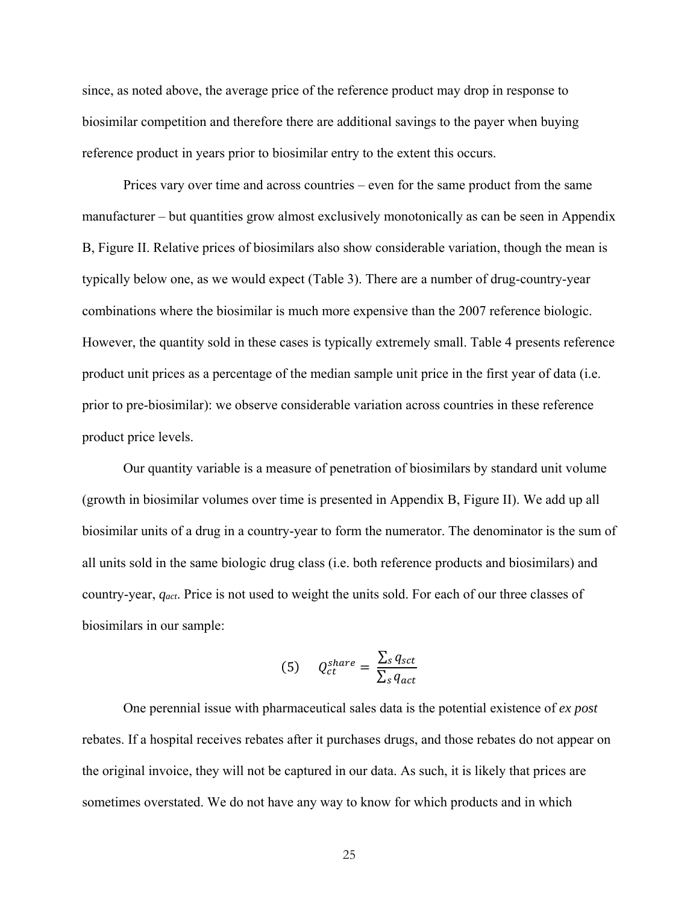since, as noted above, the average price of the reference product may drop in response to biosimilar competition and therefore there are additional savings to the payer when buying reference product in years prior to biosimilar entry to the extent this occurs.

Prices vary over time and across countries – even for the same product from the same manufacturer – but quantities grow almost exclusively monotonically as can be seen in Appendix B, Figure II. Relative prices of biosimilars also show considerable variation, though the mean is typically below one, as we would expect (Table 3). There are a number of drug-country-year combinations where the biosimilar is much more expensive than the 2007 reference biologic. However, the quantity sold in these cases is typically extremely small. Table 4 presents reference product unit prices as a percentage of the median sample unit price in the first year of data (i.e. prior to pre-biosimilar): we observe considerable variation across countries in these reference product price levels.

Our quantity variable is a measure of penetration of biosimilars by standard unit volume (growth in biosimilar volumes over time is presented in Appendix B, Figure II). We add up all biosimilar units of a drug in a country-year to form the numerator. The denominator is the sum of all units sold in the same biologic drug class (i.e. both reference products and biosimilars) and country-year, $q_{act}$. Price is not used to weight the units sold. For each of our three classes of biosimilars in our sample:

$$(5) \quad Q_{ct}^{share} = \frac{\sum_s q_{sct}}{\sum_s q_{act}}$$

One perennial issue with pharmaceutical sales data is the potential existence of *ex post* rebates. If a hospital receives rebates after it purchases drugs, and those rebates do not appear on the original invoice, they will not be captured in our data. As such, it is likely that prices are sometimes overstated. We do not have any way to know for which products and in which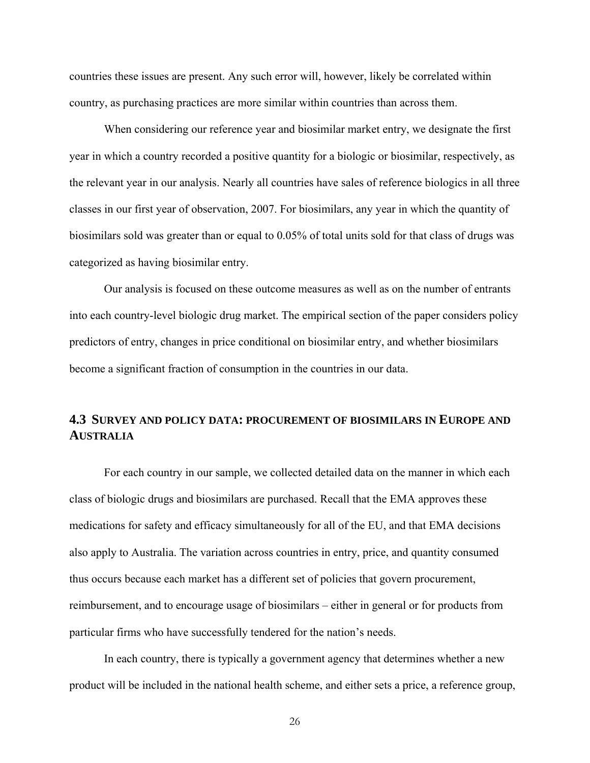countries these issues are present. Any such error will, however, likely be correlated within country, as purchasing practices are more similar within countries than across them.

When considering our reference year and biosimilar market entry, we designate the first year in which a country recorded a positive quantity for a biologic or biosimilar, respectively, as the relevant year in our analysis. Nearly all countries have sales of reference biologics in all three classes in our first year of observation, 2007. For biosimilars, any year in which the quantity of biosimilars sold was greater than or equal to 0.05% of total units sold for that class of drugs was categorized as having biosimilar entry.

Our analysis is focused on these outcome measures as well as on the number of entrants into each country-level biologic drug market. The empirical section of the paper considers policy predictors of entry, changes in price conditional on biosimilar entry, and whether biosimilars become a significant fraction of consumption in the countries in our data.

### 4.3 Survey and policy data: procurement of biosimilars in Europe and Australia

For each country in our sample, we collected detailed data on the manner in which each class of biologic drugs and biosimilars are purchased. Recall that the EMA approves these medications for safety and efficacy simultaneously for all of the EU, and that EMA decisions also apply to Australia. The variation across countries in entry, price, and quantity consumed thus occurs because each market has a different set of policies that govern procurement, reimbursement, and to encourage usage of biosimilars – either in general or for products from particular firms who have successfully tendered for the nation's needs.

In each country, there is typically a government agency that determines whether a new product will be included in the national health scheme, and either sets a price, a reference group,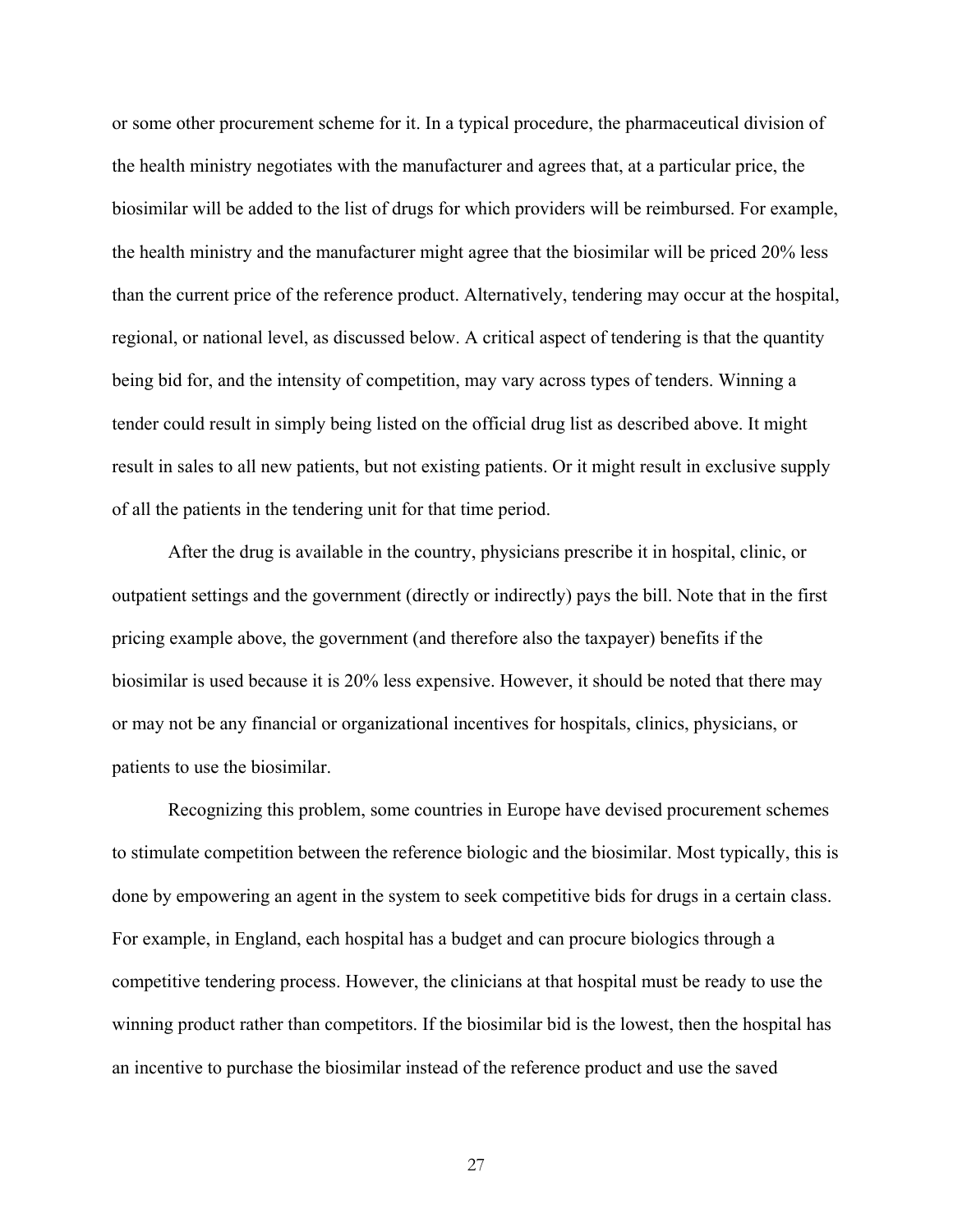or some other procurement scheme for it. In a typical procedure, the pharmaceutical division of the health ministry negotiates with the manufacturer and agrees that, at a particular price, the biosimilar will be added to the list of drugs for which providers will be reimbursed. For example, the health ministry and the manufacturer might agree that the biosimilar will be priced 20% less than the current price of the reference product. Alternatively, tendering may occur at the hospital, regional, or national level, as discussed below. A critical aspect of tendering is that the quantity being bid for, and the intensity of competition, may vary across types of tenders. Winning a tender could result in simply being listed on the official drug list as described above. It might result in sales to all new patients, but not existing patients. Or it might result in exclusive supply of all the patients in the tendering unit for that time period.

After the drug is available in the country, physicians prescribe it in hospital, clinic, or outpatient settings and the government (directly or indirectly) pays the bill. Note that in the first pricing example above, the government (and therefore also the taxpayer) benefits if the biosimilar is used because it is 20% less expensive. However, it should be noted that there may or may not be any financial or organizational incentives for hospitals, clinics, physicians, or patients to use the biosimilar.

Recognizing this problem, some countries in Europe have devised procurement schemes to stimulate competition between the reference biologic and the biosimilar. Most typically, this is done by empowering an agent in the system to seek competitive bids for drugs in a certain class. For example, in England, each hospital has a budget and can procure biologics through a competitive tendering process. However, the clinicians at that hospital must be ready to use the winning product rather than competitors. If the biosimilar bid is the lowest, then the hospital has an incentive to purchase the biosimilar instead of the reference product and use the saved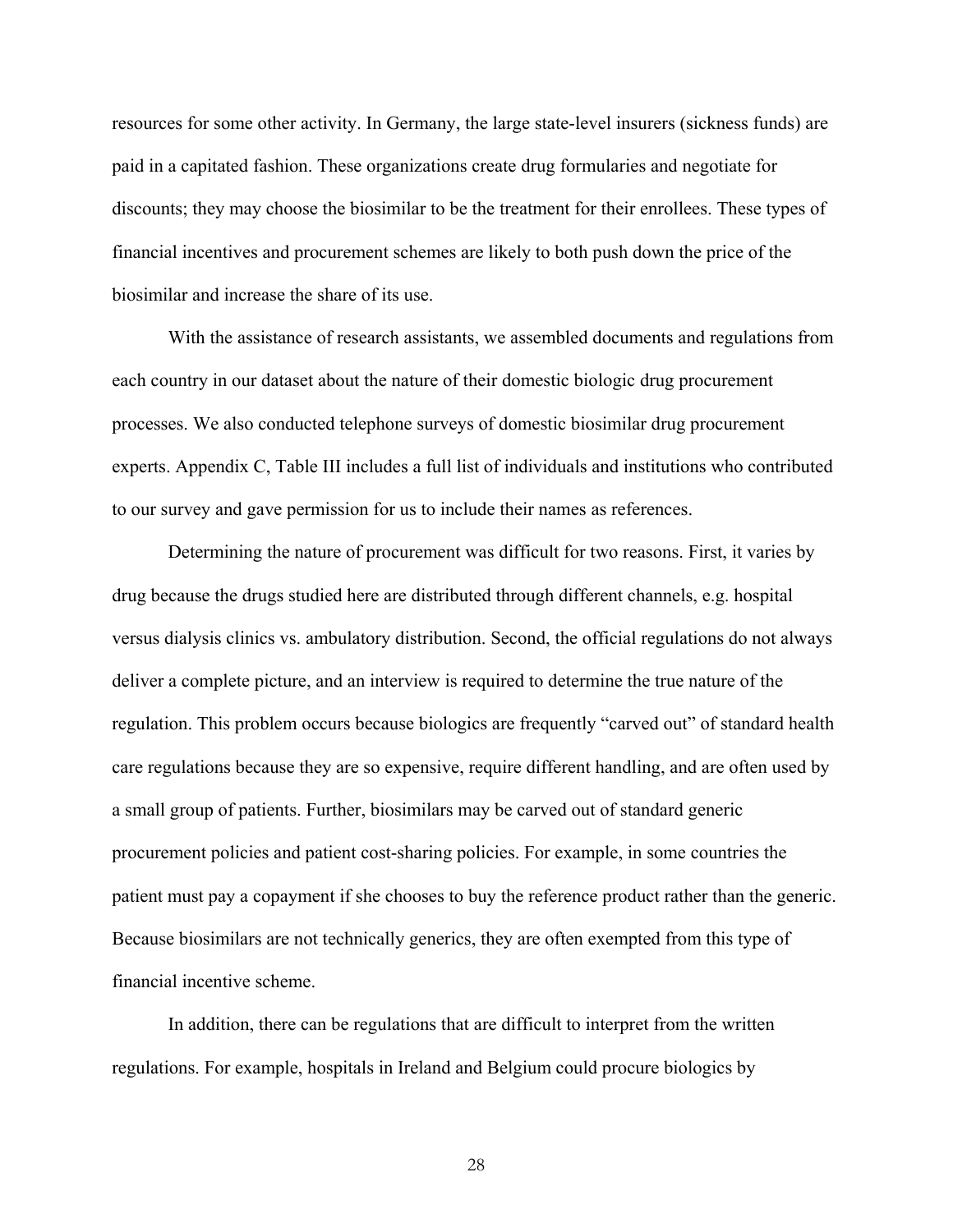resources for some other activity. In Germany, the large state-level insurers (sickness funds) are paid in a capitated fashion. These organizations create drug formularies and negotiate for discounts; they may choose the biosimilar to be the treatment for their enrollees. These types of financial incentives and procurement schemes are likely to both push down the price of the biosimilar and increase the share of its use.

With the assistance of research assistants, we assembled documents and regulations from each country in our dataset about the nature of their domestic biologic drug procurement processes. We also conducted telephone surveys of domestic biosimilar drug procurement experts. Appendix C, Table III includes a full list of individuals and institutions who contributed to our survey and gave permission for us to include their names as references.

Determining the nature of procurement was difficult for two reasons. First, it varies by drug because the drugs studied here are distributed through different channels, e.g. hospital versus dialysis clinics vs. ambulatory distribution. Second, the official regulations do not always deliver a complete picture, and an interview is required to determine the true nature of the regulation. This problem occurs because biologics are frequently "carved out" of standard health care regulations because they are so expensive, require different handling, and are often used by a small group of patients. Further, biosimilars may be carved out of standard generic procurement policies and patient cost-sharing policies. For example, in some countries the patient must pay a copayment if she chooses to buy the reference product rather than the generic. Because biosimilars are not technically generics, they are often exempted from this type of financial incentive scheme.

In addition, there can be regulations that are difficult to interpret from the written regulations. For example, hospitals in Ireland and Belgium could procure biologics by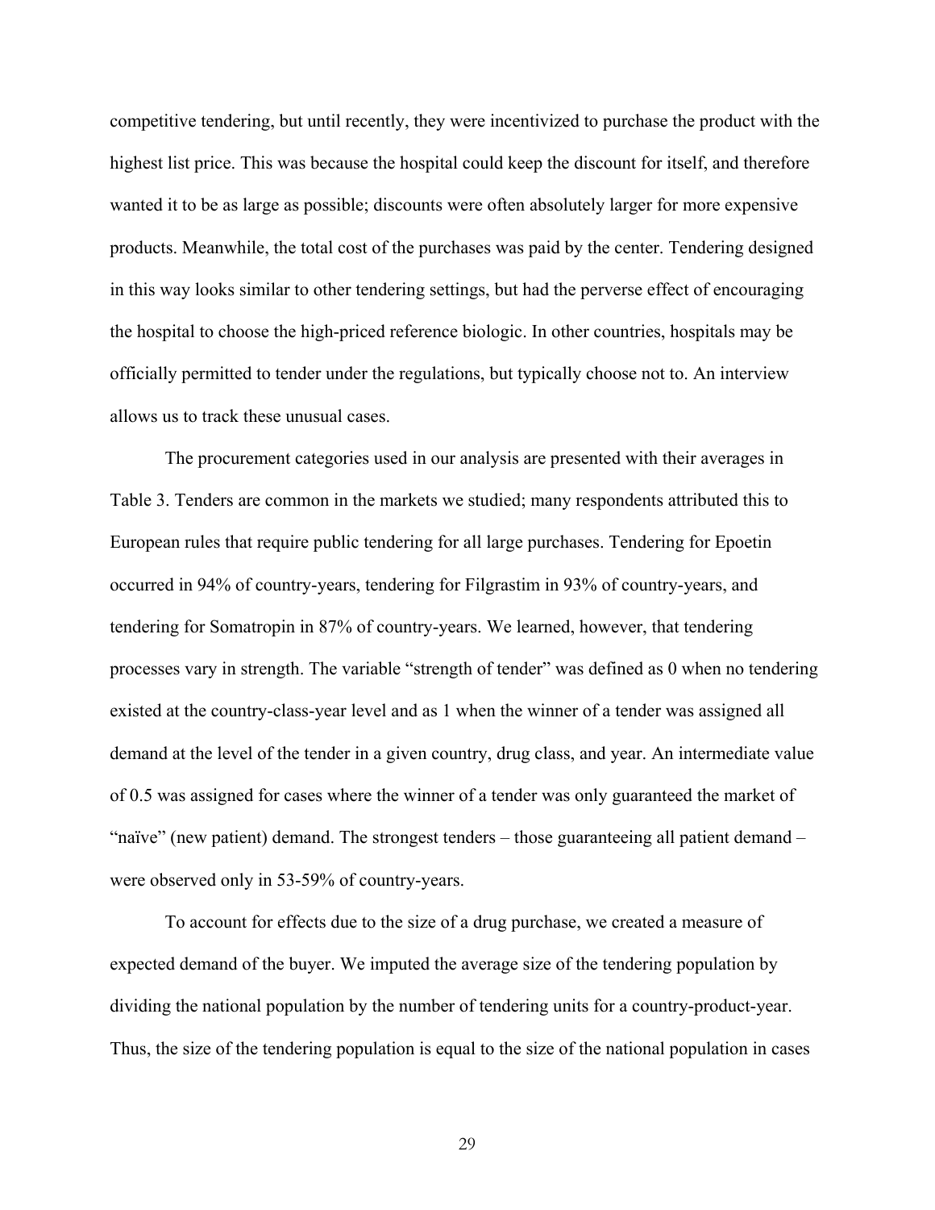competitive tendering, but until recently, they were incentivized to purchase the product with the highest list price. This was because the hospital could keep the discount for itself, and therefore wanted it to be as large as possible; discounts were often absolutely larger for more expensive products. Meanwhile, the total cost of the purchases was paid by the center. Tendering designed in this way looks similar to other tendering settings, but had the perverse effect of encouraging the hospital to choose the high-priced reference biologic. In other countries, hospitals may be officially permitted to tender under the regulations, but typically choose not to. An interview allows us to track these unusual cases.

The procurement categories used in our analysis are presented with their averages in Table 3. Tenders are common in the markets we studied; many respondents attributed this to European rules that require public tendering for all large purchases. Tendering for Epoetin occurred in 94% of country-years, tendering for Filgrastim in 93% of country-years, and tendering for Somatropin in 87% of country-years. We learned, however, that tendering processes vary in strength. The variable "strength of tender" was defined as 0 when no tendering existed at the country-class-year level and as 1 when the winner of a tender was assigned all demand at the level of the tender in a given country, drug class, and year. An intermediate value of 0.5 was assigned for cases where the winner of a tender was only guaranteed the market of "naïve" (new patient) demand. The strongest tenders – those guaranteeing all patient demand – were observed only in 53-59% of country-years.

To account for effects due to the size of a drug purchase, we created a measure of expected demand of the buyer. We imputed the average size of the tendering population by dividing the national population by the number of tendering units for a country-product-year. Thus, the size of the tendering population is equal to the size of the national population in cases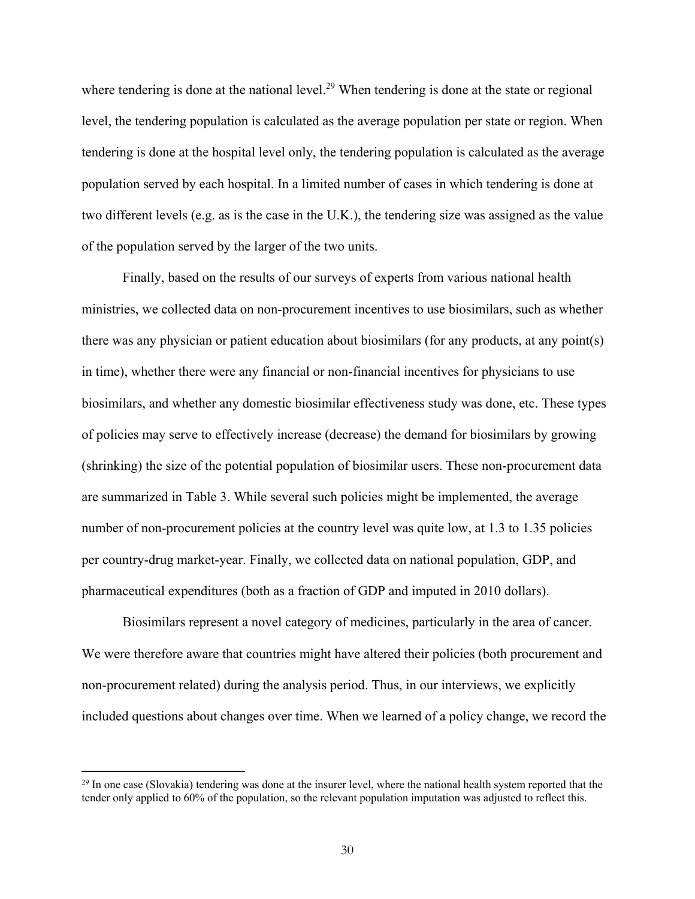where tendering is done at the national level.[29] When tendering is done at the state or regional level, the tendering population is calculated as the average population per state or region. When tendering is done at the hospital level only, the tendering population is calculated as the average population served by each hospital. In a limited number of cases in which tendering is done at two different levels (e.g. as is the case in the U.K.), the tendering size was assigned as the value of the population served by the larger of the two units.

Finally, based on the results of our surveys of experts from various national health ministries, we collected data on non-procurement incentives to use biosimilars, such as whether there was any physician or patient education about biosimilars (for any products, at any point(s) in time), whether there were any financial or non-financial incentives for physicians to use biosimilars, and whether any domestic biosimilar effectiveness study was done, etc. These types of policies may serve to effectively increase (decrease) the demand for biosimilars by growing (shrinking) the size of the potential population of biosimilar users. These non-procurement data are summarized in Table 3. While several such policies might be implemented, the average number of non-procurement policies at the country level was quite low, at 1.3 to 1.35 policies per country-drug market-year. Finally, we collected data on national population, GDP, and pharmaceutical expenditures (both as a fraction of GDP and imputed in 2010 dollars).

Biosimilars represent a novel category of medicines, particularly in the area of cancer. We were therefore aware that countries might have altered their policies (both procurement and non-procurement related) during the analysis period. Thus, in our interviews, we explicitly included questions about changes over time. When we learned of a policy change, we record the

[29] In one case (Slovakia) tendering was done at the insurer level, where the national health system reported that the tender only applied to 60% of the population, so the relevant population imputation was adjusted to reflect this.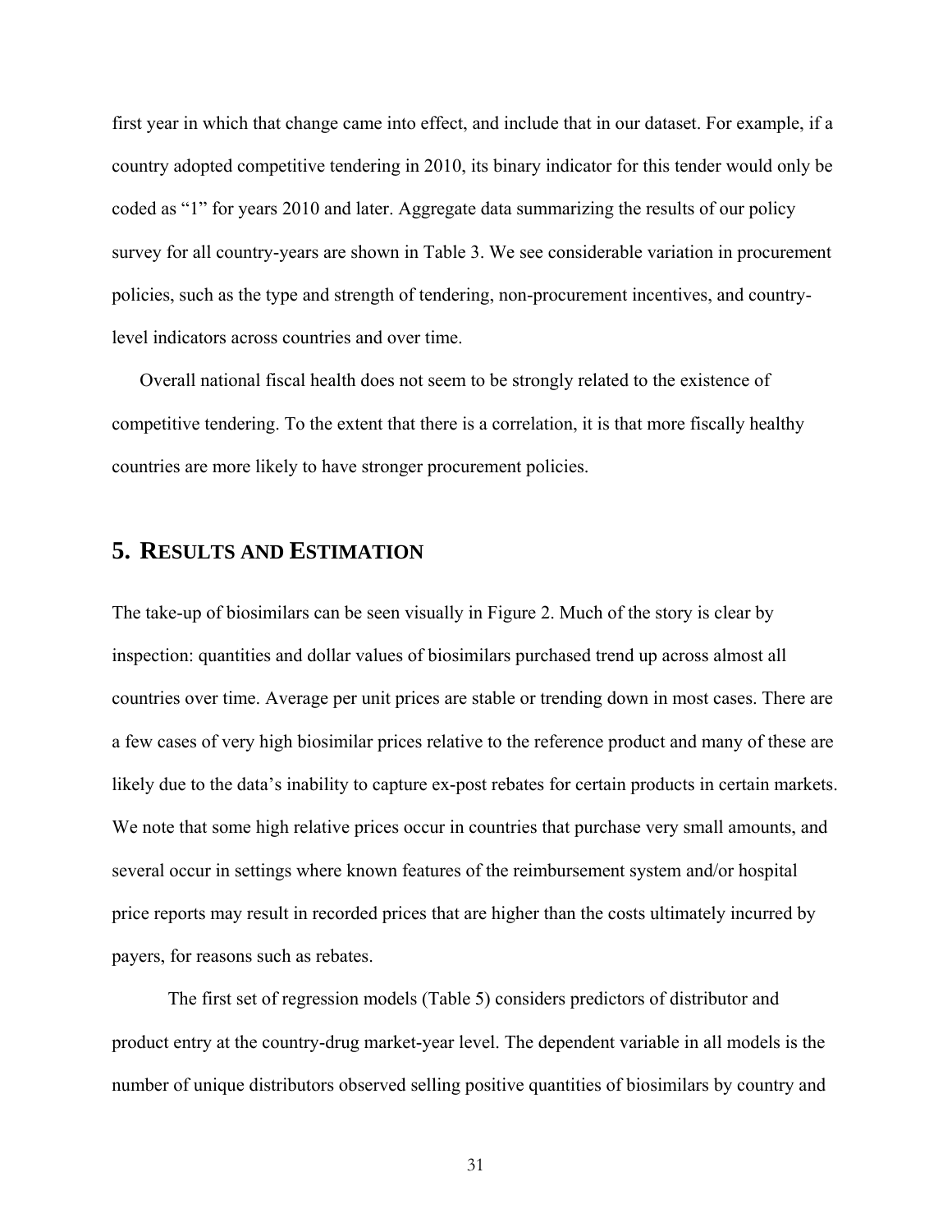first year in which that change came into effect, and include that in our dataset. For example, if a country adopted competitive tendering in 2010, its binary indicator for this tender would only be coded as "1" for years 2010 and later. Aggregate data summarizing the results of our policy survey for all country-years are shown in Table 3. We see considerable variation in procurement policies, such as the type and strength of tendering, non-procurement incentives, and country-level indicators across countries and over time.

Overall national fiscal health does not seem to be strongly related to the existence of competitive tendering. To the extent that there is a correlation, it is that more fiscally healthy countries are more likely to have stronger procurement policies.

## 5. Results and Estimation

The take-up of biosimilars can be seen visually in Figure 2. Much of the story is clear by inspection: quantities and dollar values of biosimilars purchased trend up across almost all countries over time. Average per unit prices are stable or trending down in most cases. There are a few cases of very high biosimilar prices relative to the reference product and many of these are likely due to the data's inability to capture ex-post rebates for certain products in certain markets. We note that some high relative prices occur in countries that purchase very small amounts, and several occur in settings where known features of the reimbursement system and/or hospital price reports may result in recorded prices that are higher than the costs ultimately incurred by payers, for reasons such as rebates.

The first set of regression models (Table 5) considers predictors of distributor and product entry at the country-drug market-year level. The dependent variable in all models is the number of unique distributors observed selling positive quantities of biosimilars by country and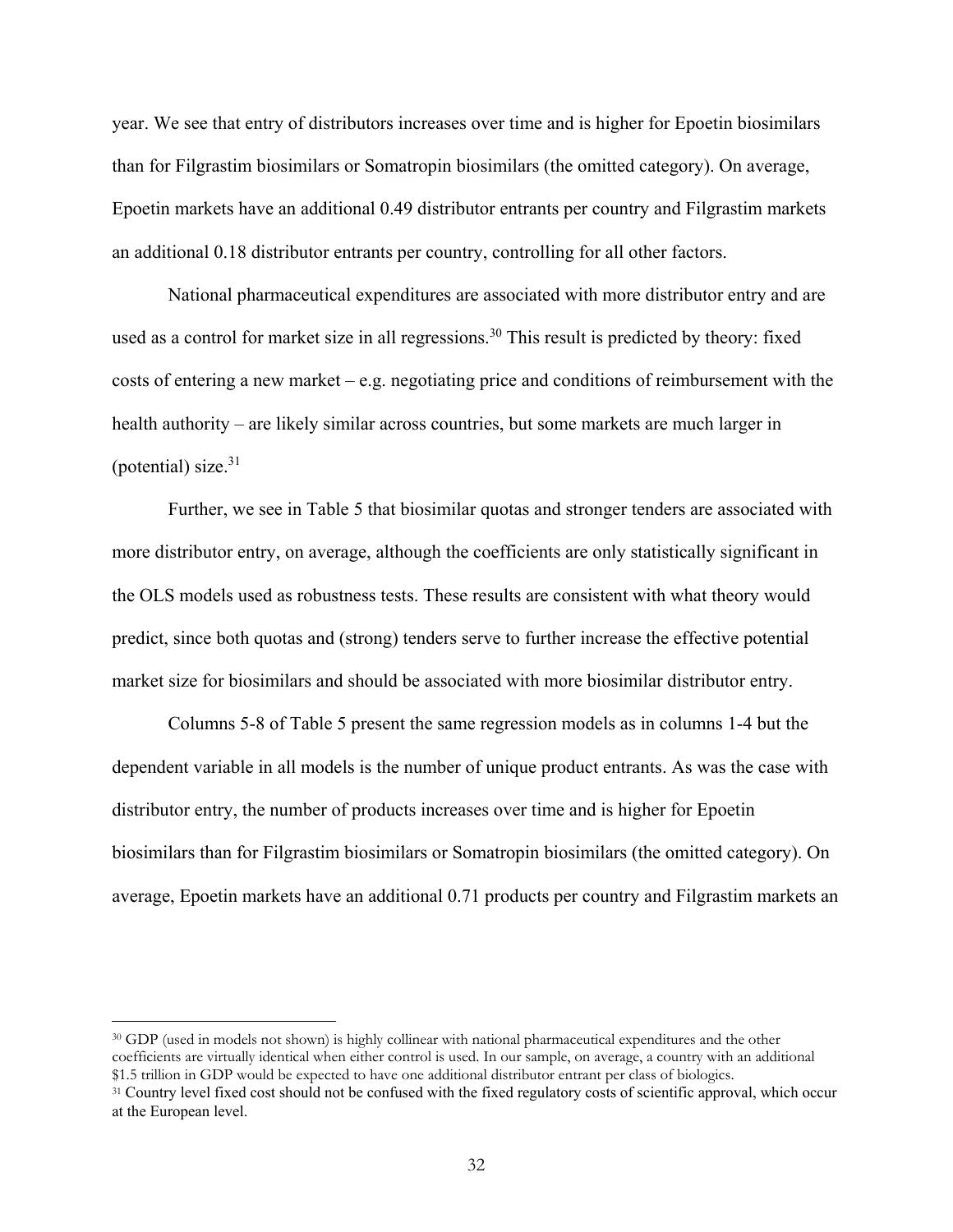year. We see that entry of distributors increases over time and is higher for Epoetin biosimilars than for Filgrastim biosimilars or Somatropin biosimilars (the omitted category). On average, Epoetin markets have an additional 0.49 distributor entrants per country and Filgrastim markets an additional 0.18 distributor entrants per country, controlling for all other factors.

National pharmaceutical expenditures are associated with more distributor entry and are used as a control for market size in all regressions.[30] This result is predicted by theory: fixed costs of entering a new market – e.g. negotiating price and conditions of reimbursement with the health authority – are likely similar across countries, but some markets are much larger in (potential) size.[31]

Further, we see in Table 5 that biosimilar quotas and stronger tenders are associated with more distributor entry, on average, although the coefficients are only statistically significant in the OLS models used as robustness tests. These results are consistent with what theory would predict, since both quotas and (strong) tenders serve to further increase the effective potential market size for biosimilars and should be associated with more biosimilar distributor entry.

Columns 5-8 of Table 5 present the same regression models as in columns 1-4 but the dependent variable in all models is the number of unique product entrants. As was the case with distributor entry, the number of products increases over time and is higher for Epoetin biosimilars than for Filgrastim biosimilars or Somatropin biosimilars (the omitted category). On average, Epoetin markets have an additional 0.71 products per country and Filgrastim markets an

---

[30] GDP (used in models not shown) is highly collinear with national pharmaceutical expenditures and the other coefficients are virtually identical when either control is used. In our sample, on average, a country with an additional $1.5 trillion in GDP would be expected to have one additional distributor entrant per class of biologics.

[31] Country level fixed cost should not be confused with the fixed regulatory costs of scientific approval, which occur at the European level.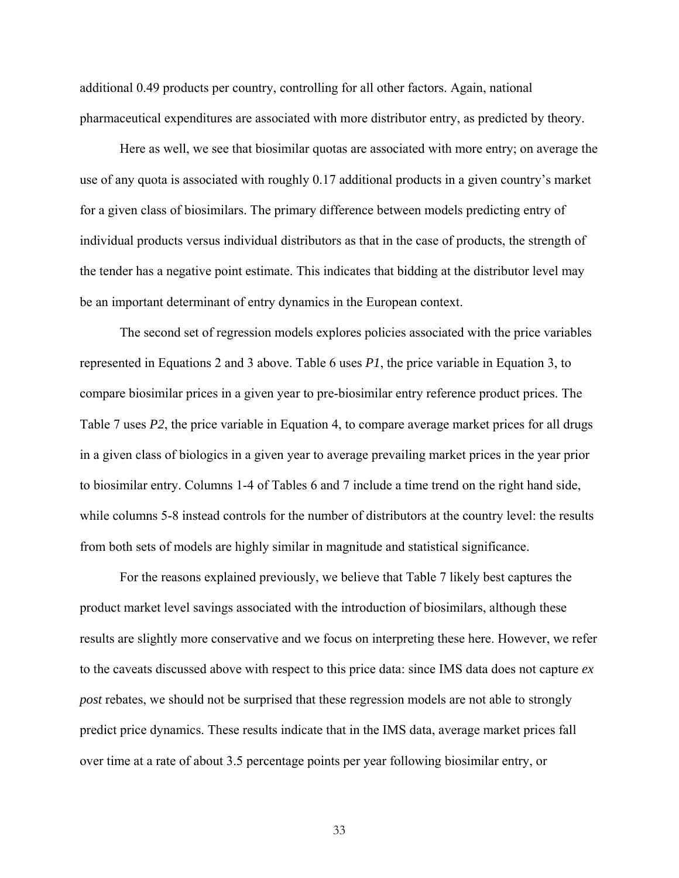additional 0.49 products per country, controlling for all other factors. Again, national pharmaceutical expenditures are associated with more distributor entry, as predicted by theory.

Here as well, we see that biosimilar quotas are associated with more entry; on average the use of any quota is associated with roughly 0.17 additional products in a given country's market for a given class of biosimilars. The primary difference between models predicting entry of individual products versus individual distributors as that in the case of products, the strength of the tender has a negative point estimate. This indicates that bidding at the distributor level may be an important determinant of entry dynamics in the European context.

The second set of regression models explores policies associated with the price variables represented in Equations 2 and 3 above. Table 6 uses *P1*, the price variable in Equation 3, to compare biosimilar prices in a given year to pre-biosimilar entry reference product prices. The Table 7 uses *P2*, the price variable in Equation 4, to compare average market prices for all drugs in a given class of biologics in a given year to average prevailing market prices in the year prior to biosimilar entry. Columns 1-4 of Tables 6 and 7 include a time trend on the right hand side, while columns 5-8 instead controls for the number of distributors at the country level: the results from both sets of models are highly similar in magnitude and statistical significance.

For the reasons explained previously, we believe that Table 7 likely best captures the product market level savings associated with the introduction of biosimilars, although these results are slightly more conservative and we focus on interpreting these here. However, we refer to the caveats discussed above with respect to this price data: since IMS data does not capture *ex post* rebates, we should not be surprised that these regression models are not able to strongly predict price dynamics. These results indicate that in the IMS data, average market prices fall over time at a rate of about 3.5 percentage points per year following biosimilar entry, or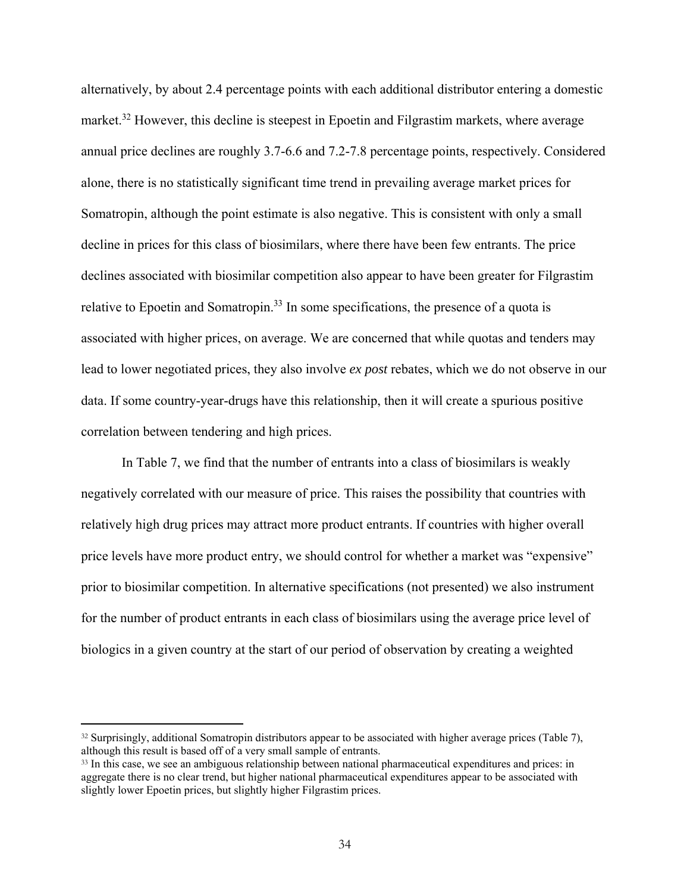alternatively, by about 2.4 percentage points with each additional distributor entering a domestic market.[32] However, this decline is steepest in Epoetin and Filgrastim markets, where average annual price declines are roughly 3.7-6.6 and 7.2-7.8 percentage points, respectively. Considered alone, there is no statistically significant time trend in prevailing average market prices for Somatropin, although the point estimate is also negative. This is consistent with only a small decline in prices for this class of biosimilars, where there have been few entrants. The price declines associated with biosimilar competition also appear to have been greater for Filgrastim relative to Epoetin and Somatropin.[33] In some specifications, the presence of a quota is associated with higher prices, on average. We are concerned that while quotas and tenders may lead to lower negotiated prices, they also involve *ex post* rebates, which we do not observe in our data. If some country-year-drugs have this relationship, then it will create a spurious positive correlation between tendering and high prices.

In Table 7, we find that the number of entrants into a class of biosimilars is weakly negatively correlated with our measure of price. This raises the possibility that countries with relatively high drug prices may attract more product entrants. If countries with higher overall price levels have more product entry, we should control for whether a market was "expensive" prior to biosimilar competition. In alternative specifications (not presented) we also instrument for the number of product entrants in each class of biosimilars using the average price level of biologics in a given country at the start of our period of observation by creating a weighted

[32] Surprisingly, additional Somatropin distributors appear to be associated with higher average prices (Table 7), although this result is based off of a very small sample of entrants.

[33] In this case, we see an ambiguous relationship between national pharmaceutical expenditures and prices: in aggregate there is no clear trend, but higher national pharmaceutical expenditures appear to be associated with slightly lower Epoetin prices, but slightly higher Filgrastim prices.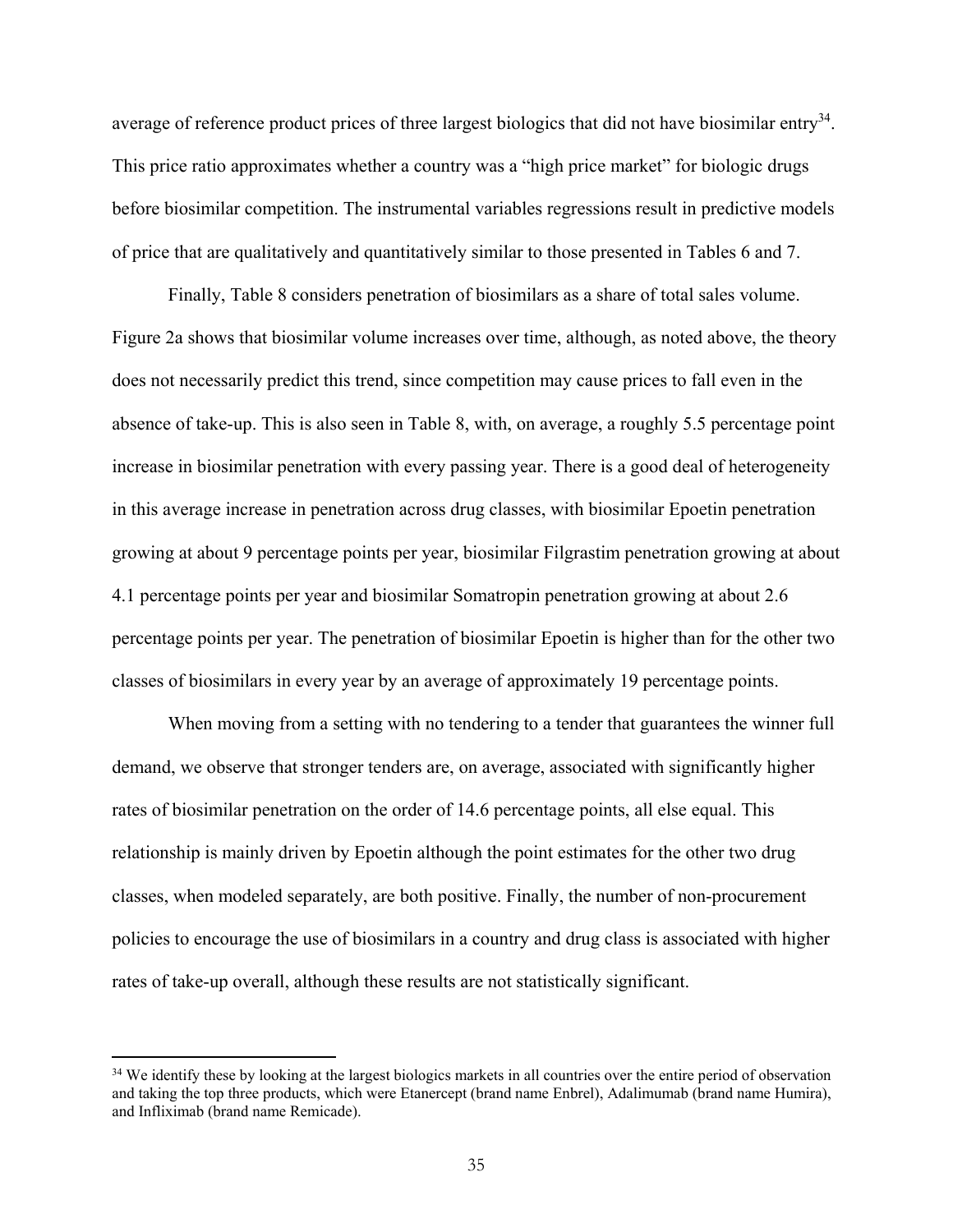average of reference product prices of three largest biologics that did not have biosimilar entry[34]. This price ratio approximates whether a country was a "high price market" for biologic drugs before biosimilar competition. The instrumental variables regressions result in predictive models of price that are qualitatively and quantitatively similar to those presented in Tables 6 and 7.

Finally, Table 8 considers penetration of biosimilars as a share of total sales volume. Figure 2a shows that biosimilar volume increases over time, although, as noted above, the theory does not necessarily predict this trend, since competition may cause prices to fall even in the absence of take-up. This is also seen in Table 8, with, on average, a roughly 5.5 percentage point increase in biosimilar penetration with every passing year. There is a good deal of heterogeneity in this average increase in penetration across drug classes, with biosimilar Epoetin penetration growing at about 9 percentage points per year, biosimilar Filgrastim penetration growing at about 4.1 percentage points per year and biosimilar Somatropin penetration growing at about 2.6 percentage points per year. The penetration of biosimilar Epoetin is higher than for the other two classes of biosimilars in every year by an average of approximately 19 percentage points.

When moving from a setting with no tendering to a tender that guarantees the winner full demand, we observe that stronger tenders are, on average, associated with significantly higher rates of biosimilar penetration on the order of 14.6 percentage points, all else equal. This relationship is mainly driven by Epoetin although the point estimates for the other two drug classes, when modeled separately, are both positive. Finally, the number of non-procurement policies to encourage the use of biosimilars in a country and drug class is associated with higher rates of take-up overall, although these results are not statistically significant.

[34] We identify these by looking at the largest biologics markets in all countries over the entire period of observation and taking the top three products, which were Etanercept (brand name Enbrel), Adalimumab (brand name Humira), and Infliximab (brand name Remicade).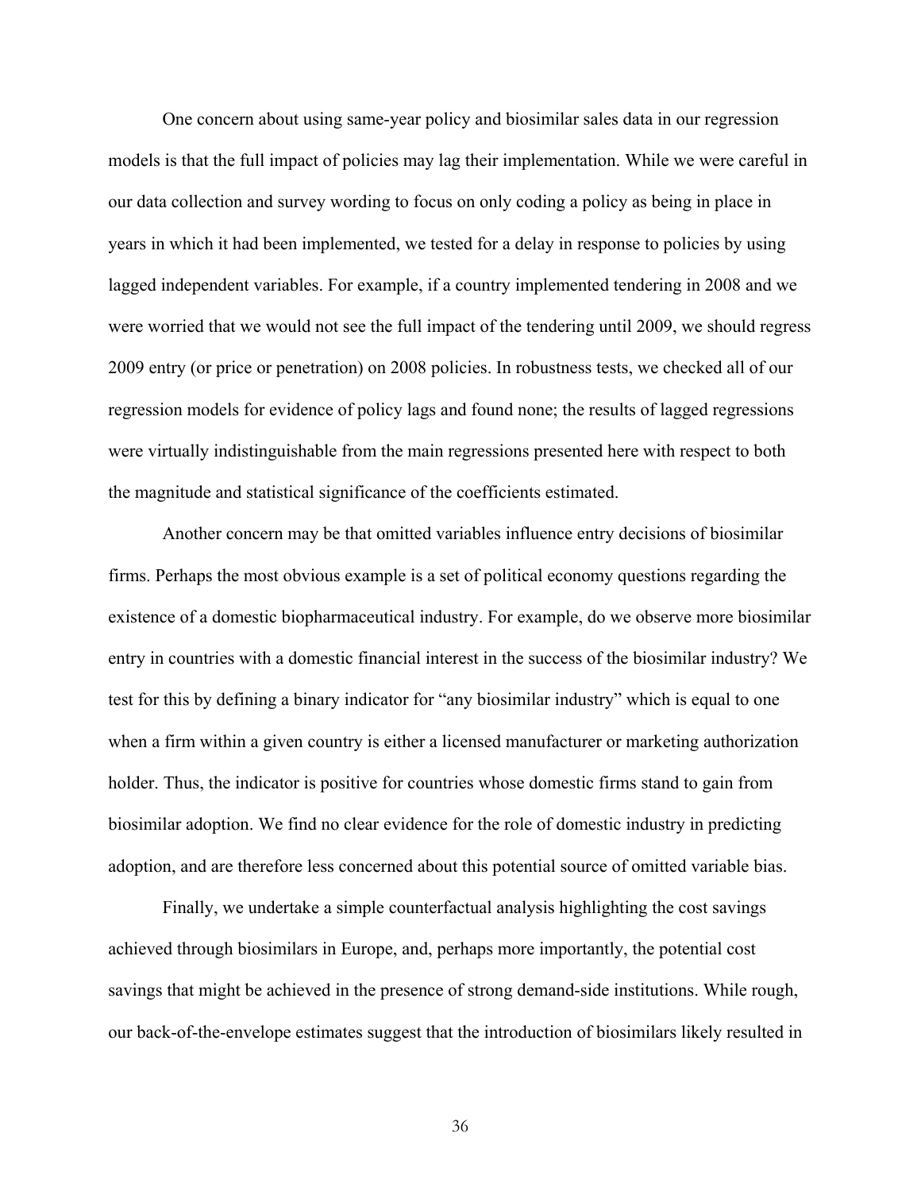One concern about using same-year policy and biosimilar sales data in our regression models is that the full impact of policies may lag their implementation. While we were careful in our data collection and survey wording to focus on only coding a policy as being in place in years in which it had been implemented, we tested for a delay in response to policies by using lagged independent variables. For example, if a country implemented tendering in 2008 and we were worried that we would not see the full impact of the tendering until 2009, we should regress 2009 entry (or price or penetration) on 2008 policies. In robustness tests, we checked all of our regression models for evidence of policy lags and found none; the results of lagged regressions were virtually indistinguishable from the main regressions presented here with respect to both the magnitude and statistical significance of the coefficients estimated.

Another concern may be that omitted variables influence entry decisions of biosimilar firms. Perhaps the most obvious example is a set of political economy questions regarding the existence of a domestic biopharmaceutical industry. For example, do we observe more biosimilar entry in countries with a domestic financial interest in the success of the biosimilar industry? We test for this by defining a binary indicator for "any biosimilar industry" which is equal to one when a firm within a given country is either a licensed manufacturer or marketing authorization holder. Thus, the indicator is positive for countries whose domestic firms stand to gain from biosimilar adoption. We find no clear evidence for the role of domestic industry in predicting adoption, and are therefore less concerned about this potential source of omitted variable bias.

Finally, we undertake a simple counterfactual analysis highlighting the cost savings achieved through biosimilars in Europe, and, perhaps more importantly, the potential cost savings that might be achieved in the presence of strong demand-side institutions. While rough, our back-of-the-envelope estimates suggest that the introduction of biosimilars likely resulted in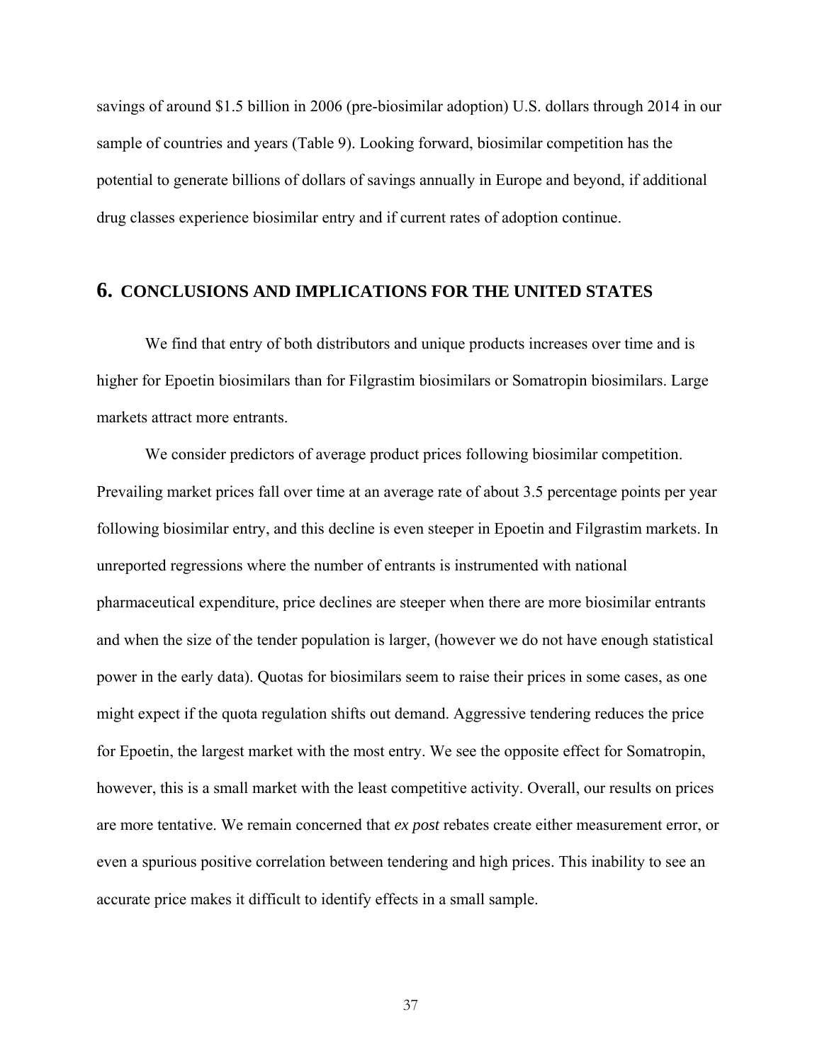savings of around $1.5 billion in 2006 (pre-biosimilar adoption) U.S. dollars through 2014 in our sample of countries and years (Table 9). Looking forward, biosimilar competition has the potential to generate billions of dollars of savings annually in Europe and beyond, if additional drug classes experience biosimilar entry and if current rates of adoption continue.

## 6. CONCLUSIONS AND IMPLICATIONS FOR THE UNITED STATES

We find that entry of both distributors and unique products increases over time and is higher for Epoetin biosimilars than for Filgrastim biosimilars or Somatropin biosimilars. Large markets attract more entrants.

We consider predictors of average product prices following biosimilar competition. Prevailing market prices fall over time at an average rate of about 3.5 percentage points per year following biosimilar entry, and this decline is even steeper in Epoetin and Filgrastim markets. In unreported regressions where the number of entrants is instrumented with national pharmaceutical expenditure, price declines are steeper when there are more biosimilar entrants and when the size of the tender population is larger, (however we do not have enough statistical power in the early data). Quotas for biosimilars seem to raise their prices in some cases, as one might expect if the quota regulation shifts out demand. Aggressive tendering reduces the price for Epoetin, the largest market with the most entry. We see the opposite effect for Somatropin, however, this is a small market with the least competitive activity. Overall, our results on prices are more tentative. We remain concerned that *ex post* rebates create either measurement error, or even a spurious positive correlation between tendering and high prices. This inability to see an accurate price makes it difficult to identify effects in a small sample.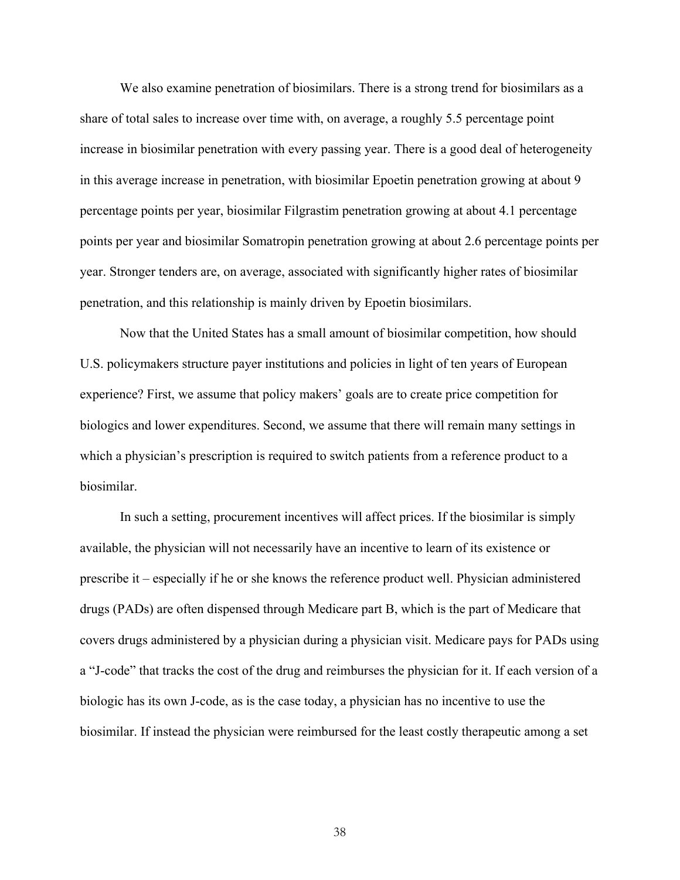We also examine penetration of biosimilars. There is a strong trend for biosimilars as a share of total sales to increase over time with, on average, a roughly 5.5 percentage point increase in biosimilar penetration with every passing year. There is a good deal of heterogeneity in this average increase in penetration, with biosimilar Epoetin penetration growing at about 9 percentage points per year, biosimilar Filgrastim penetration growing at about 4.1 percentage points per year and biosimilar Somatropin penetration growing at about 2.6 percentage points per year. Stronger tenders are, on average, associated with significantly higher rates of biosimilar penetration, and this relationship is mainly driven by Epoetin biosimilars.

Now that the United States has a small amount of biosimilar competition, how should U.S. policymakers structure payer institutions and policies in light of ten years of European experience? First, we assume that policy makers' goals are to create price competition for biologics and lower expenditures. Second, we assume that there will remain many settings in which a physician's prescription is required to switch patients from a reference product to a biosimilar.

In such a setting, procurement incentives will affect prices. If the biosimilar is simply available, the physician will not necessarily have an incentive to learn of its existence or prescribe it – especially if he or she knows the reference product well. Physician administered drugs (PADs) are often dispensed through Medicare part B, which is the part of Medicare that covers drugs administered by a physician during a physician visit. Medicare pays for PADs using a "J-code" that tracks the cost of the drug and reimburses the physician for it. If each version of a biologic has its own J-code, as is the case today, a physician has no incentive to use the biosimilar. If instead the physician were reimbursed for the least costly therapeutic among a set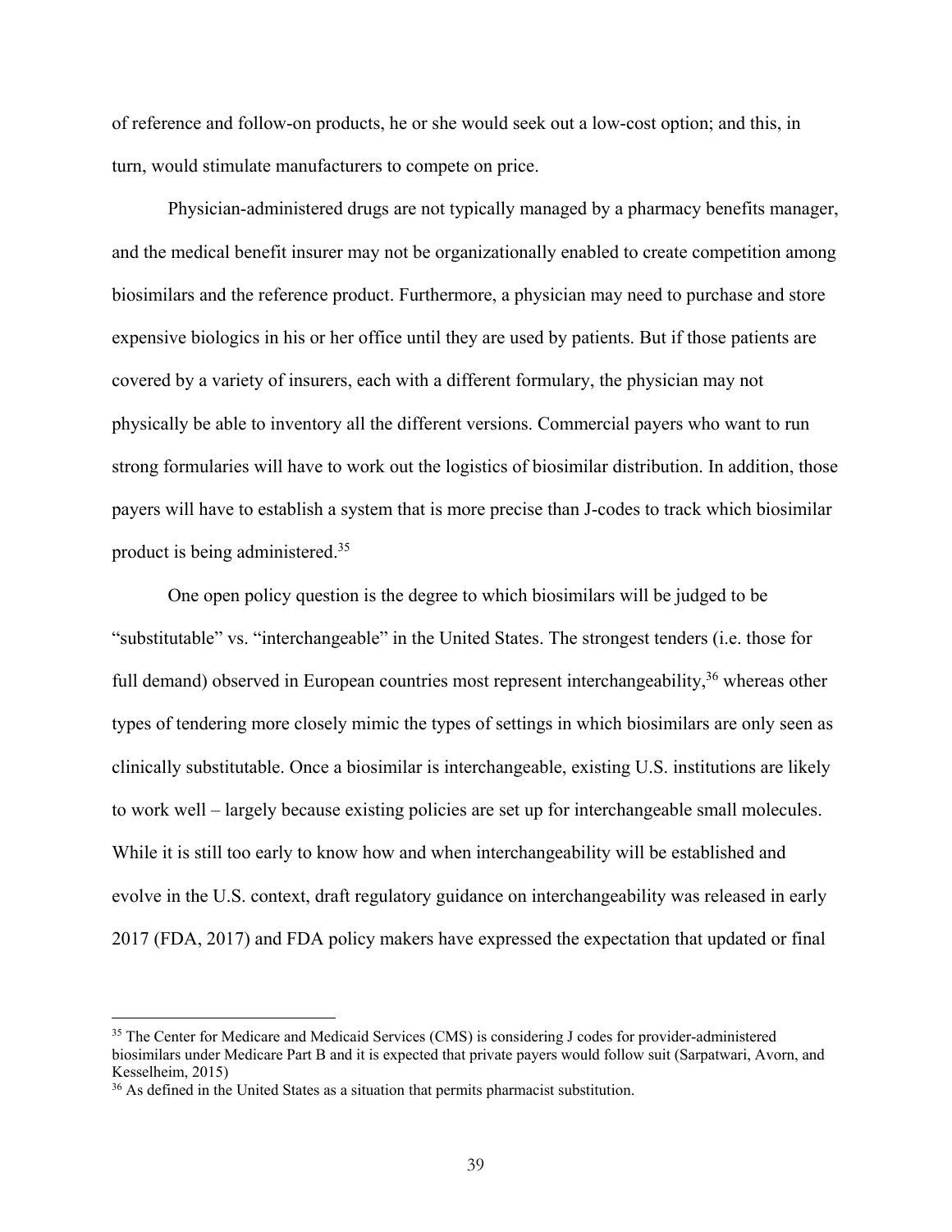of reference and follow-on products, he or she would seek out a low-cost option; and this, in turn, would stimulate manufacturers to compete on price.

Physician-administered drugs are not typically managed by a pharmacy benefits manager, and the medical benefit insurer may not be organizationally enabled to create competition among biosimilars and the reference product. Furthermore, a physician may need to purchase and store expensive biologics in his or her office until they are used by patients. But if those patients are covered by a variety of insurers, each with a different formulary, the physician may not physically be able to inventory all the different versions. Commercial payers who want to run strong formularies will have to work out the logistics of biosimilar distribution. In addition, those payers will have to establish a system that is more precise than J-codes to track which biosimilar product is being administered.[35]

One open policy question is the degree to which biosimilars will be judged to be "substitutable" vs. "interchangeable" in the United States. The strongest tenders (i.e. those for full demand) observed in European countries most represent interchangeability,[36] whereas other types of tendering more closely mimic the types of settings in which biosimilars are only seen as clinically substitutable. Once a biosimilar is interchangeable, existing U.S. institutions are likely to work well – largely because existing policies are set up for interchangeable small molecules. While it is still too early to know how and when interchangeability will be established and evolve in the U.S. context, draft regulatory guidance on interchangeability was released in early 2017 (FDA, 2017) and FDA policy makers have expressed the expectation that updated or final

---

[35] The Center for Medicare and Medicaid Services (CMS) is considering J codes for provider-administered biosimilars under Medicare Part B and it is expected that private payers would follow suit (Sarpatwari, Avorn, and Kesselheim, 2015)

[36] As defined in the United States as a situation that permits pharmacist substitution.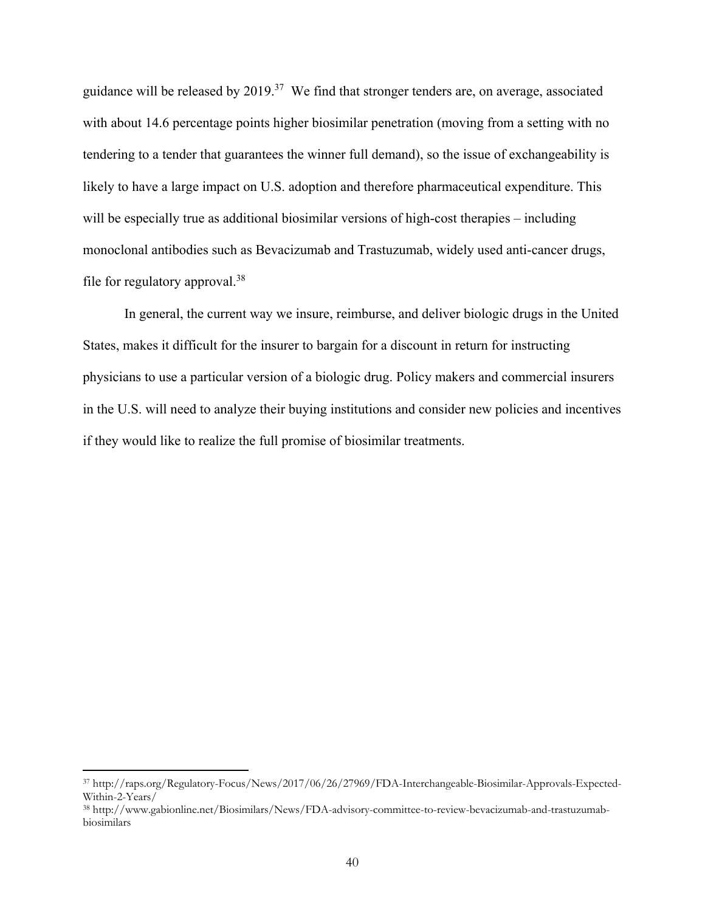guidance will be released by 2019.[37] We find that stronger tenders are, on average, associated with about 14.6 percentage points higher biosimilar penetration (moving from a setting with no tendering to a tender that guarantees the winner full demand), so the issue of exchangeability is likely to have a large impact on U.S. adoption and therefore pharmaceutical expenditure. This will be especially true as additional biosimilar versions of high-cost therapies – including monoclonal antibodies such as Bevacizumab and Trastuzumab, widely used anti-cancer drugs, file for regulatory approval.[38]

In general, the current way we insure, reimburse, and deliver biologic drugs in the United States, makes it difficult for the insurer to bargain for a discount in return for instructing physicians to use a particular version of a biologic drug. Policy makers and commercial insurers in the U.S. will need to analyze their buying institutions and consider new policies and incentives if they would like to realize the full promise of biosimilar treatments.

---

[37] http://raps.org/Regulatory-Focus/News/2017/06/26/27969/FDA-Interchangeable-Biosimilar-Approvals-Expected-Within-2-Years/

[38] http://www.gabionline.net/Biosimilars/News/FDA-advisory-committee-to-review-bevacizumab-and-trastuzumab-biosimilars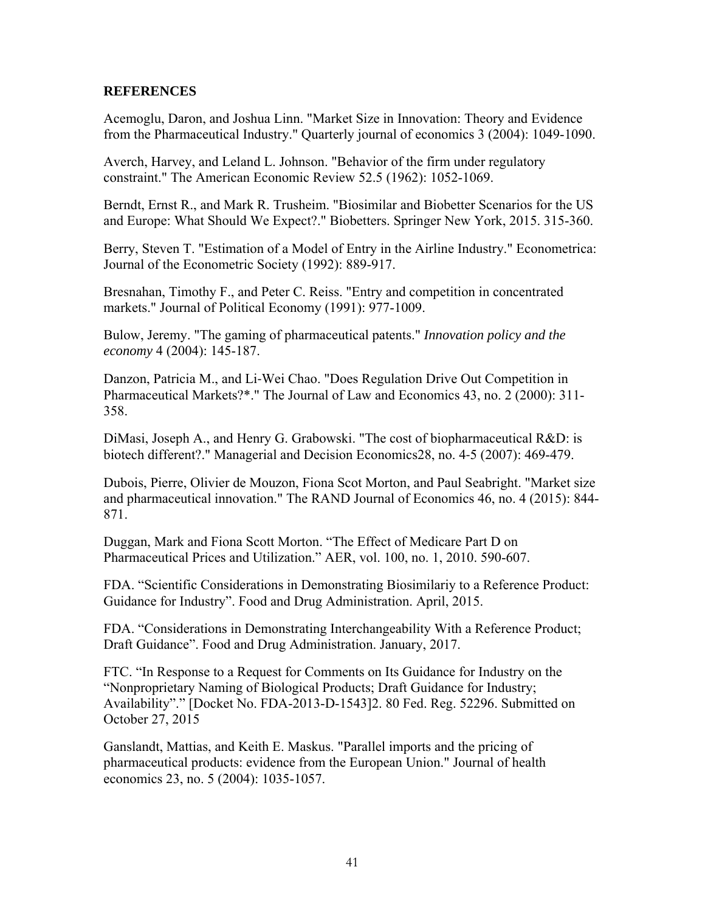## REFERENCES

Acemoglu, Daron, and Joshua Linn. "Market Size in Innovation: Theory and Evidence from the Pharmaceutical Industry." Quarterly journal of economics 3 (2004): 1049-1090.

Averch, Harvey, and Leland L. Johnson. "Behavior of the firm under regulatory constraint." The American Economic Review 52.5 (1962): 1052-1069.

Berndt, Ernst R., and Mark R. Trusheim. "Biosimilar and Biobetter Scenarios for the US and Europe: What Should We Expect?." Biobetters. Springer New York, 2015. 315-360.

Berry, Steven T. "Estimation of a Model of Entry in the Airline Industry." Econometrica: Journal of the Econometric Society (1992): 889-917.

Bresnahan, Timothy F., and Peter C. Reiss. "Entry and competition in concentrated markets." Journal of Political Economy (1991): 977-1009.

Bulow, Jeremy. "The gaming of pharmaceutical patents." *Innovation policy and the economy* 4 (2004): 145-187.

Danzon, Patricia M., and Li-Wei Chao. "Does Regulation Drive Out Competition in Pharmaceutical Markets?*." The Journal of Law and Economics 43, no. 2 (2000): 311-358.

DiMasi, Joseph A., and Henry G. Grabowski. "The cost of biopharmaceutical R&D: is biotech different?." Managerial and Decision Economics28, no. 4-5 (2007): 469-479.

Dubois, Pierre, Olivier de Mouzon, Fiona Scot Morton, and Paul Seabright. "Market size and pharmaceutical innovation." The RAND Journal of Economics 46, no. 4 (2015): 844-871.

Duggan, Mark and Fiona Scott Morton. "The Effect of Medicare Part D on Pharmaceutical Prices and Utilization." AER, vol. 100, no. 1, 2010. 590-607.

FDA. "Scientific Considerations in Demonstrating Biosimilariy to a Reference Product: Guidance for Industry". Food and Drug Administration. April, 2015.

FDA. "Considerations in Demonstrating Interchangeability With a Reference Product; Draft Guidance". Food and Drug Administration. January, 2017.

FTC. "In Response to a Request for Comments on Its Guidance for Industry on the "Nonproprietary Naming of Biological Products; Draft Guidance for Industry; Availability"." [Docket No. FDA-2013-D-1543]2. 80 Fed. Reg. 52296. Submitted on October 27, 2015

Ganslandt, Mattias, and Keith E. Maskus. "Parallel imports and the pricing of pharmaceutical products: evidence from the European Union." Journal of health economics 23, no. 5 (2004): 1035-1057.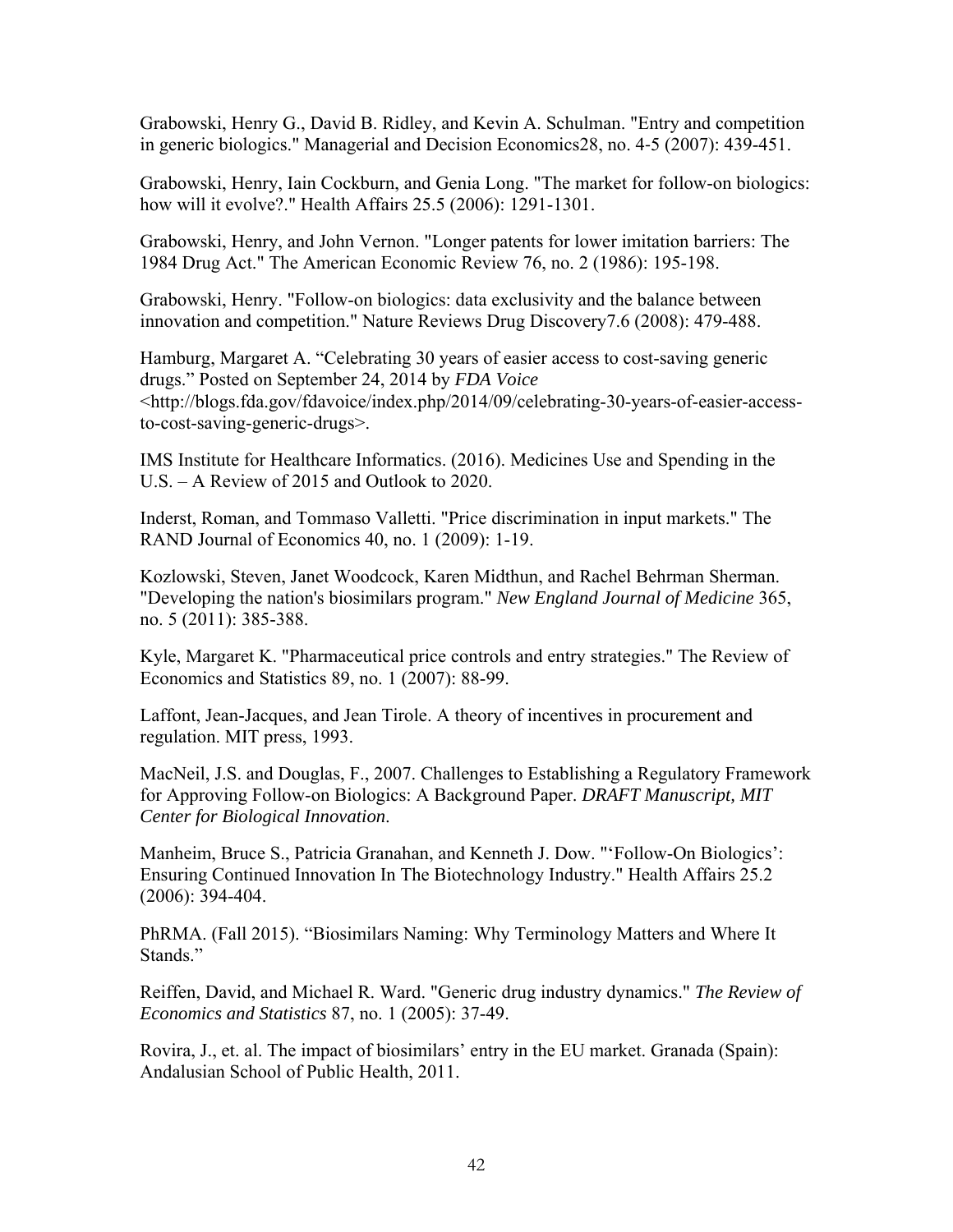Grabowski, Henry G., David B. Ridley, and Kevin A. Schulman. "Entry and competition in generic biologics." Managerial and Decision Economics28, no. 4-5 (2007): 439-451.

Grabowski, Henry, Iain Cockburn, and Genia Long. "The market for follow-on biologics: how will it evolve?." Health Affairs 25.5 (2006): 1291-1301.

Grabowski, Henry, and John Vernon. "Longer patents for lower imitation barriers: The 1984 Drug Act." The American Economic Review 76, no. 2 (1986): 195-198.

Grabowski, Henry. "Follow-on biologics: data exclusivity and the balance between innovation and competition." Nature Reviews Drug Discovery7.6 (2008): 479-488.

Hamburg, Margaret A. "Celebrating 30 years of easier access to cost-saving generic drugs." Posted on September 24, 2014 by *FDA Voice* <http://blogs.fda.gov/fdavoice/index.php/2014/09/celebrating-30-years-of-easier-access-to-cost-saving-generic-drugs>.

IMS Institute for Healthcare Informatics. (2016). Medicines Use and Spending in the U.S. – A Review of 2015 and Outlook to 2020.

Inderst, Roman, and Tommaso Valletti. "Price discrimination in input markets." The RAND Journal of Economics 40, no. 1 (2009): 1-19.

Kozlowski, Steven, Janet Woodcock, Karen Midthun, and Rachel Behrman Sherman. "Developing the nation's biosimilars program." *New England Journal of Medicine* 365, no. 5 (2011): 385-388.

Kyle, Margaret K. "Pharmaceutical price controls and entry strategies." The Review of Economics and Statistics 89, no. 1 (2007): 88-99.

Laffont, Jean-Jacques, and Jean Tirole. A theory of incentives in procurement and regulation. MIT press, 1993.

MacNeil, J.S. and Douglas, F., 2007. Challenges to Establishing a Regulatory Framework for Approving Follow-on Biologics: A Background Paper. *DRAFT Manuscript, MIT Center for Biological Innovation*.

Manheim, Bruce S., Patricia Granahan, and Kenneth J. Dow. "'Follow-On Biologics': Ensuring Continued Innovation In The Biotechnology Industry." Health Affairs 25.2 (2006): 394-404.

PhRMA. (Fall 2015). "Biosimilars Naming: Why Terminology Matters and Where It Stands."

Reiffen, David, and Michael R. Ward. "Generic drug industry dynamics." *The Review of Economics and Statistics* 87, no. 1 (2005): 37-49.

Rovira, J., et. al. The impact of biosimilars' entry in the EU market. Granada (Spain): Andalusian School of Public Health, 2011.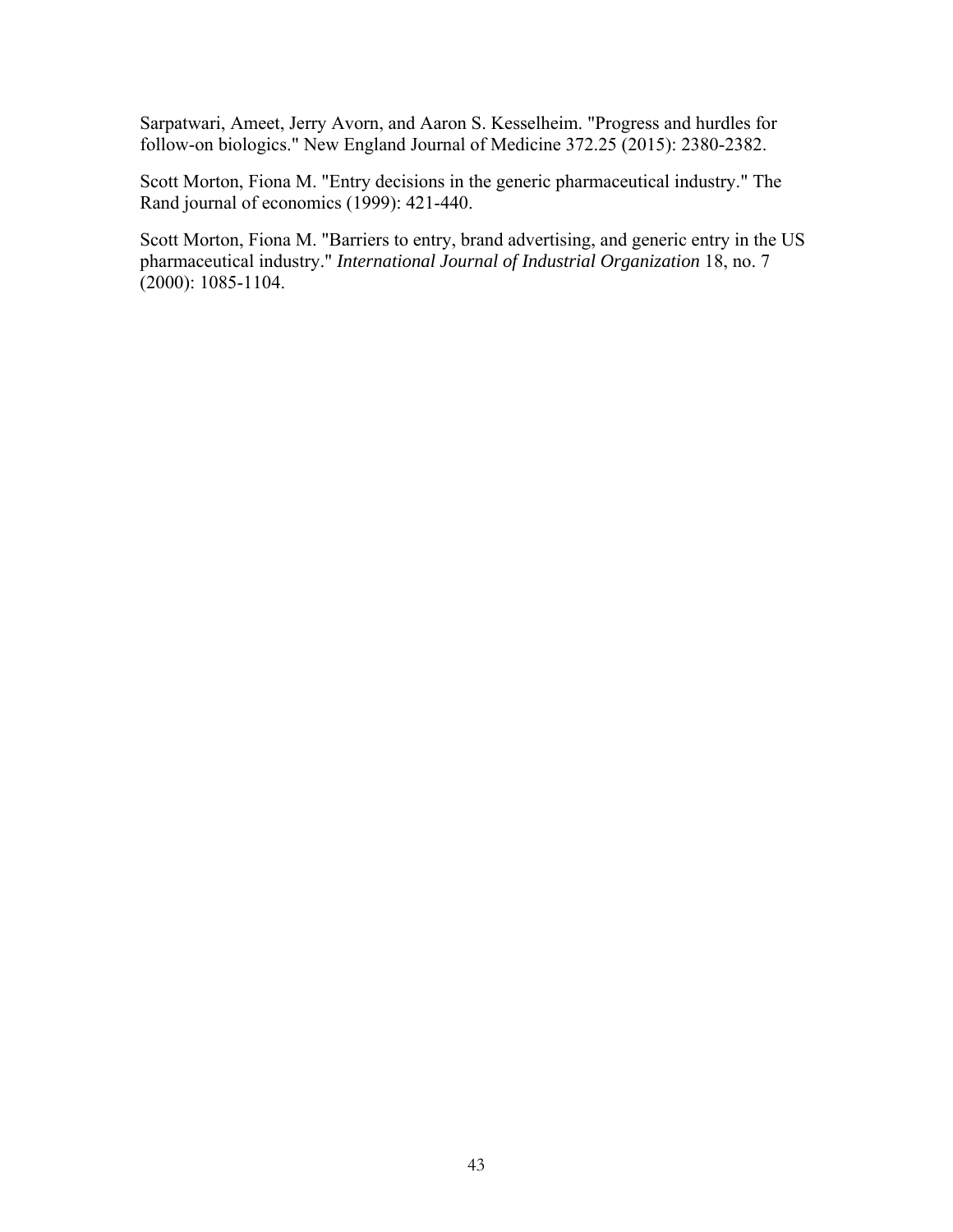Sarpatwari, Ameet, Jerry Avorn, and Aaron S. Kesselheim. "Progress and hurdles for follow-on biologics." New England Journal of Medicine 372.25 (2015): 2380-2382.

Scott Morton, Fiona M. "Entry decisions in the generic pharmaceutical industry." The Rand journal of economics (1999): 421-440.

Scott Morton, Fiona M. "Barriers to entry, brand advertising, and generic entry in the US pharmaceutical industry." *International Journal of Industrial Organization* 18, no. 7 (2000): 1085-1104.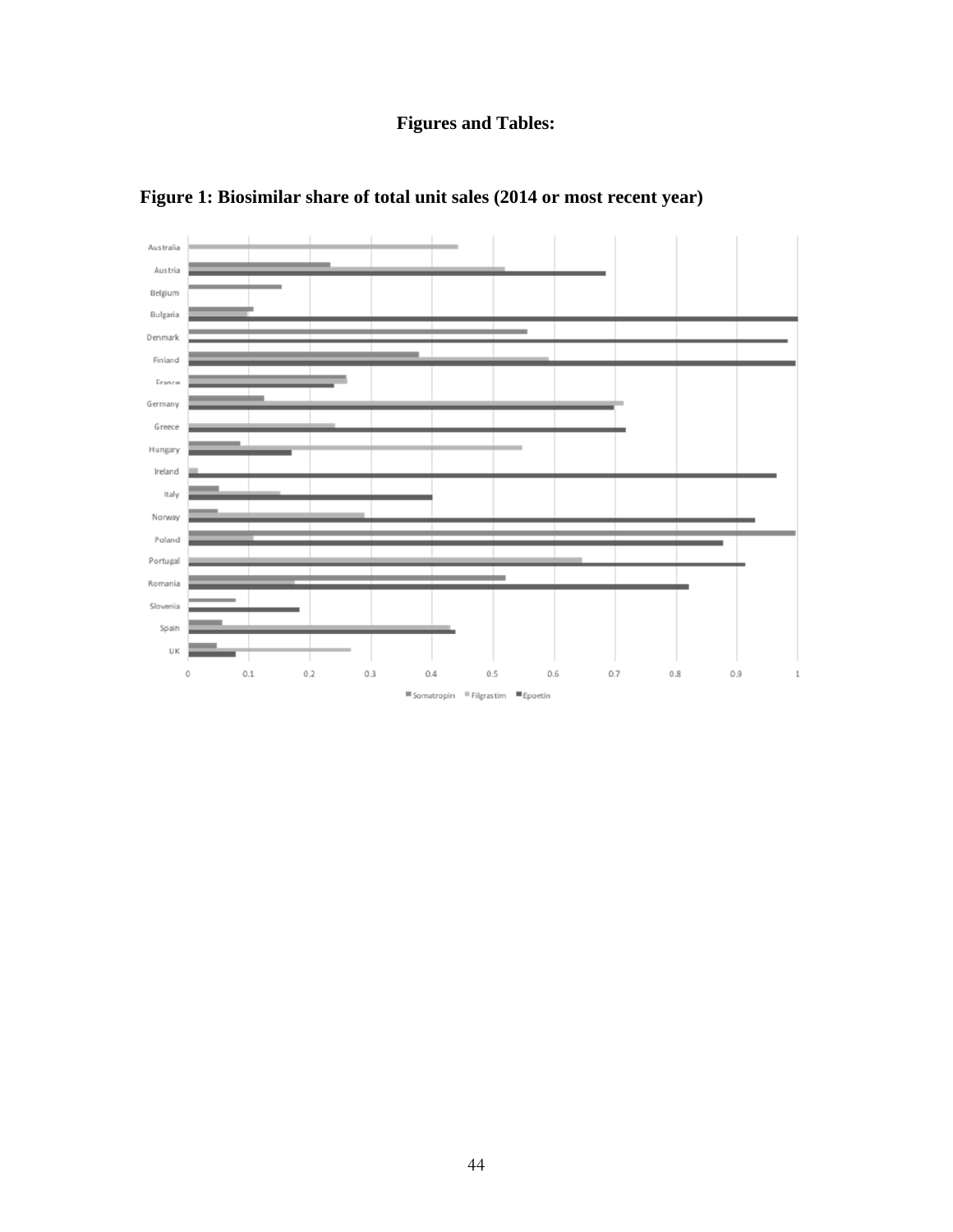**Figures and Tables:**

**Figure 1: Biosimilar share of total unit sales (2014 or most recent year)**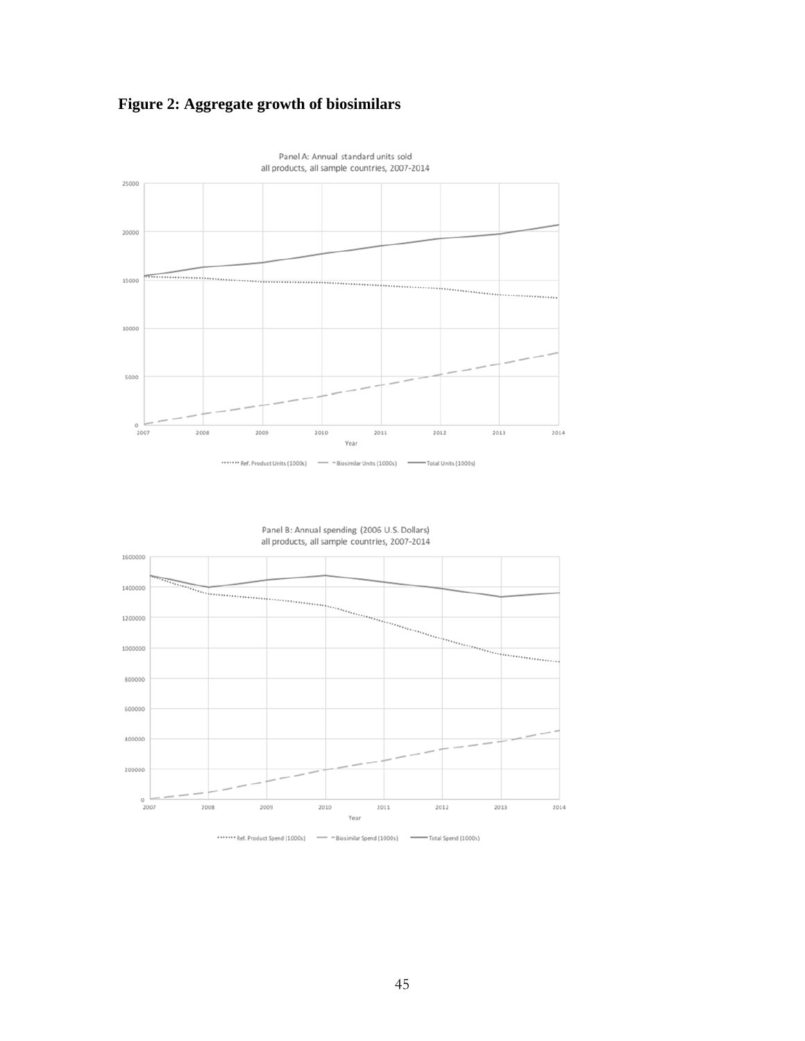**Figure 2: Aggregate growth of biosimilars**

Panel A: Annual standard units sold
all products, all sample countries, 2007-2014

Panel B: Annual spending (2006 U.S. Dollars)
all products, all sample countries, 2007-2014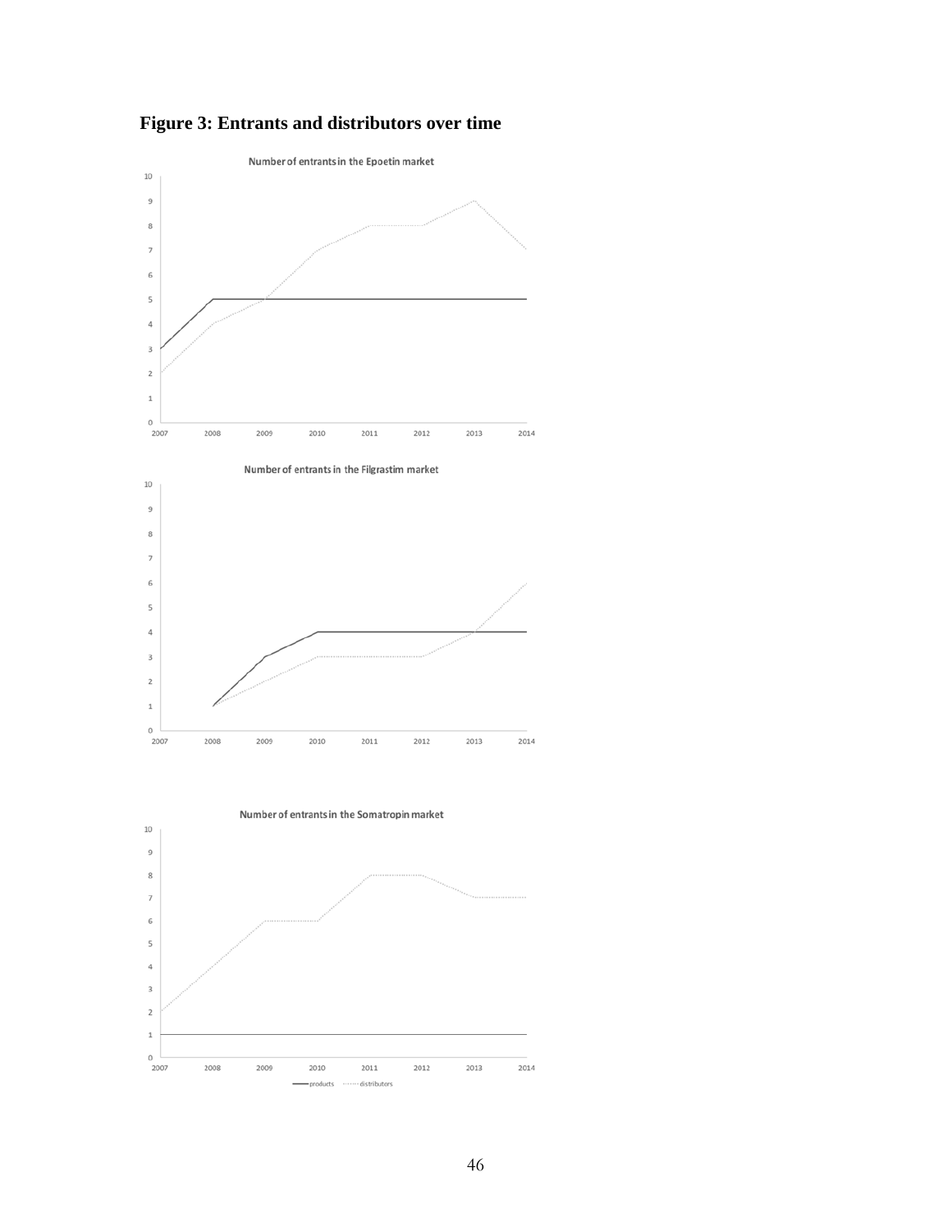**Figure 3: Entrants and distributors over time**

Number of entrants in the Epoetin market

Number of entrants in the Filgrastim market

Number of entrants in the Somatropin market

products ······ distributors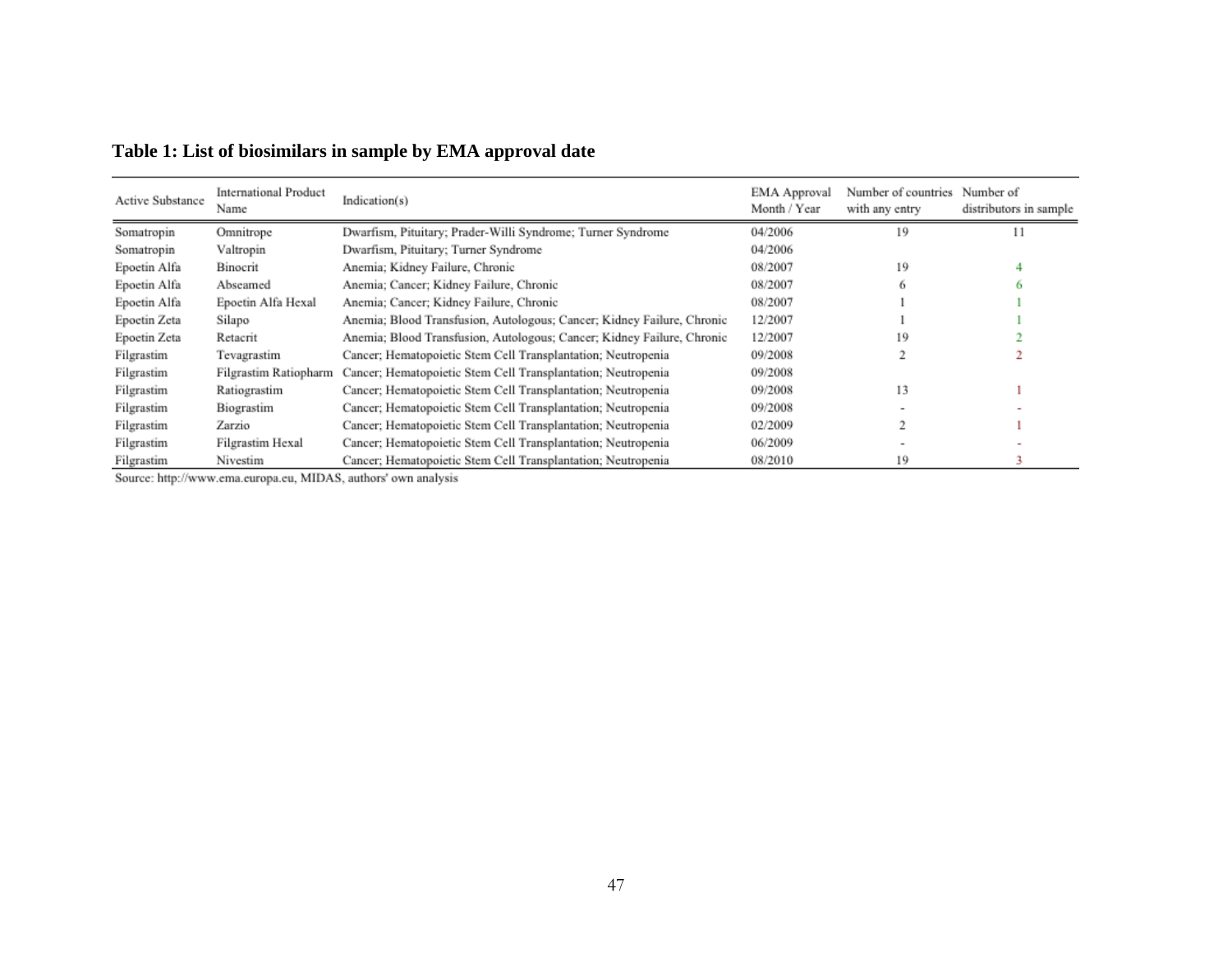**Table 1: List of biosimilars in sample by EMA approval date**

| Active Substance | International Product Name | Indication(s) | EMA Approval Month / Year | Number of countries with any entry | Number of distributors in sample |
|---|---|---|---|---|---|
| Somatropin | Omnitrope | Dwarfism, Pituitary; Prader-Willi Syndrome; Turner Syndrome | 04/2006 | 19 | 11 |
| Somatropin | Valtropin | Dwarfism, Pituitary; Turner Syndrome | 04/2006 | | |
| Epoetin Alfa | Binocrit | Anemia; Kidney Failure, Chronic | 08/2007 | 19 | 4 |
| Epoetin Alfa | Abseamed | Anemia; Cancer; Kidney Failure, Chronic | 08/2007 | 6 | 6 |
| Epoetin Alfa | Epoetin Alfa Hexal | Anemia; Cancer; Kidney Failure, Chronic | 08/2007 | 1 | 1 |
| Epoetin Zeta | Silapo | Anemia; Blood Transfusion, Autologous; Cancer; Kidney Failure, Chronic | 12/2007 | 1 | 1 |
| Epoetin Zeta | Retacrit | Anemia; Blood Transfusion, Autologous; Cancer; Kidney Failure, Chronic | 12/2007 | 19 | 2 |
| Filgrastim | Tevagrastim | Cancer; Hematopoietic Stem Cell Transplantation; Neutropenia | 09/2008 | 2 | 2 |
| Filgrastim | Filgrastim Ratiopharm | Cancer; Hematopoietic Stem Cell Transplantation; Neutropenia | 09/2008 | | |
| Filgrastim | Ratiograstim | Cancer; Hematopoietic Stem Cell Transplantation; Neutropenia | 09/2008 | 13 | 1 |
| Filgrastim | Biograstim | Cancer; Hematopoietic Stem Cell Transplantation; Neutropenia | 09/2008 | - | - |
| Filgrastim | Zarzio | Cancer; Hematopoietic Stem Cell Transplantation; Neutropenia | 02/2009 | 2 | 1 |
| Filgrastim | Filgrastim Hexal | Cancer; Hematopoietic Stem Cell Transplantation; Neutropenia | 06/2009 | - | - |
| Filgrastim | Nivestim | Cancer; Hematopoietic Stem Cell Transplantation; Neutropenia | 08/2010 | 19 | 3 |

Source: http://www.ema.europa.eu, MIDAS, authors' own analysis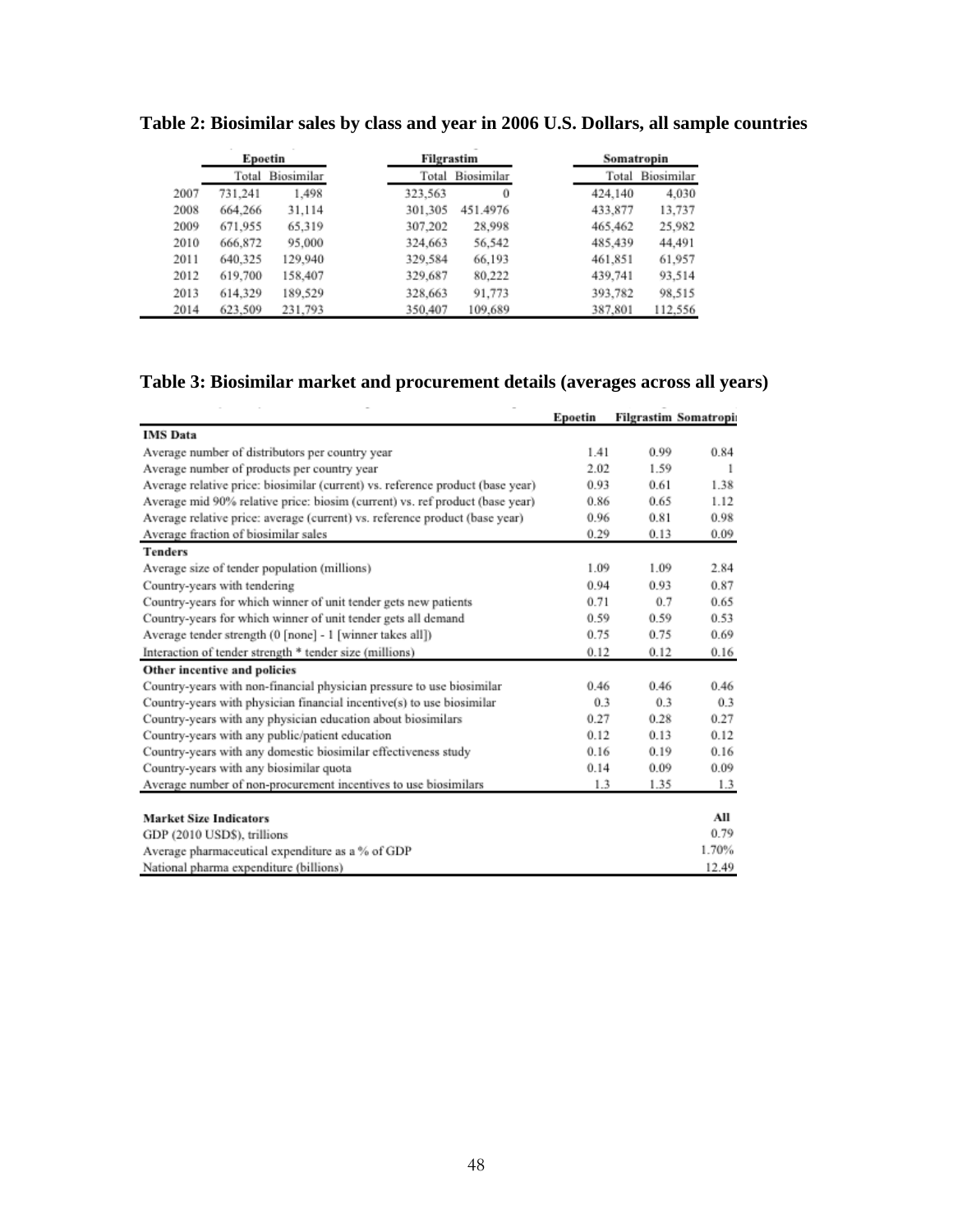**Table 2: Biosimilar sales by class and year in 2006 U.S. Dollars, all sample countries**

| | Epoetin | | Filgrastim | | Somatropin | |
|---|---|---|---|---|---|---|
| | Total | Biosimilar | Total | Biosimilar | Total | Biosimilar |
| 2007 | 731,241 | 1,498 | 323,563 | 0 | 424,140 | 4,030 |
| 2008 | 664,266 | 31,114 | 301,305 | 451.4976 | 433,877 | 13,737 |
| 2009 | 671,955 | 65,319 | 307,202 | 28,998 | 465,462 | 25,982 |
| 2010 | 666,872 | 95,000 | 324,663 | 56,542 | 485,439 | 44,491 |
| 2011 | 640,325 | 129,940 | 329,584 | 66,193 | 461,851 | 61,957 |
| 2012 | 619,700 | 158,407 | 329,687 | 80,222 | 439,741 | 93,514 |
| 2013 | 614,329 | 189,529 | 328,663 | 91,773 | 393,782 | 98,515 |
| 2014 | 623,509 | 231,793 | 350,407 | 109,689 | 387,801 | 112,556 |

**Table 3: Biosimilar market and procurement details (averages across all years)**

| | Epoetin | Filgrastim | Somatropin |
|---|---|---|---|
| **IMS Data** | | | |
| Average number of distributors per country year | 1.41 | 0.99 | 0.84 |
| Average number of products per country year | 2.02 | 1.59 | 1 |
| Average relative price: biosimilar (current) vs. reference product (base year) | 0.93 | 0.61 | 1.38 |
| Average mid 90% relative price: biosim (current) vs. ref product (base year) | 0.86 | 0.65 | 1.12 |
| Average relative price: average (current) vs. reference product (base year) | 0.96 | 0.81 | 0.98 |
| Average fraction of biosimilar sales | 0.29 | 0.13 | 0.09 |
| **Tenders** | | | |
| Average size of tender population (millions) | 1.09 | 1.09 | 2.84 |
| Country-years with tendering | 0.94 | 0.93 | 0.87 |
| Country-years for which winner of unit tender gets new patients | 0.71 | 0.7 | 0.65 |
| Country-years for which winner of unit tender gets all demand | 0.59 | 0.59 | 0.53 |
| Average tender strength (0 [none] - 1 [winner takes all]) | 0.75 | 0.75 | 0.69 |
| Interaction of tender strength * tender size (millions) | 0.12 | 0.12 | 0.16 |
| **Other incentive and policies** | | | |
| Country-years with non-financial physician pressure to use biosimilar | 0.46 | 0.46 | 0.46 |
| Country-years with physician financial incentive(s) to use biosimilar | 0.3 | 0.3 | 0.3 |
| Country-years with any physician education about biosimilars | 0.27 | 0.28 | 0.27 |
| Country-years with any public/patient education | 0.12 | 0.13 | 0.12 |
| Country-years with any domestic biosimilar effectiveness study | 0.16 | 0.19 | 0.16 |
| Country-years with any biosimilar quota | 0.14 | 0.09 | 0.09 |
| Average number of non-procurement incentives to use biosimilars | 1.3 | 1.35 | 1.3 |

| **Market Size Indicators** | **All** |
|---|---|
| GDP (2010 USD$), trillions | 0.79 |
| Average pharmaceutical expenditure as a % of GDP | 1.70% |
| National pharma expenditure (billions) | 12.49 |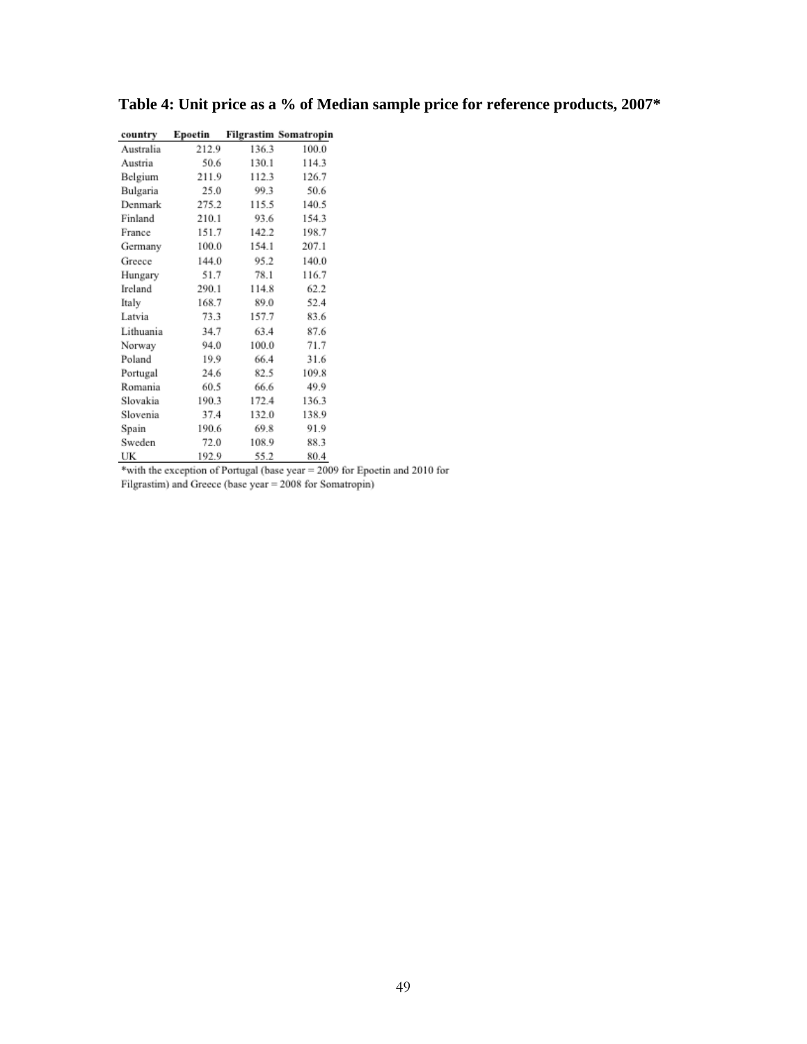**Table 4: Unit price as a % of Median sample price for reference products, 2007***

| country | Epoetin | Filgrastim | Somatropin |
|---|---|---|---|
| Australia | 212.9 | 136.3 | 100.0 |
| Austria | 50.6 | 130.1 | 114.3 |
| Belgium | 211.9 | 112.3 | 126.7 |
| Bulgaria | 25.0 | 99.3 | 50.6 |
| Denmark | 275.2 | 115.5 | 140.5 |
| Finland | 210.1 | 93.6 | 154.3 |
| France | 151.7 | 142.2 | 198.7 |
| Germany | 100.0 | 154.1 | 207.1 |
| Greece | 144.0 | 95.2 | 140.0 |
| Hungary | 51.7 | 78.1 | 116.7 |
| Ireland | 290.1 | 114.8 | 62.2 |
| Italy | 168.7 | 89.0 | 52.4 |
| Latvia | 73.3 | 157.7 | 83.6 |
| Lithuania | 34.7 | 63.4 | 87.6 |
| Norway | 94.0 | 100.0 | 71.7 |
| Poland | 19.9 | 66.4 | 31.6 |
| Portugal | 24.6 | 82.5 | 109.8 |
| Romania | 60.5 | 66.6 | 49.9 |
| Slovakia | 190.3 | 172.4 | 136.3 |
| Slovenia | 37.4 | 132.0 | 138.9 |
| Spain | 190.6 | 69.8 | 91.9 |
| Sweden | 72.0 | 108.9 | 88.3 |
| UK | 192.9 | 55.2 | 80.4 |

*with the exception of Portugal (base year = 2009 for Epoetin and 2010 for Filgrastim) and Greece (base year = 2008 for Somatropin)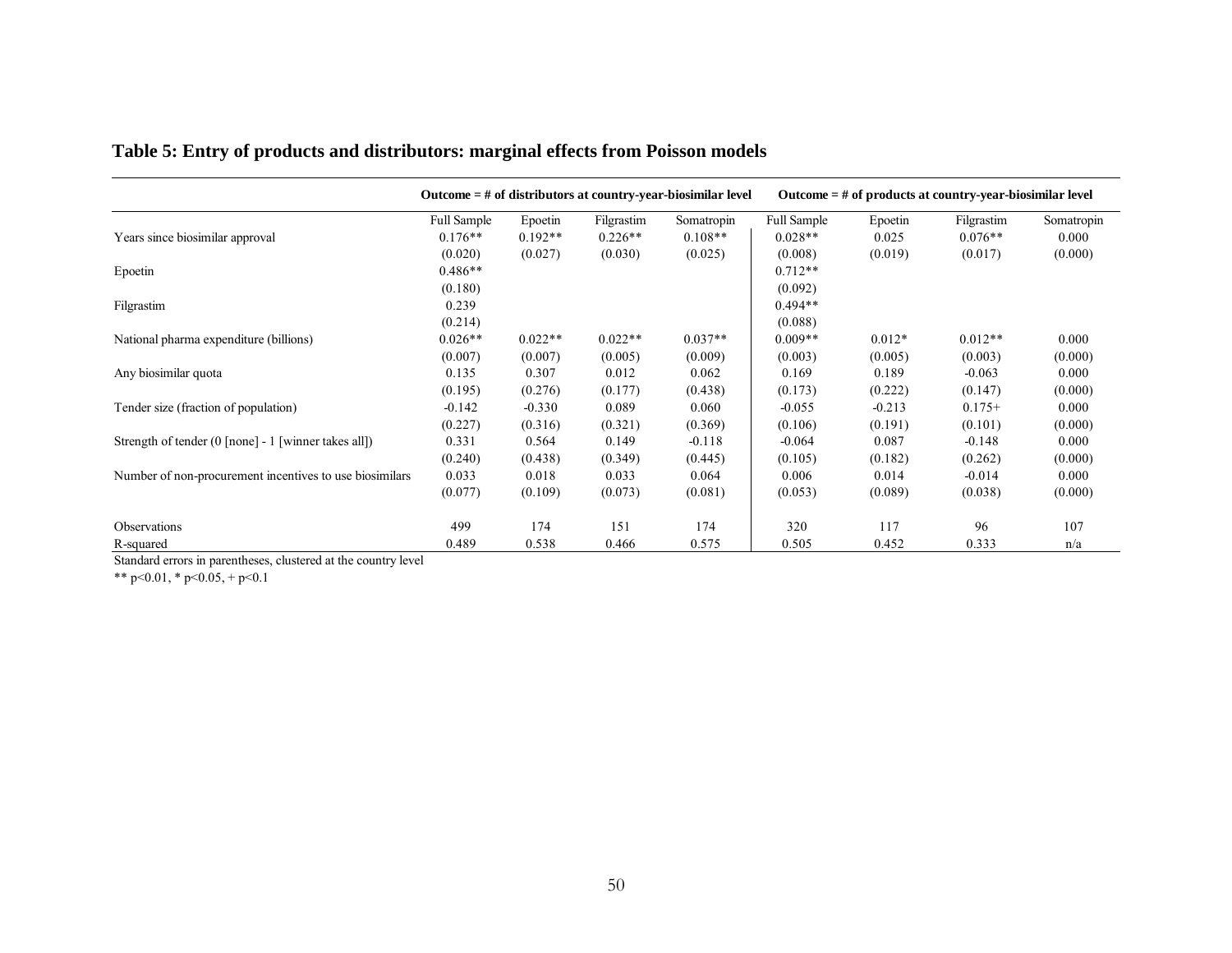## Table 5: Entry of products and distributors: marginal effects from Poisson models

| | Outcome = # of distributors at country-year-biosimilar level | | | | Outcome = # of products at country-year-biosimilar level | | | |
|---|---|---|---|---|---|---|---|---|
| | Full Sample | Epoetin | Filgrastim | Somatropin | Full Sample | Epoetin | Filgrastim | Somatropin |
| Years since biosimilar approval | 0.176** | 0.192** | 0.226** | 0.108** | 0.028** | 0.025 | 0.076** | 0.000 |
| | (0.020) | (0.027) | (0.030) | (0.025) | (0.008) | (0.019) | (0.017) | (0.000) |
| Epoetin | 0.486** | | | | 0.712** | | | |
| | (0.180) | | | | (0.092) | | | |
| Filgrastim | 0.239 | | | | 0.494** | | | |
| | (0.214) | | | | (0.088) | | | |
| National pharma expenditure (billions) | 0.026** | 0.022** | 0.022** | 0.037** | 0.009** | 0.012* | 0.012** | 0.000 |
| | (0.007) | (0.007) | (0.005) | (0.009) | (0.003) | (0.005) | (0.003) | (0.000) |
| Any biosimilar quota | 0.135 | 0.307 | 0.012 | 0.062 | 0.169 | 0.189 | -0.063 | 0.000 |
| | (0.195) | (0.276) | (0.177) | (0.438) | (0.173) | (0.222) | (0.147) | (0.000) |
| Tender size (fraction of population) | -0.142 | -0.330 | 0.089 | 0.060 | -0.055 | -0.213 | 0.175+ | 0.000 |
| | (0.227) | (0.316) | (0.321) | (0.369) | (0.106) | (0.191) | (0.101) | (0.000) |
| Strength of tender (0 [none] - 1 [winner takes all]) | 0.331 | 0.564 | 0.149 | -0.118 | -0.064 | 0.087 | -0.148 | 0.000 |
| | (0.240) | (0.438) | (0.349) | (0.445) | (0.105) | (0.182) | (0.262) | (0.000) |
| Number of non-procurement incentives to use biosimilars | 0.033 | 0.018 | 0.033 | 0.064 | 0.006 | 0.014 | -0.014 | 0.000 |
| | (0.077) | (0.109) | (0.073) | (0.081) | (0.053) | (0.089) | (0.038) | (0.000) |
| Observations | 499 | 174 | 151 | 174 | 320 | 117 | 96 | 107 |
| R-squared | 0.489 | 0.538 | 0.466 | 0.575 | 0.505 | 0.452 | 0.333 | n/a |

Standard errors in parentheses, clustered at the country level

** p<0.01, * p<0.05, + p<0.1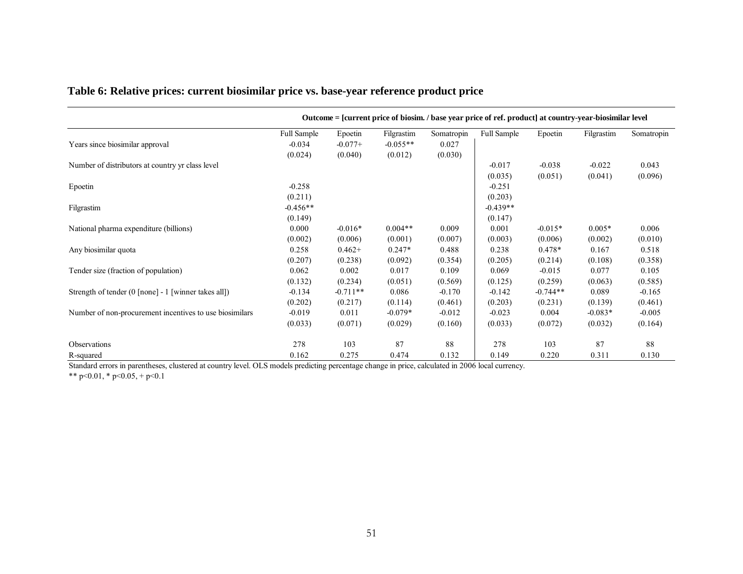## Table 6: Relative prices: current biosimilar price vs. base-year reference product price

| | Outcome = [current price of biosim. / base year price of ref. product] at country-year-biosimilar level | | | | | | | |
|---|---|---|---|---|---|---|---|---|
| | Full Sample | Epoetin | Filgrastim | Somatropin | Full Sample | Epoetin | Filgrastim | Somatropin |
| Years since biosimilar approval | -0.034 | -0.077+ | -0.055** | 0.027 | | | | |
| | (0.024) | (0.040) | (0.012) | (0.030) | | | | |
| Number of distributors at country yr class level | | | | | -0.017 | -0.038 | -0.022 | 0.043 |
| | | | | | (0.035) | (0.051) | (0.041) | (0.096) |
| Epoetin | -0.258 | | | | -0.251 | | | |
| | (0.211) | | | | (0.203) | | | |
| Filgrastim | -0.456** | | | | -0.439** | | | |
| | (0.149) | | | | (0.147) | | | |
| National pharma expenditure (billions) | 0.000 | -0.016* | 0.004** | 0.009 | 0.001 | -0.015* | 0.005* | 0.006 |
| | (0.002) | (0.006) | (0.001) | (0.007) | (0.003) | (0.006) | (0.002) | (0.010) |
| Any biosimilar quota | 0.258 | 0.462+ | 0.247* | 0.488 | 0.238 | 0.478* | 0.167 | 0.518 |
| | (0.207) | (0.238) | (0.092) | (0.354) | (0.205) | (0.214) | (0.108) | (0.358) |
| Tender size (fraction of population) | 0.062 | 0.002 | 0.017 | 0.109 | 0.069 | -0.015 | 0.077 | 0.105 |
| | (0.132) | (0.234) | (0.051) | (0.569) | (0.125) | (0.259) | (0.063) | (0.585) |
| Strength of tender (0 [none] - 1 [winner takes all]) | -0.134 | -0.711** | 0.086 | -0.170 | -0.142 | -0.744** | 0.089 | -0.165 |
| | (0.202) | (0.217) | (0.114) | (0.461) | (0.203) | (0.231) | (0.139) | (0.461) |
| Number of non-procurement incentives to use biosimilars | -0.019 | 0.011 | -0.079* | -0.012 | -0.023 | 0.004 | -0.083* | -0.005 |
| | (0.033) | (0.071) | (0.029) | (0.160) | (0.033) | (0.072) | (0.032) | (0.164) |
| Observations | 278 | 103 | 87 | 88 | 278 | 103 | 87 | 88 |
| R-squared | 0.162 | 0.275 | 0.474 | 0.132 | 0.149 | 0.220 | 0.311 | 0.130 |

Standard errors in parentheses, clustered at country level. OLS models predicting percentage change in price, calculated in 2006 local currency.

** p<0.01, * p<0.05, + p<0.1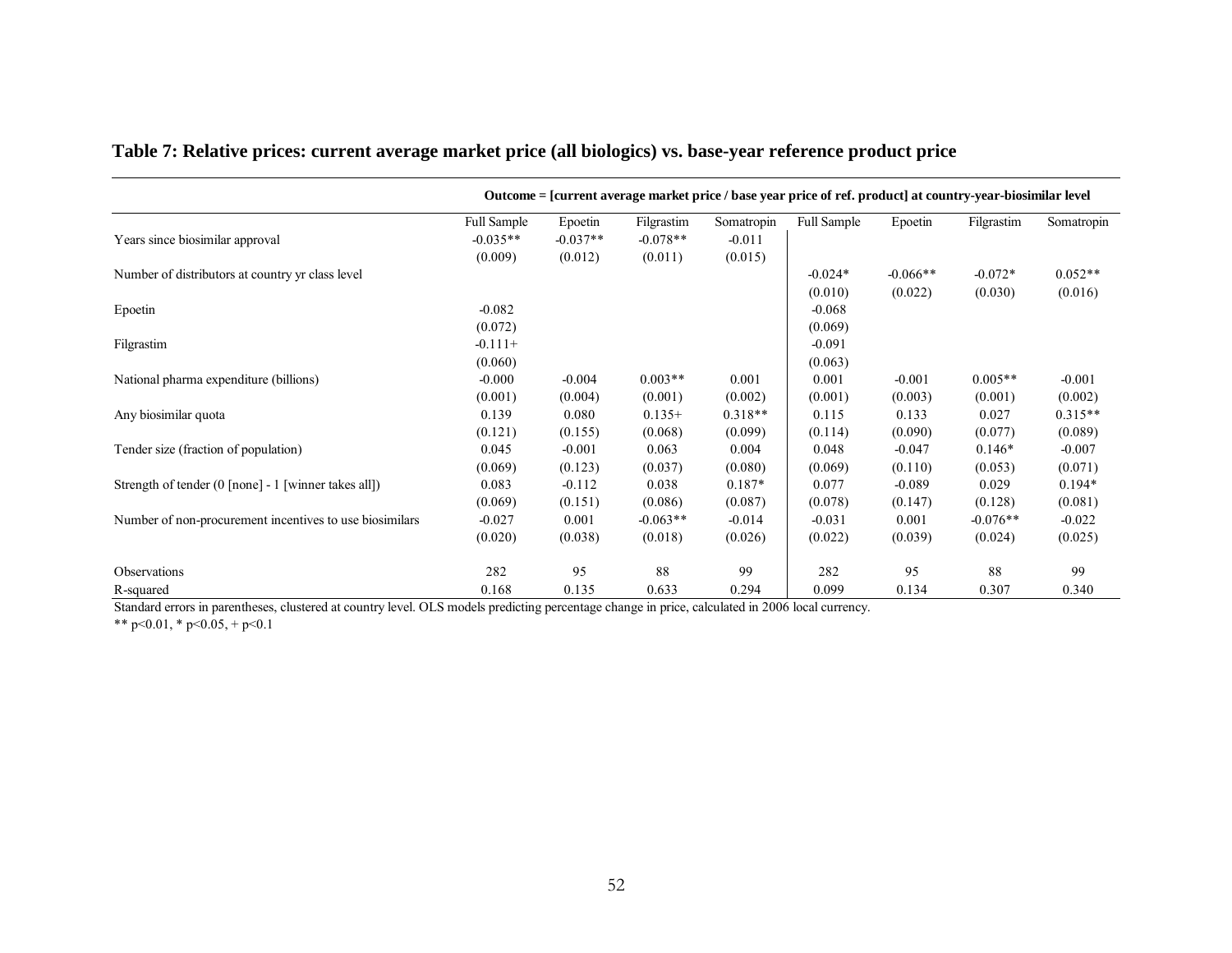## Table 7: Relative prices: current average market price (all biologics) vs. base-year reference product price

| | Outcome = [current average market price / base year price of ref. product] at country-year-biosimilar level | | | | | | | |
|---|---|---|---|---|---|---|---|---|
| | Full Sample | Epoetin | Filgrastim | Somatropin | Full Sample | Epoetin | Filgrastim | Somatropin |
| Years since biosimilar approval | -0.035** | -0.037** | -0.078** | -0.011 | | | | |
| | (0.009) | (0.012) | (0.011) | (0.015) | | | | |
| Number of distributors at country yr class level | | | | | -0.024* | -0.066** | -0.072* | 0.052** |
| | | | | | (0.010) | (0.022) | (0.030) | (0.016) |
| Epoetin | -0.082 | | | | -0.068 | | | |
| | (0.072) | | | | (0.069) | | | |
| Filgrastim | -0.111+ | | | | -0.091 | | | |
| | (0.060) | | | | (0.063) | | | |
| National pharma expenditure (billions) | -0.000 | -0.004 | 0.003** | 0.001 | 0.001 | -0.001 | 0.005** | -0.001 |
| | (0.001) | (0.004) | (0.001) | (0.002) | (0.001) | (0.003) | (0.001) | (0.002) |
| Any biosimilar quota | 0.139 | 0.080 | 0.135+ | 0.318** | 0.115 | 0.133 | 0.027 | 0.315** |
| | (0.121) | (0.155) | (0.068) | (0.099) | (0.114) | (0.090) | (0.077) | (0.089) |
| Tender size (fraction of population) | 0.045 | -0.001 | 0.063 | 0.004 | 0.048 | -0.047 | 0.146* | -0.007 |
| | (0.069) | (0.123) | (0.037) | (0.080) | (0.069) | (0.110) | (0.053) | (0.071) |
| Strength of tender (0 [none] - 1 [winner takes all]) | 0.083 | -0.112 | 0.038 | 0.187* | 0.077 | -0.089 | 0.029 | 0.194* |
| | (0.069) | (0.151) | (0.086) | (0.087) | (0.078) | (0.147) | (0.128) | (0.081) |
| Number of non-procurement incentives to use biosimilars | -0.027 | 0.001 | -0.063** | -0.014 | -0.031 | 0.001 | -0.076** | -0.022 |
| | (0.020) | (0.038) | (0.018) | (0.026) | (0.022) | (0.039) | (0.024) | (0.025) |
| Observations | 282 | 95 | 88 | 99 | 282 | 95 | 88 | 99 |
| R-squared | 0.168 | 0.135 | 0.633 | 0.294 | 0.099 | 0.134 | 0.307 | 0.340 |

Standard errors in parentheses, clustered at country level. OLS models predicting percentage change in price, calculated in 2006 local currency.

** p<0.01, * p<0.05, + p<0.1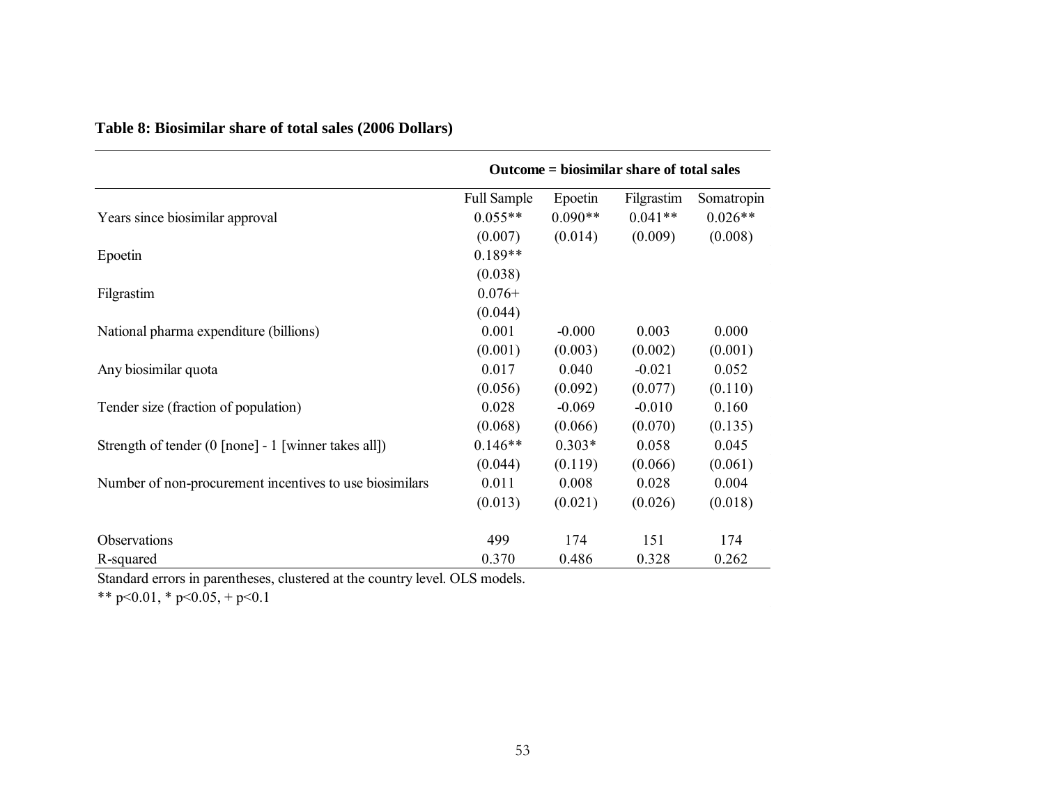**Table 8: Biosimilar share of total sales (2006 Dollars)**

| | Outcome = biosimilar share of total sales | | | |
|---|---|---|---|---|
| | Full Sample | Epoetin | Filgrastim | Somatropin |
| Years since biosimilar approval | 0.055** | 0.090** | 0.041** | 0.026** |
| | (0.007) | (0.014) | (0.009) | (0.008) |
| Epoetin | 0.189** | | | |
| | (0.038) | | | |
| Filgrastim | 0.076+ | | | |
| | (0.044) | | | |
| National pharma expenditure (billions) | 0.001 | -0.000 | 0.003 | 0.000 |
| | (0.001) | (0.003) | (0.002) | (0.001) |
| Any biosimilar quota | 0.017 | 0.040 | -0.021 | 0.052 |
| | (0.056) | (0.092) | (0.077) | (0.110) |
| Tender size (fraction of population) | 0.028 | -0.069 | -0.010 | 0.160 |
| | (0.068) | (0.066) | (0.070) | (0.135) |
| Strength of tender (0 [none] - 1 [winner takes all]) | 0.146** | 0.303* | 0.058 | 0.045 |
| | (0.044) | (0.119) | (0.066) | (0.061) |
| Number of non-procurement incentives to use biosimilars | 0.011 | 0.008 | 0.028 | 0.004 |
| | (0.013) | (0.021) | (0.026) | (0.018) |
| Observations | 499 | 174 | 151 | 174 |
| R-squared | 0.370 | 0.486 | 0.328 | 0.262 |

Standard errors in parentheses, clustered at the country level. OLS models.

** p<0.01, * p<0.05, + p<0.1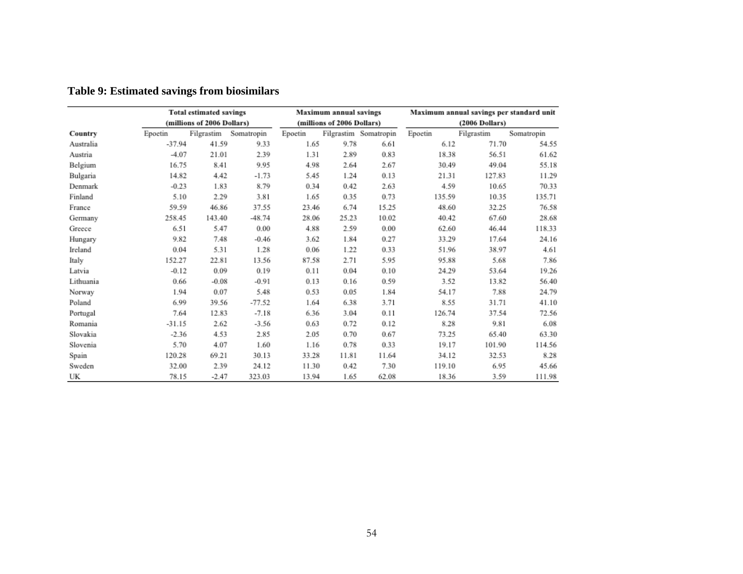**Table 9: Estimated savings from biosimilars**

| | Total estimated savings (millions of 2006 Dollars) | | | Maximum annual savings (millions of 2006 Dollars) | | | Maximum annual savings per standard unit (2006 Dollars) | | |
|---|---|---|---|---|---|---|---|---|---|
| Country | Epoetin | Filgrastim | Somatropin | Epoetin | Filgrastim | Somatropin | Epoetin | Filgrastim | Somatropin |
| Australia | -37.94 | 41.59 | 9.33 | 1.65 | 9.78 | 6.61 | 6.12 | 71.70 | 54.55 |
| Austria | -4.07 | 21.01 | 2.39 | 1.31 | 2.89 | 0.83 | 18.38 | 56.51 | 61.62 |
| Belgium | 16.75 | 8.41 | 9.95 | 4.98 | 2.64 | 2.67 | 30.49 | 49.04 | 55.18 |
| Bulgaria | 14.82 | 4.42 | -1.73 | 5.45 | 1.24 | 0.13 | 21.31 | 127.83 | 11.29 |
| Denmark | -0.23 | 1.83 | 8.79 | 0.34 | 0.42 | 2.63 | 4.59 | 10.65 | 70.33 |
| Finland | 5.10 | 2.29 | 3.81 | 1.65 | 0.35 | 0.73 | 135.59 | 10.35 | 135.71 |
| France | 59.59 | 46.86 | 37.55 | 23.46 | 6.74 | 15.25 | 48.60 | 32.25 | 76.58 |
| Germany | 258.45 | 143.40 | -48.74 | 28.06 | 25.23 | 10.02 | 40.42 | 67.60 | 28.68 |
| Greece | 6.51 | 5.47 | 0.00 | 4.88 | 2.59 | 0.00 | 62.60 | 46.44 | 118.33 |
| Hungary | 9.82 | 7.48 | -0.46 | 3.62 | 1.84 | 0.27 | 33.29 | 17.64 | 24.16 |
| Ireland | 0.04 | 5.31 | 1.28 | 0.06 | 1.22 | 0.33 | 51.96 | 38.97 | 4.61 |
| Italy | 152.27 | 22.81 | 13.56 | 87.58 | 2.71 | 5.95 | 95.88 | 5.68 | 7.86 |
| Latvia | -0.12 | 0.09 | 0.19 | 0.11 | 0.04 | 0.10 | 24.29 | 53.64 | 19.26 |
| Lithuania | 0.66 | -0.08 | -0.91 | 0.13 | 0.16 | 0.59 | 3.52 | 13.82 | 56.40 |
| Norway | 1.94 | 0.07 | 5.48 | 0.53 | 0.05 | 1.84 | 54.17 | 7.88 | 24.79 |
| Poland | 6.99 | 39.56 | -77.52 | 1.64 | 6.38 | 3.71 | 8.55 | 31.71 | 41.10 |
| Portugal | 7.64 | 12.83 | -7.18 | 6.36 | 3.04 | 0.11 | 126.74 | 37.54 | 72.56 |
| Romania | -31.15 | 2.62 | -3.56 | 0.63 | 0.72 | 0.12 | 8.28 | 9.81 | 6.08 |
| Slovakia | -2.36 | 4.53 | 2.85 | 2.05 | 0.70 | 0.67 | 73.25 | 65.40 | 63.30 |
| Slovenia | 5.70 | 4.07 | 1.60 | 1.16 | 0.78 | 0.33 | 19.17 | 101.90 | 114.56 |
| Spain | 120.28 | 69.21 | 30.13 | 33.28 | 11.81 | 11.64 | 34.12 | 32.53 | 8.28 |
| Sweden | 32.00 | 2.39 | 24.12 | 11.30 | 0.42 | 7.30 | 119.10 | 6.95 | 45.66 |
| UK | 78.15 | -2.47 | 323.03 | 13.94 | 1.65 | 62.08 | 18.36 | 3.59 | 111.98 |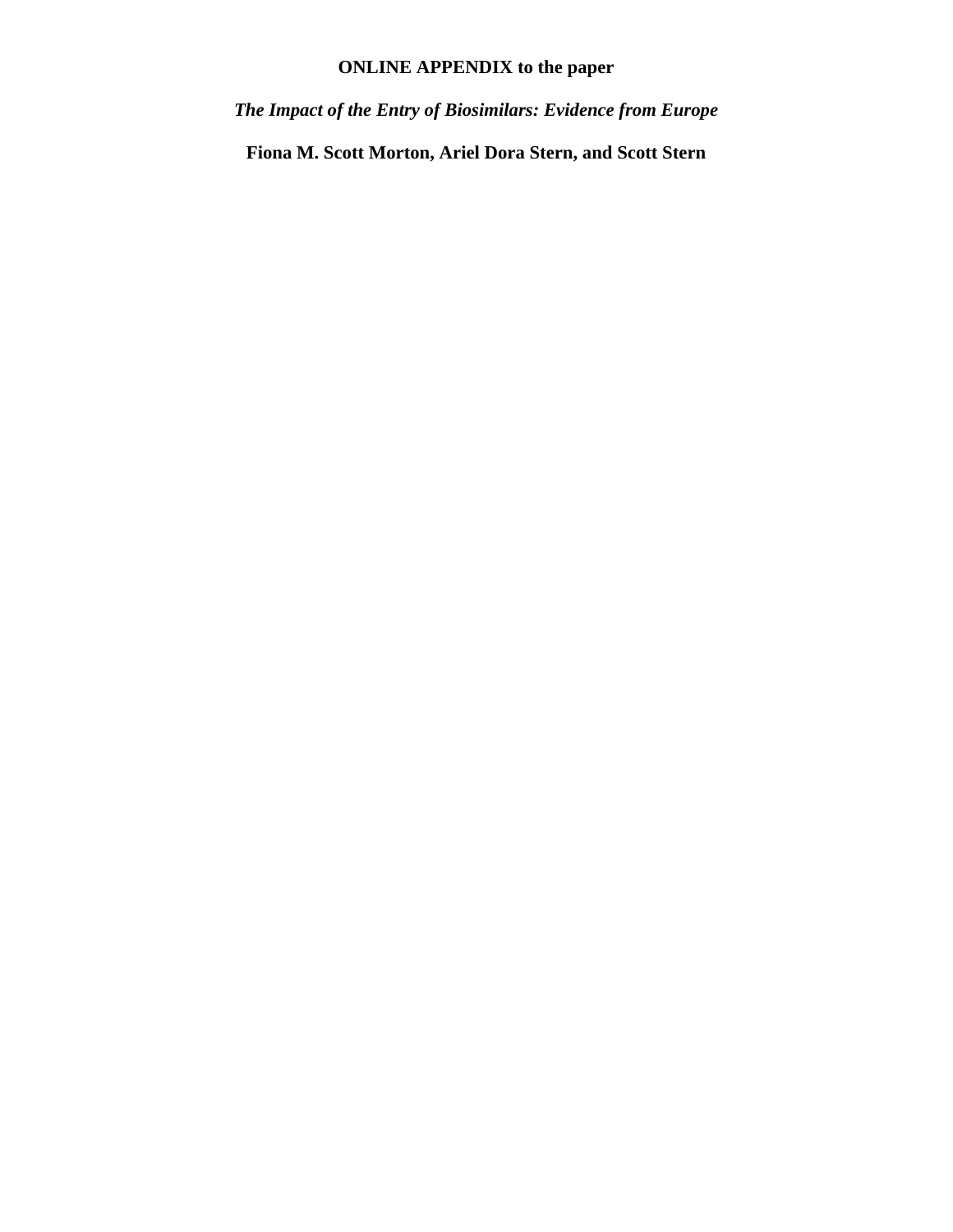**ONLINE APPENDIX to the paper**

***The Impact of the Entry of Biosimilars: Evidence from Europe***

**Fiona M. Scott Morton, Ariel Dora Stern, and Scott Stern**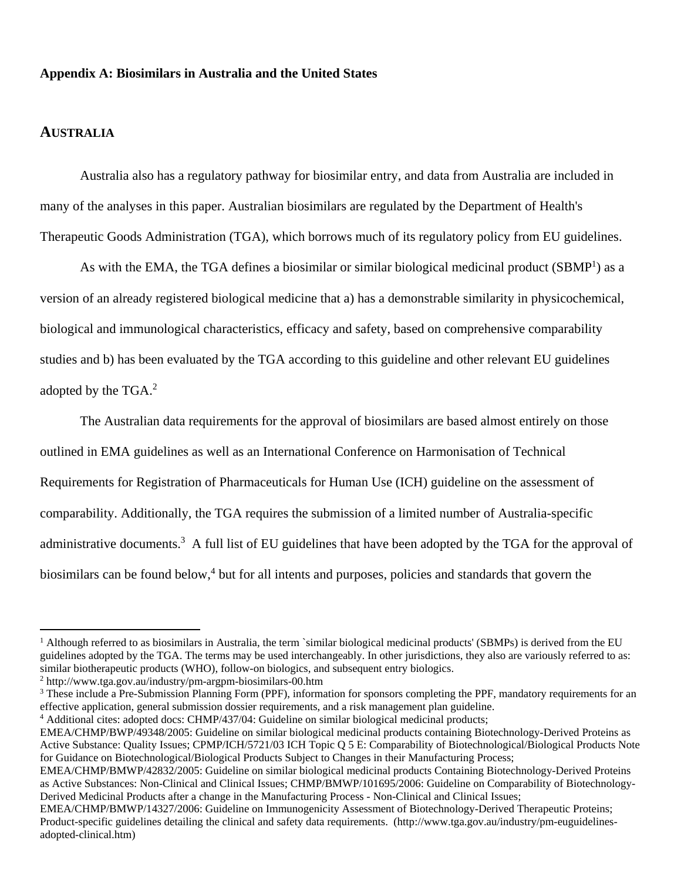**Appendix A: Biosimilars in Australia and the United States**

## AUSTRALIA

Australia also has a regulatory pathway for biosimilar entry, and data from Australia are included in many of the analyses in this paper. Australian biosimilars are regulated by the Department of Health's Therapeutic Goods Administration (TGA), which borrows much of its regulatory policy from EU guidelines.

As with the EMA, the TGA defines a biosimilar or similar biological medicinal product (SBMP[1]) as a version of an already registered biological medicine that a) has a demonstrable similarity in physicochemical, biological and immunological characteristics, efficacy and safety, based on comprehensive comparability studies and b) has been evaluated by the TGA according to this guideline and other relevant EU guidelines adopted by the TGA.[2]

The Australian data requirements for the approval of biosimilars are based almost entirely on those outlined in EMA guidelines as well as an International Conference on Harmonisation of Technical Requirements for Registration of Pharmaceuticals for Human Use (ICH) guideline on the assessment of comparability. Additionally, the TGA requires the submission of a limited number of Australia-specific administrative documents.[3] A full list of EU guidelines that have been adopted by the TGA for the approval of biosimilars can be found below,[4] but for all intents and purposes, policies and standards that govern the

---

[1] Although referred to as biosimilars in Australia, the term `similar biological medicinal products' (SBMPs) is derived from the EU guidelines adopted by the TGA. The terms may be used interchangeably. In other jurisdictions, they also are variously referred to as: similar biotherapeutic products (WHO), follow-on biologics, and subsequent entry biologics.

[2] http://www.tga.gov.au/industry/pm-argpm-biosimilars-00.htm

[3] These include a Pre-Submission Planning Form (PPF), information for sponsors completing the PPF, mandatory requirements for an effective application, general submission dossier requirements, and a risk management plan guideline.

[4] Additional cites: adopted docs: CHMP/437/04: Guideline on similar biological medicinal products; EMEA/CHMP/BWP/49348/2005: Guideline on similar biological medicinal products containing Biotechnology-Derived Proteins as Active Substance: Quality Issues; CPMP/ICH/5721/03 ICH Topic Q 5 E: Comparability of Biotechnological/Biological Products Note for Guidance on Biotechnological/Biological Products Subject to Changes in their Manufacturing Process; EMEA/CHMP/BMWP/42832/2005: Guideline on similar biological medicinal products Containing Biotechnology-Derived Proteins as Active Substances: Non-Clinical and Clinical Issues; CHMP/BMWP/101695/2006: Guideline on Comparability of Biotechnology-Derived Medicinal Products after a change in the Manufacturing Process - Non-Clinical and Clinical Issues; EMEA/CHMP/BMWP/14327/2006: Guideline on Immunogenicity Assessment of Biotechnology-Derived Therapeutic Proteins; Product-specific guidelines detailing the clinical and safety data requirements. (http://www.tga.gov.au/industry/pm-euguidelines-adopted-clinical.htm)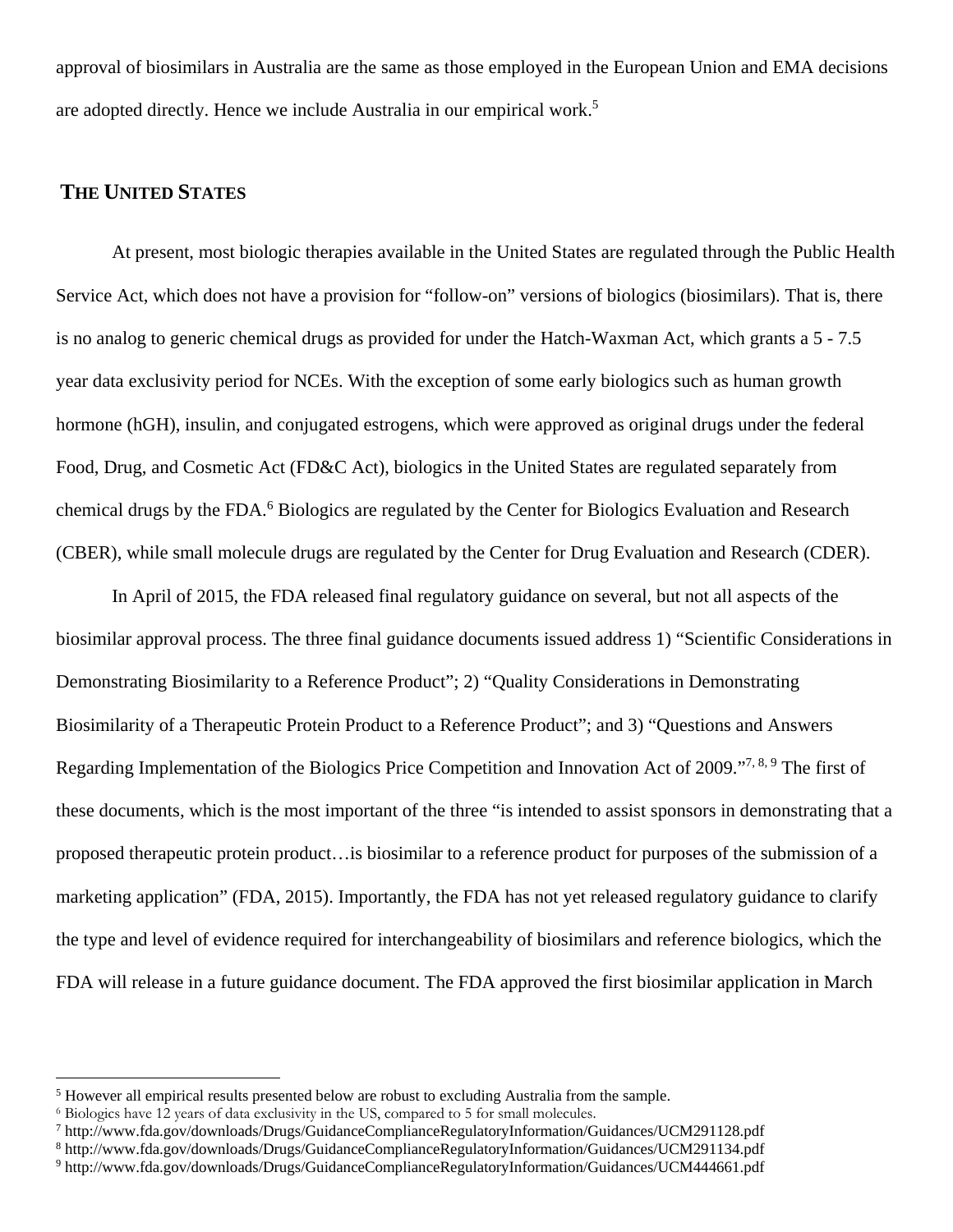approval of biosimilars in Australia are the same as those employed in the European Union and EMA decisions are adopted directly. Hence we include Australia in our empirical work.[5]

## THE UNITED STATES

At present, most biologic therapies available in the United States are regulated through the Public Health Service Act, which does not have a provision for "follow-on" versions of biologics (biosimilars). That is, there is no analog to generic chemical drugs as provided for under the Hatch-Waxman Act, which grants a 5 - 7.5 year data exclusivity period for NCEs. With the exception of some early biologics such as human growth hormone (hGH), insulin, and conjugated estrogens, which were approved as original drugs under the federal Food, Drug, and Cosmetic Act (FD&C Act), biologics in the United States are regulated separately from chemical drugs by the FDA.[6] Biologics are regulated by the Center for Biologics Evaluation and Research (CBER), while small molecule drugs are regulated by the Center for Drug Evaluation and Research (CDER).

In April of 2015, the FDA released final regulatory guidance on several, but not all aspects of the biosimilar approval process. The three final guidance documents issued address 1) "Scientific Considerations in Demonstrating Biosimilarity to a Reference Product"; 2) "Quality Considerations in Demonstrating Biosimilarity of a Therapeutic Protein Product to a Reference Product"; and 3) "Questions and Answers Regarding Implementation of the Biologics Price Competition and Innovation Act of 2009."[7, 8, 9] The first of these documents, which is the most important of the three "is intended to assist sponsors in demonstrating that a proposed therapeutic protein product…is biosimilar to a reference product for purposes of the submission of a marketing application" (FDA, 2015). Importantly, the FDA has not yet released regulatory guidance to clarify the type and level of evidence required for interchangeability of biosimilars and reference biologics, which the FDA will release in a future guidance document. The FDA approved the first biosimilar application in March

[5] However all empirical results presented below are robust to excluding Australia from the sample.
[6] Biologics have 12 years of data exclusivity in the US, compared to 5 for small molecules.
[7] http://www.fda.gov/downloads/Drugs/GuidanceComplianceRegulatoryInformation/Guidances/UCM291128.pdf
[8] http://www.fda.gov/downloads/Drugs/GuidanceComplianceRegulatoryInformation/Guidances/UCM291134.pdf
[9] http://www.fda.gov/downloads/Drugs/GuidanceComplianceRegulatoryInformation/Guidances/UCM444661.pdf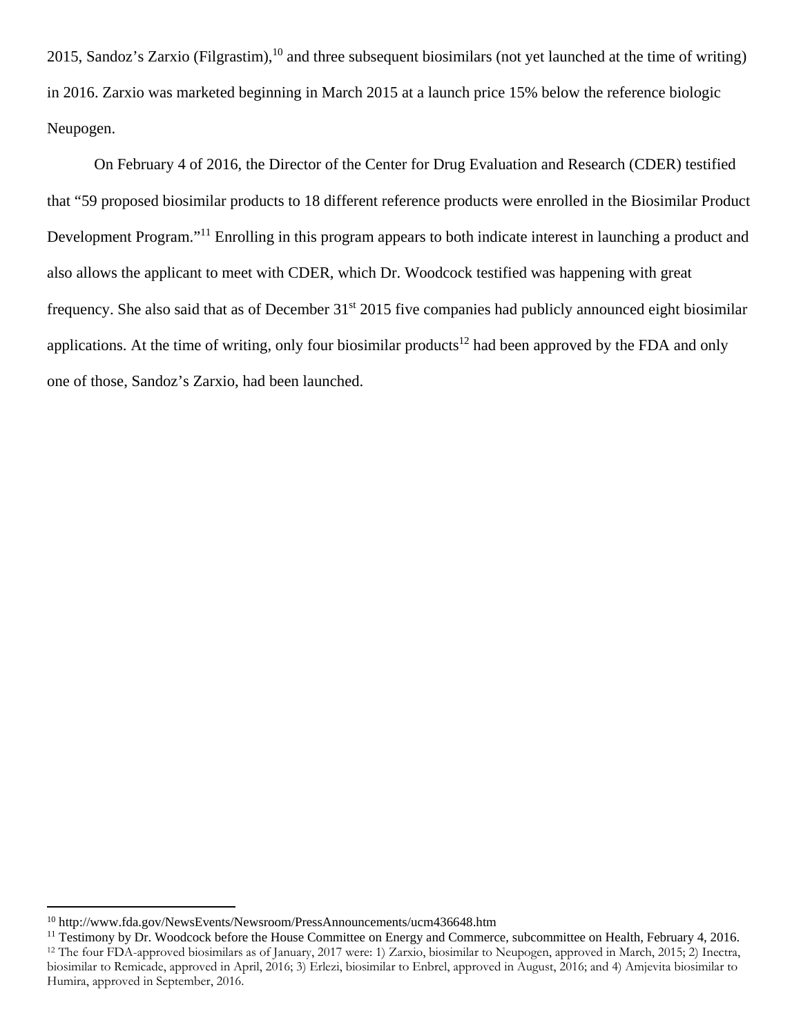2015, Sandoz's Zarxio (Filgrastim),[10] and three subsequent biosimilars (not yet launched at the time of writing) in 2016. Zarxio was marketed beginning in March 2015 at a launch price 15% below the reference biologic Neupogen.

On February 4 of 2016, the Director of the Center for Drug Evaluation and Research (CDER) testified that "59 proposed biosimilar products to 18 different reference products were enrolled in the Biosimilar Product Development Program."[11] Enrolling in this program appears to both indicate interest in launching a product and also allows the applicant to meet with CDER, which Dr. Woodcock testified was happening with great frequency. She also said that as of December 31st 2015 five companies had publicly announced eight biosimilar applications. At the time of writing, only four biosimilar products[12] had been approved by the FDA and only one of those, Sandoz's Zarxio, had been launched.

---

[10] http://www.fda.gov/NewsEvents/Newsroom/PressAnnouncements/ucm436648.htm

[11] Testimony by Dr. Woodcock before the House Committee on Energy and Commerce, subcommittee on Health, February 4, 2016.

[12] The four FDA-approved biosimilars as of January, 2017 were: 1) Zarxio, biosimilar to Neupogen, approved in March, 2015; 2) Inectra, biosimilar to Remicade, approved in April, 2016; 3) Erlezi, biosimilar to Enbrel, approved in August, 2016; and 4) Amjevita biosimilar to Humira, approved in September, 2016.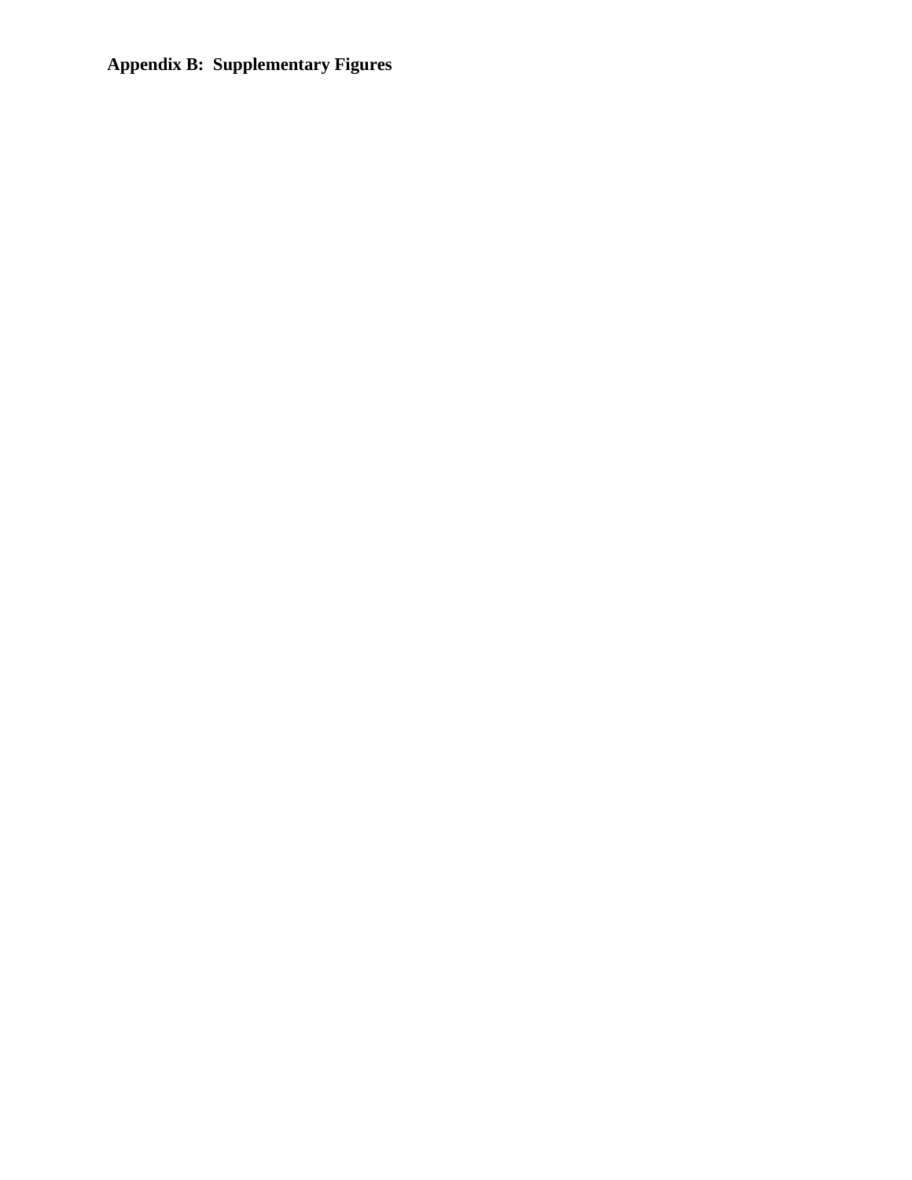## Appendix B: Supplementary Figures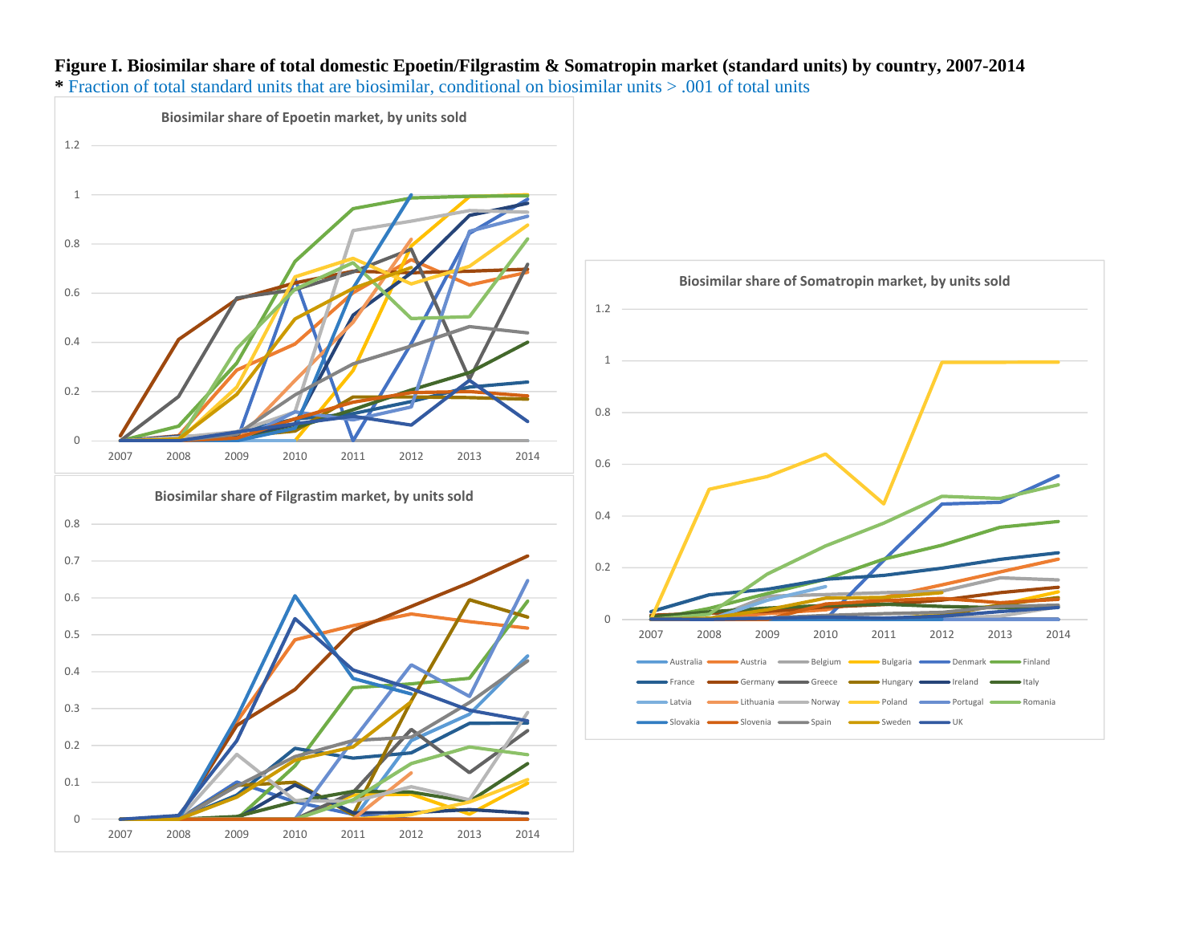**Figure I. Biosimilar share of total domestic Epoetin/Filgrastim & Somatropin market (standard units) by country, 2007-2014**

* Fraction of total standard units that are biosimilar, conditional on biosimilar units > .001 of total units

Biosimilar share of Epoetin market, by units sold

Biosimilar share of Filgrastim market, by units sold

Biosimilar share of Somatropin market, by units sold

Australia, Austria, Belgium, Bulgaria, Denmark, Finland, France, Germany, Greece, Hungary, Ireland, Italy, Latvia, Lithuania, Norway, Poland, Portugal, Romania, Slovakia, Slovenia, Spain, Sweden, UK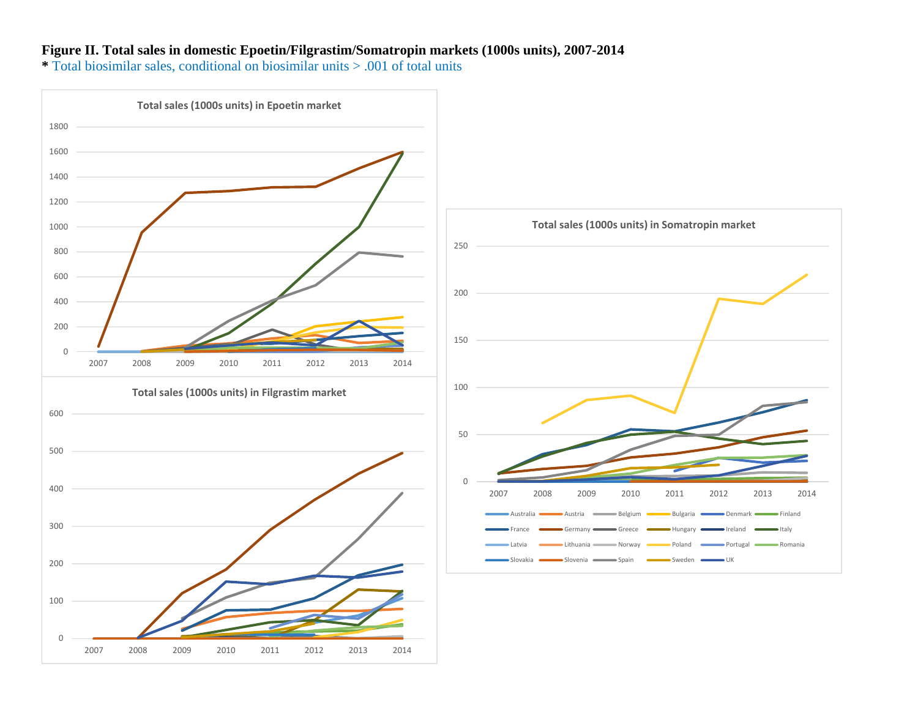**Figure II. Total sales in domestic Epoetin/Filgrastim/Somatropin markets (1000s units), 2007-2014**

**\*** Total biosimilar sales, conditional on biosimilar units > .001 of total units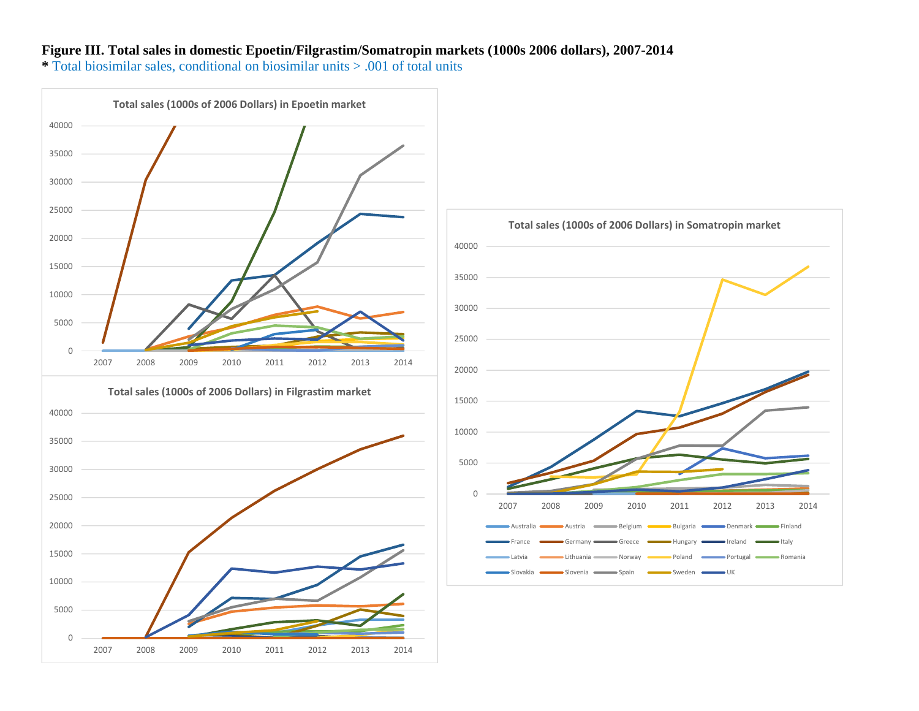**Figure III. Total sales in domestic Epoetin/Filgrastim/Somatropin markets (1000s 2006 dollars), 2007-2014**

\* Total biosimilar sales, conditional on biosimilar units > .001 of total units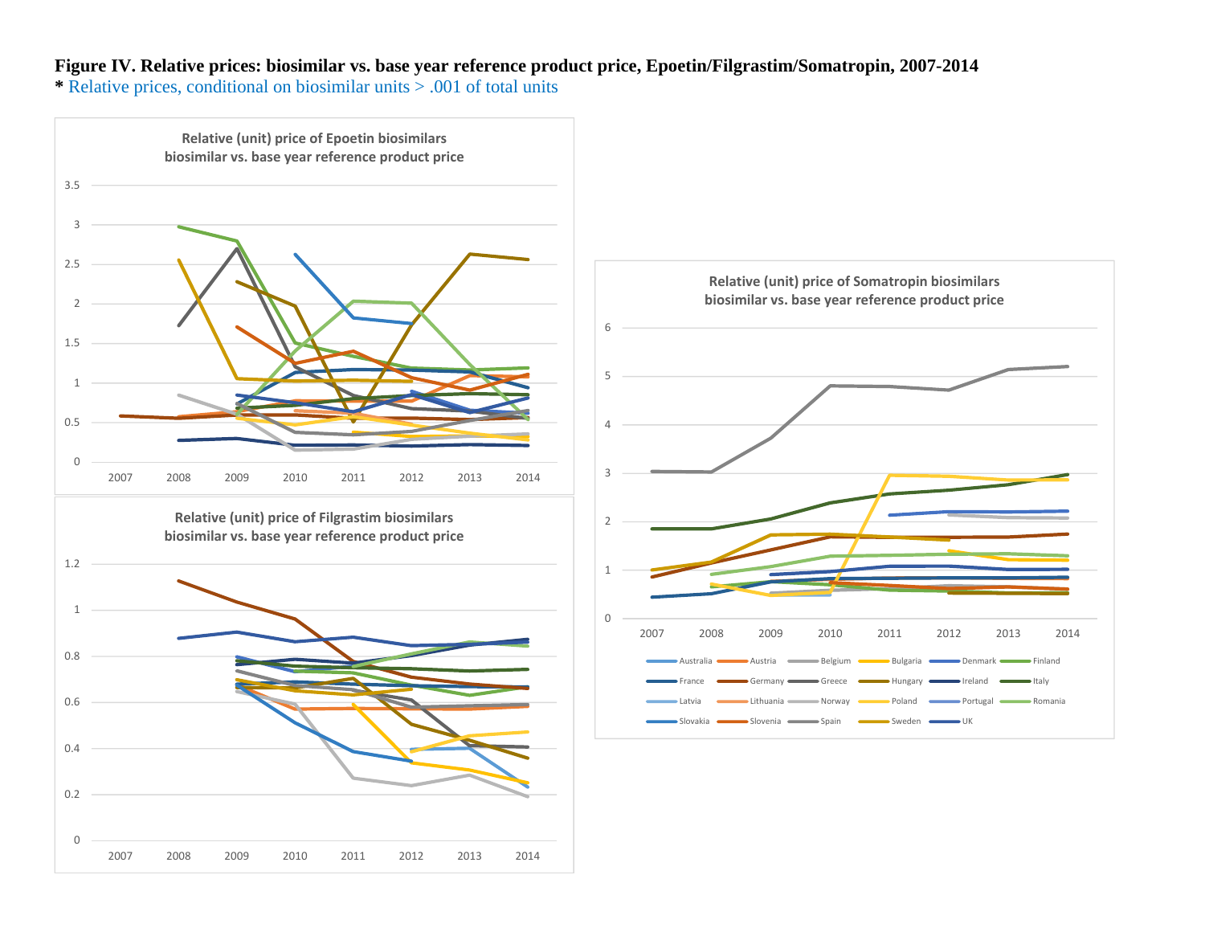**Figure IV. Relative prices: biosimilar vs. base year reference product price, Epoetin/Filgrastim/Somatropin, 2007-2014**

**\*** Relative prices, conditional on biosimilar units > .001 of total units

Relative (unit) price of Epoetin biosimilars
biosimilar vs. base year reference product price

Relative (unit) price of Filgrastim biosimilars
biosimilar vs. base year reference product price

Relative (unit) price of Somatropin biosimilars
biosimilar vs. base year reference product price

Australia, Austria, Belgium, Bulgaria, Denmark, Finland, France, Germany, Greece, Hungary, Ireland, Italy, Latvia, Lithuania, Norway, Poland, Portugal, Romania, Slovakia, Slovenia, Spain, Sweden, UK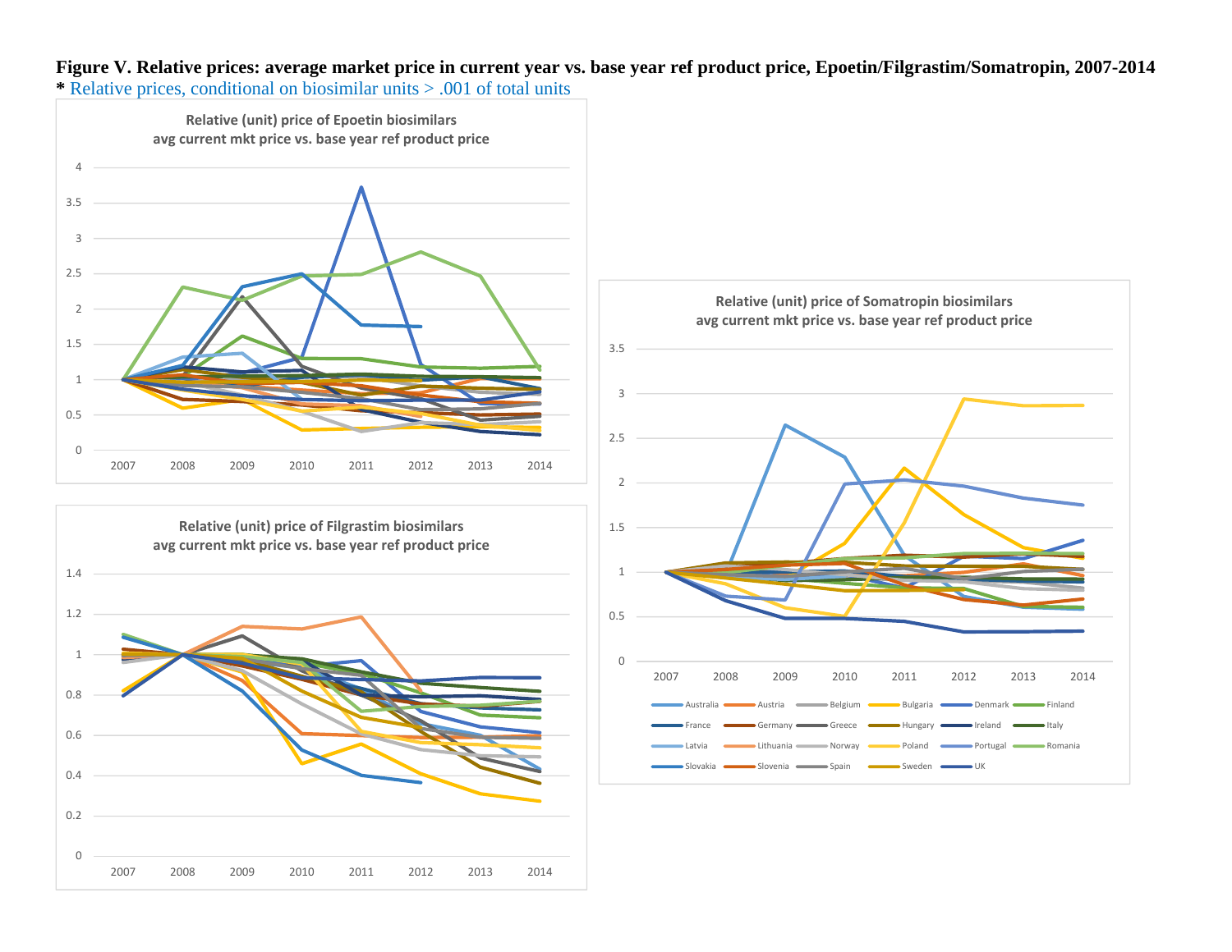**Figure V. Relative prices: average market price in current year vs. base year ref product price, Epoetin/Filgrastim/Somatropin, 2007-2014**

\* Relative prices, conditional on biosimilar units > .001 of total units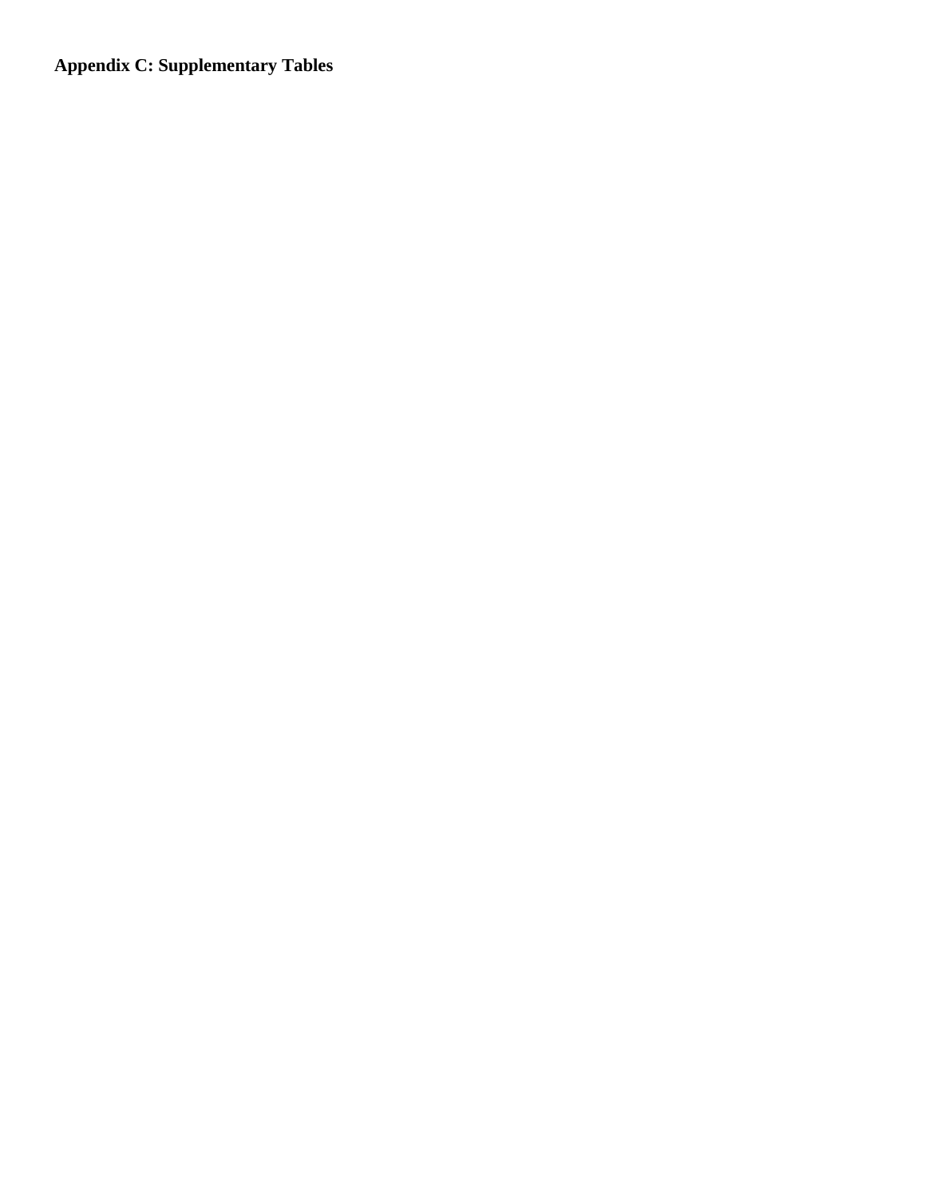**Appendix C: Supplementary Tables**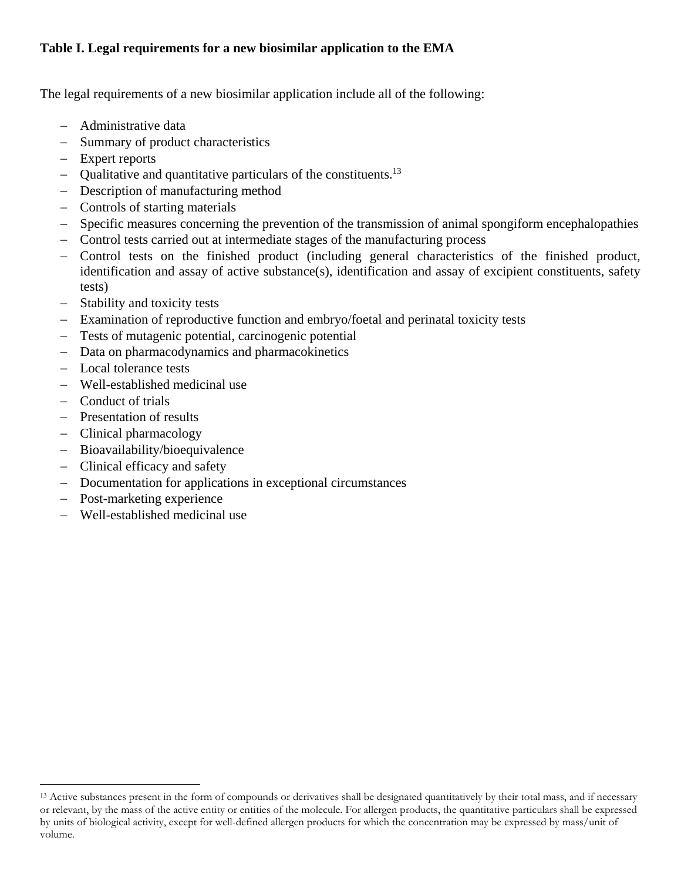**Table I. Legal requirements for a new biosimilar application to the EMA**

The legal requirements of a new biosimilar application include all of the following:

- Administrative data
- Summary of product characteristics
- Expert reports
- Qualitative and quantitative particulars of the constituents.[13]
- Description of manufacturing method
- Controls of starting materials
- Specific measures concerning the prevention of the transmission of animal spongiform encephalopathies
- Control tests carried out at intermediate stages of the manufacturing process
- Control tests on the finished product (including general characteristics of the finished product, identification and assay of active substance(s), identification and assay of excipient constituents, safety tests)
- Stability and toxicity tests
- Examination of reproductive function and embryo/foetal and perinatal toxicity tests
- Tests of mutagenic potential, carcinogenic potential
- Data on pharmacodynamics and pharmacokinetics
- Local tolerance tests
- Well-established medicinal use
- Conduct of trials
- Presentation of results
- Clinical pharmacology
- Bioavailability/bioequivalence
- Clinical efficacy and safety
- Documentation for applications in exceptional circumstances
- Post-marketing experience
- Well-established medicinal use

[13] Active substances present in the form of compounds or derivatives shall be designated quantitatively by their total mass, and if necessary or relevant, by the mass of the active entity or entities of the molecule. For allergen products, the quantitative particulars shall be expressed by units of biological activity, except for well-defined allergen products for which the concentration may be expressed by mass/unit of volume.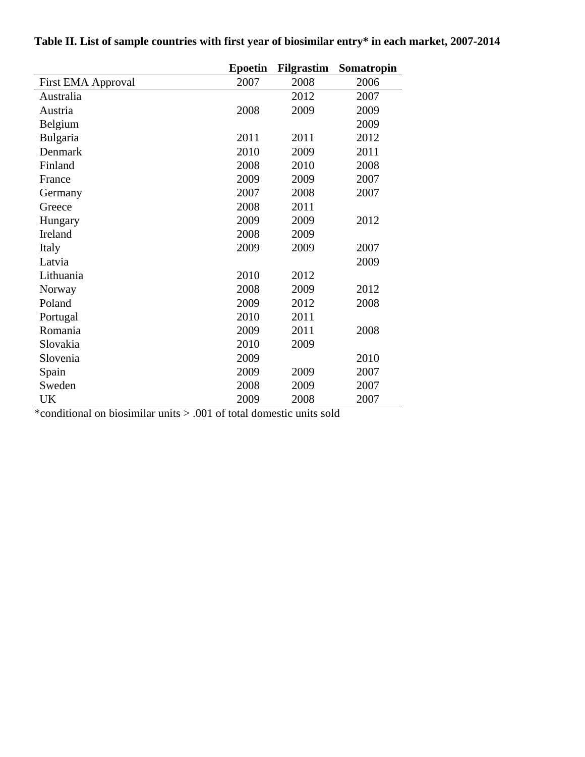**Table II. List of sample countries with first year of biosimilar entry* in each market, 2007-2014**

| | Epoetin | Filgrastim | Somatropin |
|---|---|---|---|
| First EMA Approval | 2007 | 2008 | 2006 |
| Australia | | 2012 | 2007 |
| Austria | 2008 | 2009 | 2009 |
| Belgium | | | 2009 |
| Bulgaria | 2011 | 2011 | 2012 |
| Denmark | 2010 | 2009 | 2011 |
| Finland | 2008 | 2010 | 2008 |
| France | 2009 | 2009 | 2007 |
| Germany | 2007 | 2008 | 2007 |
| Greece | 2008 | 2011 | |
| Hungary | 2009 | 2009 | 2012 |
| Ireland | 2008 | 2009 | |
| Italy | 2009 | 2009 | 2007 |
| Latvia | | | 2009 |
| Lithuania | 2010 | 2012 | |
| Norway | 2008 | 2009 | 2012 |
| Poland | 2009 | 2012 | 2008 |
| Portugal | 2010 | 2011 | |
| Romania | 2009 | 2011 | 2008 |
| Slovakia | 2010 | 2009 | |
| Slovenia | 2009 | | 2010 |
| Spain | 2009 | 2009 | 2007 |
| Sweden | 2008 | 2009 | 2007 |
| UK | 2009 | 2008 | 2007 |

*conditional on biosimilar units > .001 of total domestic units sold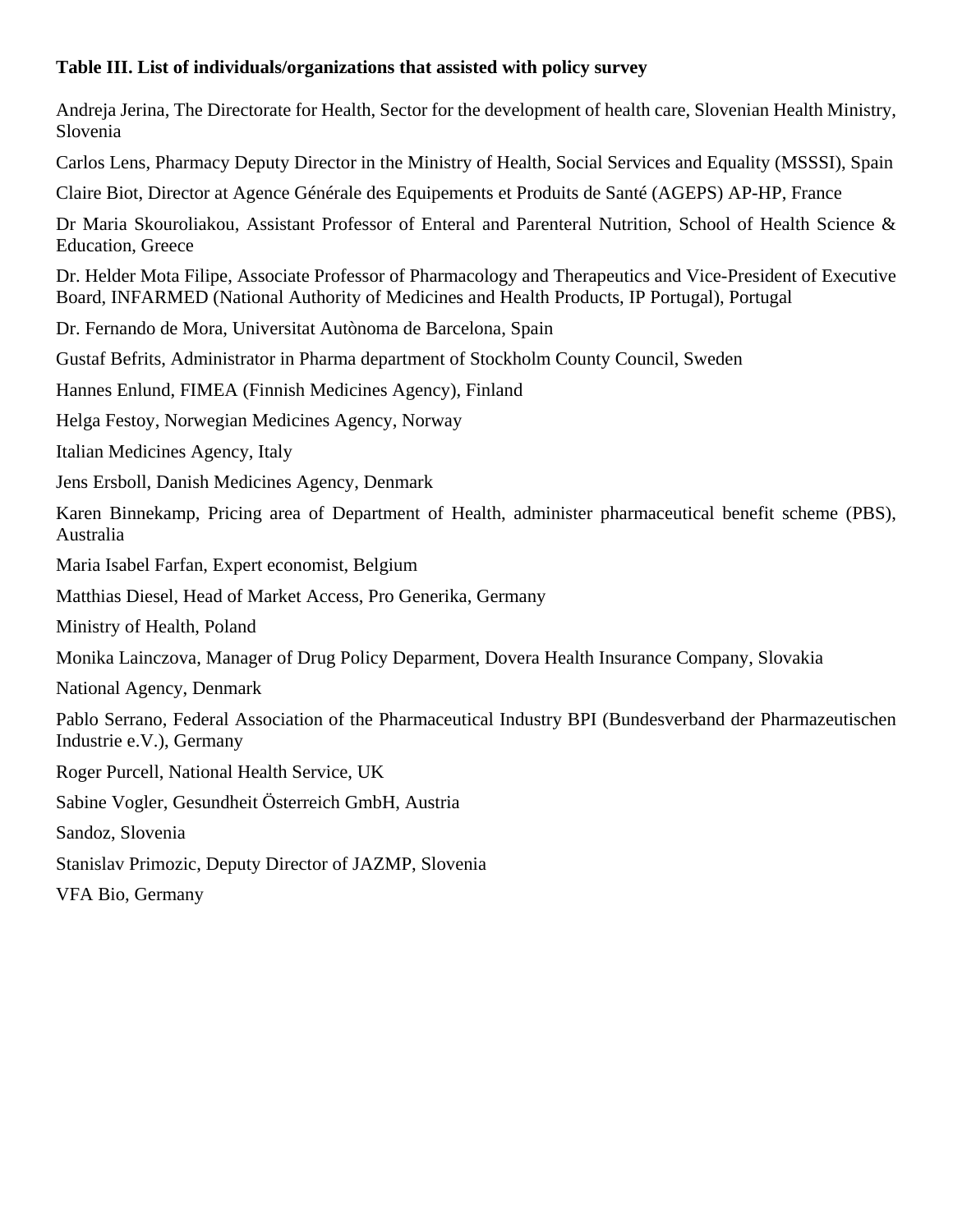**Table III. List of individuals/organizations that assisted with policy survey**

Andreja Jerina, The Directorate for Health, Sector for the development of health care, Slovenian Health Ministry, Slovenia

Carlos Lens, Pharmacy Deputy Director in the Ministry of Health, Social Services and Equality (MSSSI), Spain

Claire Biot, Director at Agence Générale des Equipements et Produits de Santé (AGEPS) AP-HP, France

Dr Maria Skouroliakou, Assistant Professor of Enteral and Parenteral Nutrition, School of Health Science & Education, Greece

Dr. Helder Mota Filipe, Associate Professor of Pharmacology and Therapeutics and Vice-President of Executive Board, INFARMED (National Authority of Medicines and Health Products, IP Portugal), Portugal

Dr. Fernando de Mora, Universitat Autònoma de Barcelona, Spain

Gustaf Befrits, Administrator in Pharma department of Stockholm County Council, Sweden

Hannes Enlund, FIMEA (Finnish Medicines Agency), Finland

Helga Festoy, Norwegian Medicines Agency, Norway

Italian Medicines Agency, Italy

Jens Ersboll, Danish Medicines Agency, Denmark

Karen Binnekamp, Pricing area of Department of Health, administer pharmaceutical benefit scheme (PBS), Australia

Maria Isabel Farfan, Expert economist, Belgium

Matthias Diesel, Head of Market Access, Pro Generika, Germany

Ministry of Health, Poland

Monika Lainczova, Manager of Drug Policy Deparment, Dovera Health Insurance Company, Slovakia

National Agency, Denmark

Pablo Serrano, Federal Association of the Pharmaceutical Industry BPI (Bundesverband der Pharmazeutischen Industrie e.V.), Germany

Roger Purcell, National Health Service, UK

Sabine Vogler, Gesundheit Österreich GmbH, Austria

Sandoz, Slovenia

Stanislav Primozic, Deputy Director of JAZMP, Slovenia

VFA Bio, Germany